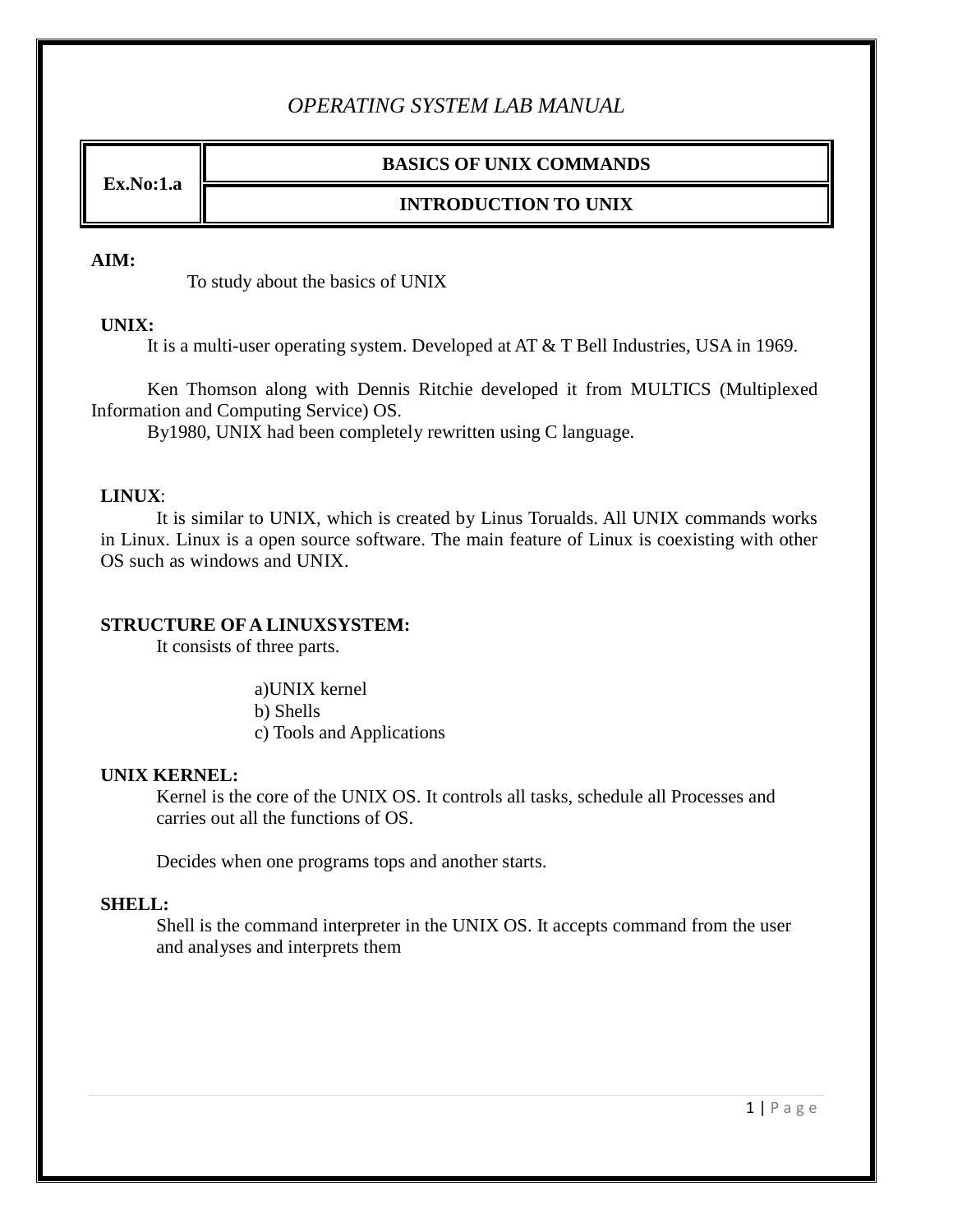*OPERATING SYSTEM LAB MANUAL*

| Ex.No:1.a | BASICS OF UNIX COMMANDS |
|---|---|
| | INTRODUCTION TO UNIX |

**AIM:**

To study about the basics of UNIX

**UNIX:**

It is a multi-user operating system. Developed at AT & T Bell Industries, USA in 1969.

Ken Thomson along with Dennis Ritchie developed it from MULTICS (Multiplexed Information and Computing Service) OS.

By1980, UNIX had been completely rewritten using C language.

**LINUX**:

It is similar to UNIX, which is created by Linus Torualds. All UNIX commands works in Linux. Linux is a open source software. The main feature of Linux is coexisting with other OS such as windows and UNIX.

**STRUCTURE OF A LINUXSYSTEM:**

It consists of three parts.

a)UNIX kernel
b) Shells
c) Tools and Applications

**UNIX KERNEL:**

Kernel is the core of the UNIX OS. It controls all tasks, schedule all Processes and carries out all the functions of OS.

Decides when one programs tops and another starts.

**SHELL:**

Shell is the command interpreter in the UNIX OS. It accepts command from the user and analyses and interprets them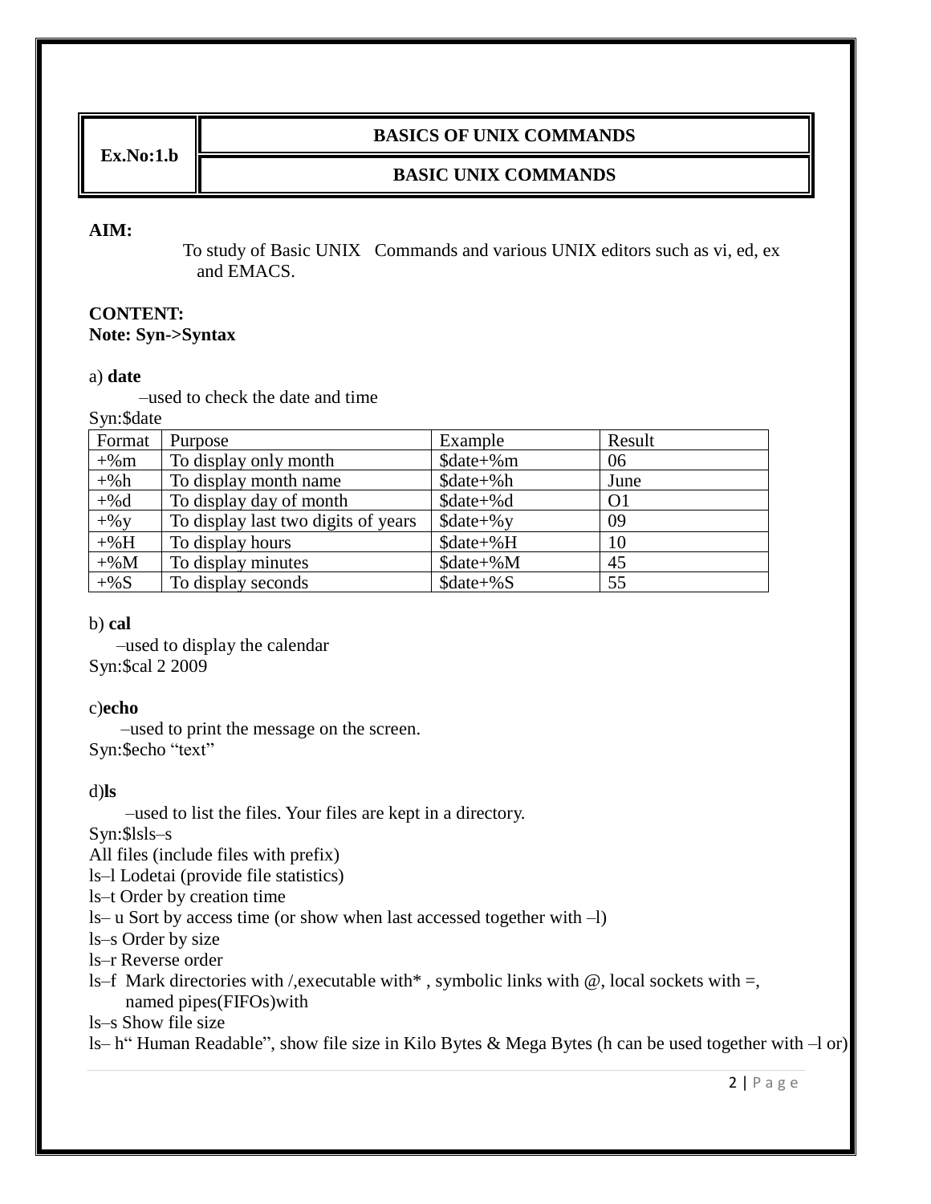| Ex.No:1.b | BASICS OF UNIX COMMANDS |
|---|---|
| | BASIC UNIX COMMANDS |

**AIM:**

To study of Basic UNIX Commands and various UNIX editors such as vi, ed, ex and EMACS.

**CONTENT:**
**Note: Syn->Syntax**

a) **date**

–used to check the date and time

Syn:$date

| Format | Purpose | Example | Result |
|---|---|---|---|
| +%m | To display only month | $date+%m | 06 |
| +%h | To display month name | $date+%h | June |
| +%d | To display day of month | $date+%d | O1 |
| +%y | To display last two digits of years | $date+%y | 09 |
| +%H | To display hours | $date+%H | 10 |
| +%M | To display minutes | $date+%M | 45 |
| +%S | To display seconds | $date+%S | 55 |

b) **cal**

–used to display the calendar

Syn:$cal 2 2009

c)**echo**

–used to print the message on the screen.

Syn:$echo "text"

d)**ls**

–used to list the files. Your files are kept in a directory.

Syn:$lsls–s

All files (include files with prefix)

ls–l Lodetai (provide file statistics)

ls–t Order by creation time

ls– u Sort by access time (or show when last accessed together with –l)

ls–s Order by size

ls–r Reverse order

ls–f Mark directories with /,executable with* , symbolic links with @, local sockets with =, named pipes(FIFOs)with

ls–s Show file size

ls– h" Human Readable", show file size in Kilo Bytes & Mega Bytes (h can be used together with –l or)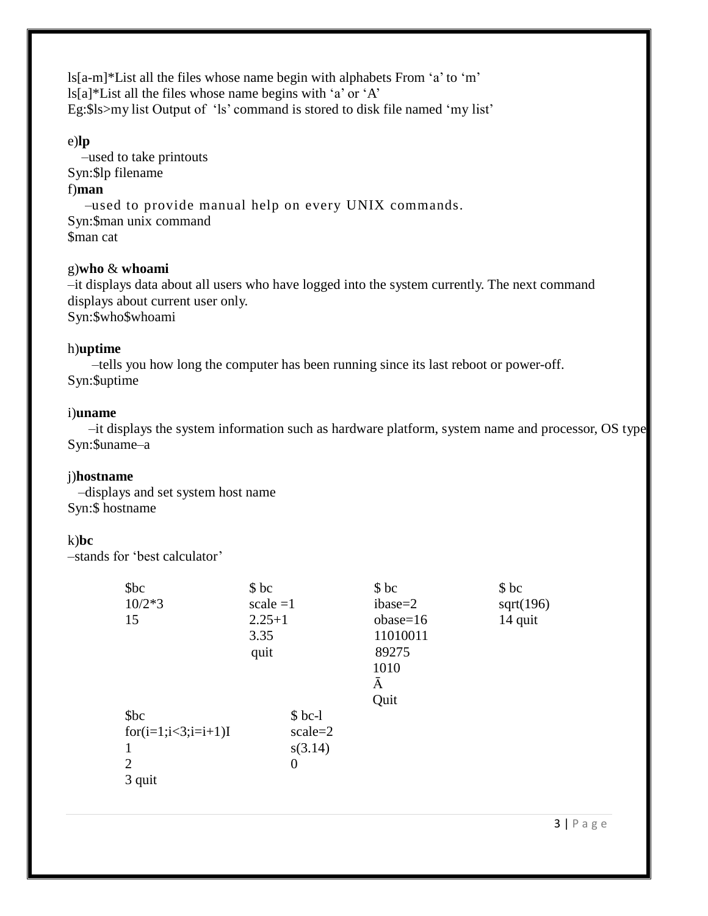ls[a-m]*List all the files whose name begin with alphabets From 'a' to 'm'
ls[a]*List all the files whose name begins with 'a' or 'A'
Eg:$ls>my list Output of 'ls' command is stored to disk file named 'my list'

e)**lp**
–used to take printouts
Syn:$lp filename

f)**man**
–used to provide manual help on every UNIX commands.
Syn:$man unix command
$man cat

g)**who** & **whoami**
–it displays data about all users who have logged into the system currently. The next command displays about current user only.
Syn:$who$whoami

h)**uptime**
–tells you how long the computer has been running since its last reboot or power-off.
Syn:$uptime

i)**uname**
–it displays the system information such as hardware platform, system name and processor, OS type
Syn:$uname–a

j)**hostname**
–displays and set system host name
Syn:$ hostname

k)**bc**
–stands for 'best calculator'

```
$bc
10/2*3
15
```

```
$ bc
scale =1
2.25+1
3.35
quit
```

```
$ bc
ibase=2
obase=16
11010011
89275
1010
Ā
Quit
```

```
$ bc
sqrt(196)
14 quit
```

```
$bc
for(i=1;i<3;i=i+1)I
1
2
3 quit
```

```
$ bc-l
scale=2
s(3.14)
0
```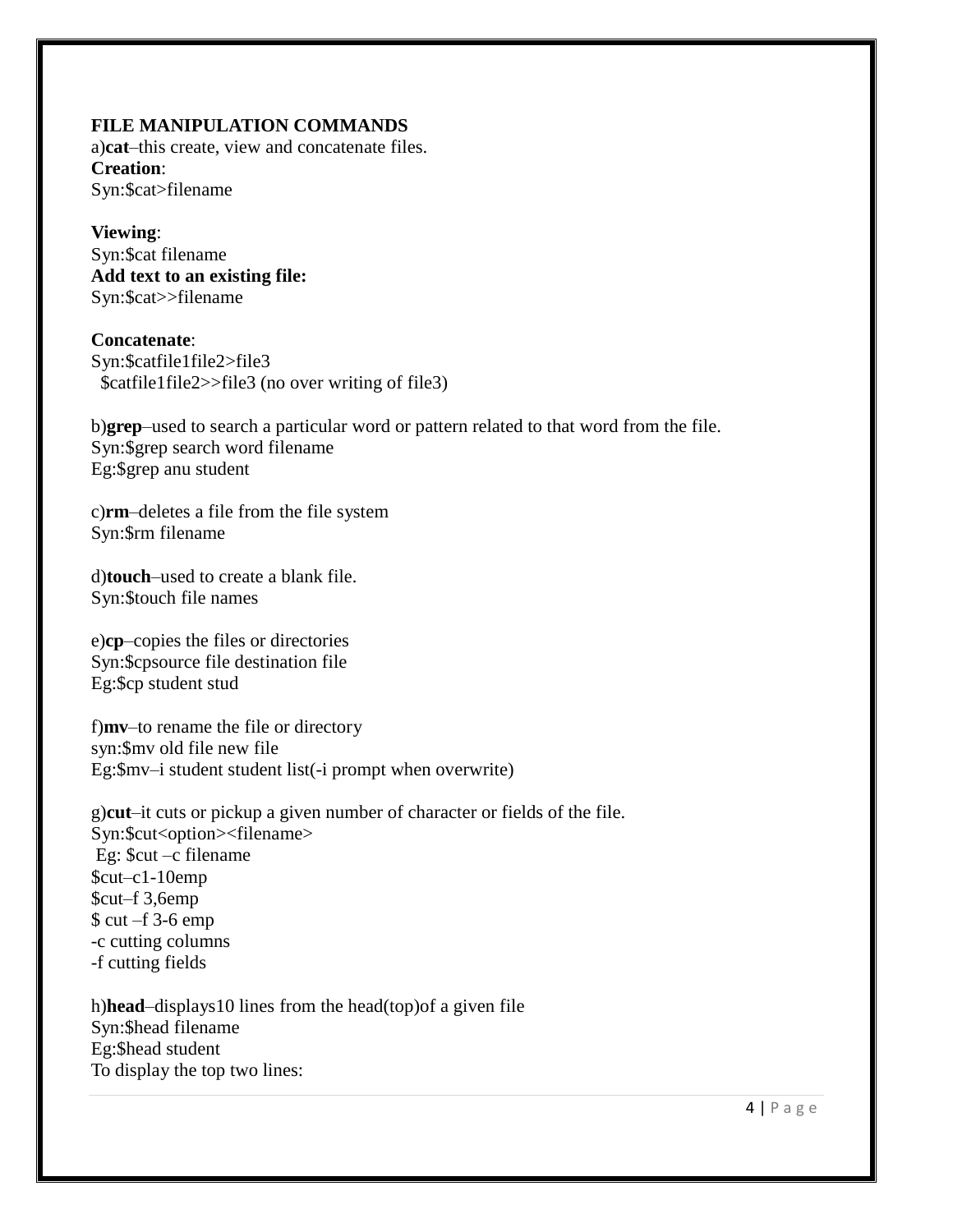**FILE MANIPULATION COMMANDS**

a)**cat**–this create, view and concatenate files.

**Creation**:
Syn:$cat>filename

**Viewing**:
Syn:$cat filename

**Add text to an existing file:**
Syn:$cat>>filename

**Concatenate**:
Syn:$catfile1file2>file3
$catfile1file2>>file3 (no over writing of file3)

b)**grep**–used to search a particular word or pattern related to that word from the file.
Syn:$grep search word filename
Eg:$grep anu student

c)**rm**–deletes a file from the file system
Syn:$rm filename

d)**touch**–used to create a blank file.
Syn:$touch file names

e)**cp**–copies the files or directories
Syn:$cpsource file destination file
Eg:$cp student stud

f)**mv**–to rename the file or directory
syn:$mv old file new file
Eg:$mv–i student student list(-i prompt when overwrite)

g)**cut**–it cuts or pickup a given number of character or fields of the file.
Syn:$cut<option><filename>
Eg: $cut –c filename
$cut–c1-10emp
$cut–f 3,6emp
$ cut –f 3-6 emp
-c cutting columns
-f cutting fields

h)**head**–displays10 lines from the head(top)of a given file
Syn:$head filename
Eg:$head student
To display the top two lines: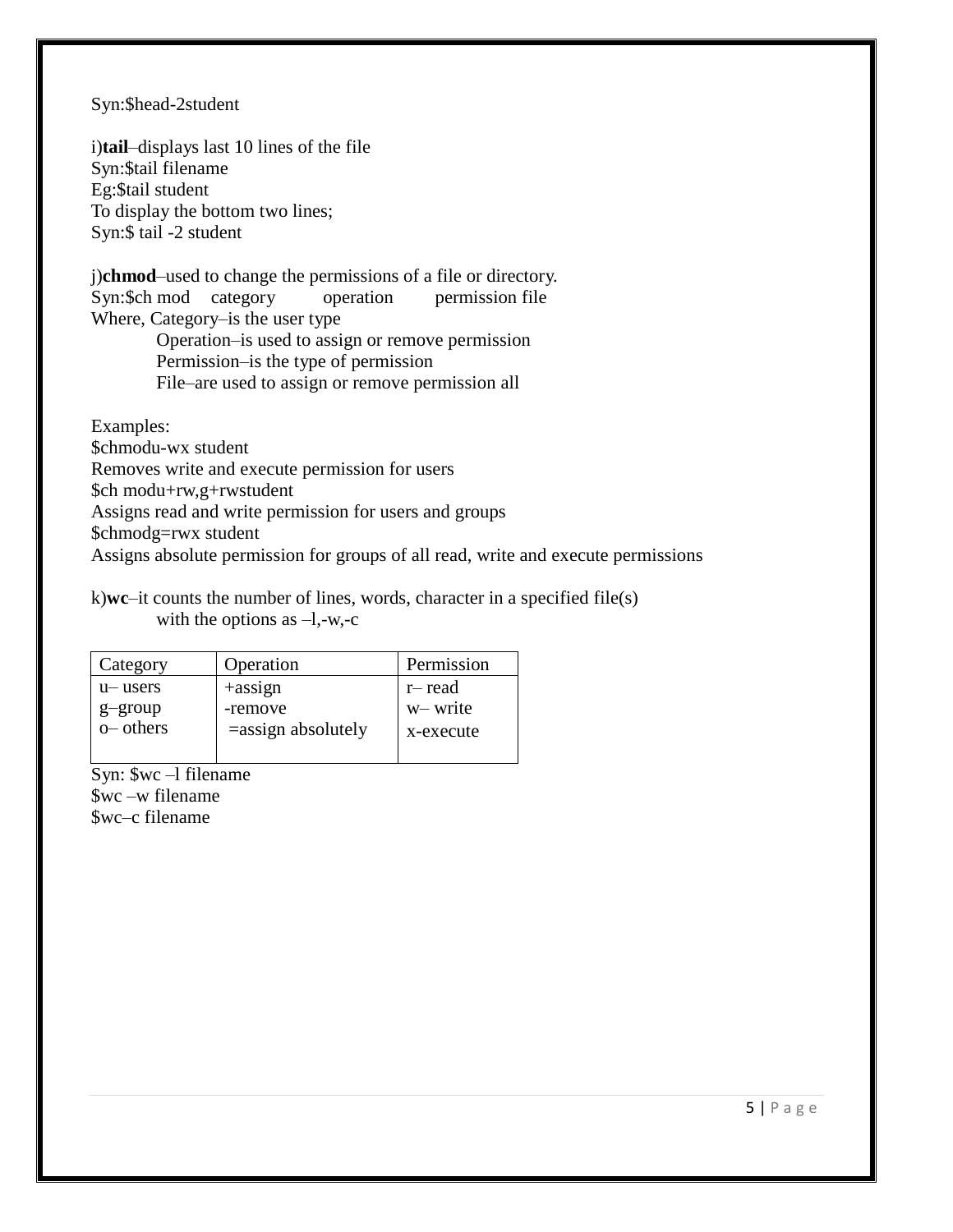Syn:$head-2student

i)**tail**–displays last 10 lines of the file
Syn:$tail filename
Eg:$tail student
To display the bottom two lines;
Syn:$ tail -2 student

j)**chmod**–used to change the permissions of a file or directory.
Syn:$ch mod category operation permission file
Where, Category–is the user type
Operation–is used to assign or remove permission
Permission–is the type of permission
File–are used to assign or remove permission all

Examples:
$chmodu-wx student
Removes write and execute permission for users
$ch modu+rw,g+rwstudent
Assigns read and write permission for users and groups
$chmodg=rwx student
Assigns absolute permission for groups of all read, write and execute permissions

k)**wc**–it counts the number of lines, words, character in a specified file(s)
with the options as –l,-w,-c

| Category | Operation | Permission |
| --- | --- | --- |
| u– users<br>g–group<br>o– others | +assign<br>-remove<br>=assign absolutely | r– read<br>w– write<br>x-execute |

Syn: $wc –l filename
$wc –w filename
$wc–c filename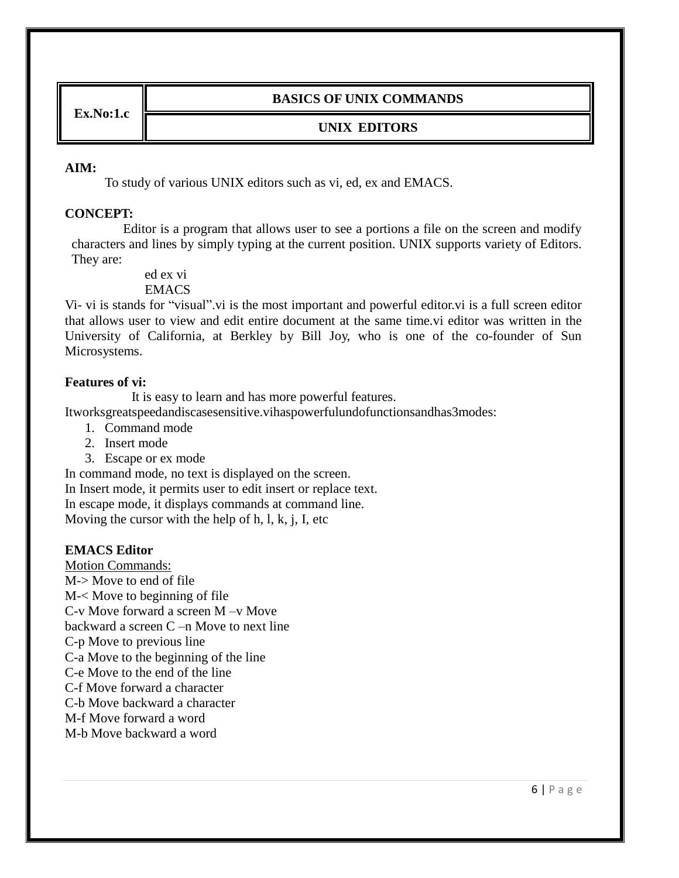| Ex.No:1.c | BASICS OF UNIX COMMANDS |
| --- | --- |
| | UNIX EDITORS |

**AIM:**

To study of various UNIX editors such as vi, ed, ex and EMACS.

**CONCEPT:**

Editor is a program that allows user to see a portions a file on the screen and modify characters and lines by simply typing at the current position. UNIX supports variety of Editors. They are:

ed ex vi
EMACS

Vi- vi is stands for "visual".vi is the most important and powerful editor.vi is a full screen editor that allows user to view and edit entire document at the same time.vi editor was written in the University of California, at Berkley by Bill Joy, who is one of the co-founder of Sun Microsystems.

**Features of vi:**

It is easy to learn and has more powerful features.
Itworksgreatspeedandiscasesensitive.vihaspowerfulundofunctionsandhas3modes:

1. Command mode
2. Insert mode
3. Escape or ex mode

In command mode, no text is displayed on the screen.
In Insert mode, it permits user to edit insert or replace text.
In escape mode, it displays commands at command line.
Moving the cursor with the help of h, l, k, j, I, etc

**EMACS Editor**

Motion Commands:

M-> Move to end of file
M-< Move to beginning of file
C-v Move forward a screen M –v Move
backward a screen C –n Move to next line
C-p Move to previous line
C-a Move to the beginning of the line
C-e Move to the end of the line
C-f Move forward a character
C-b Move backward a character
M-f Move forward a word
M-b Move backward a word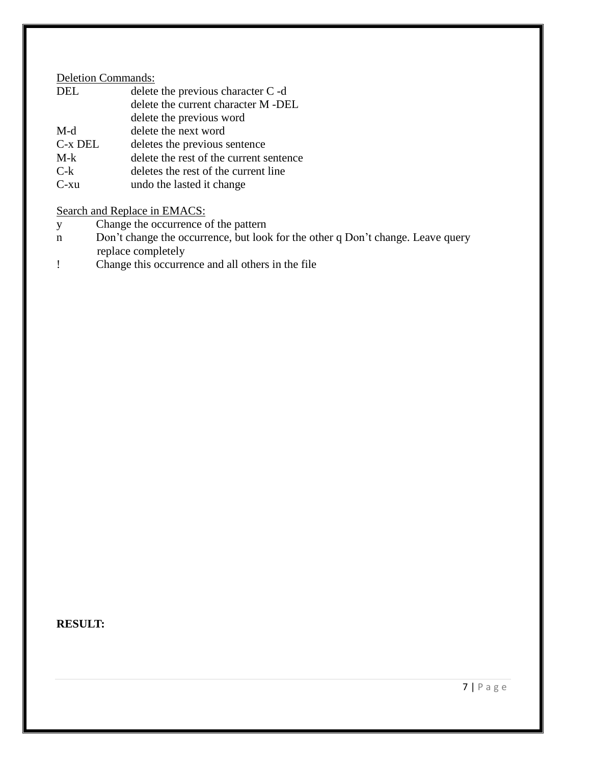Deletion Commands:

| | |
|---|---|
| DEL | delete the previous character C -d |
| | delete the current character M -DEL |
| | delete the previous word |
| M-d | delete the next word |
| C-x DEL | deletes the previous sentence |
| M-k | delete the rest of the current sentence |
| C-k | deletes the rest of the current line |
| C-xu | undo the lasted it change |

Search and Replace in EMACS:

- y Change the occurrence of the pattern
- n Don't change the occurrence, but look for the other q Don't change. Leave query replace completely
- ! Change this occurrence and all others in the file

**RESULT:**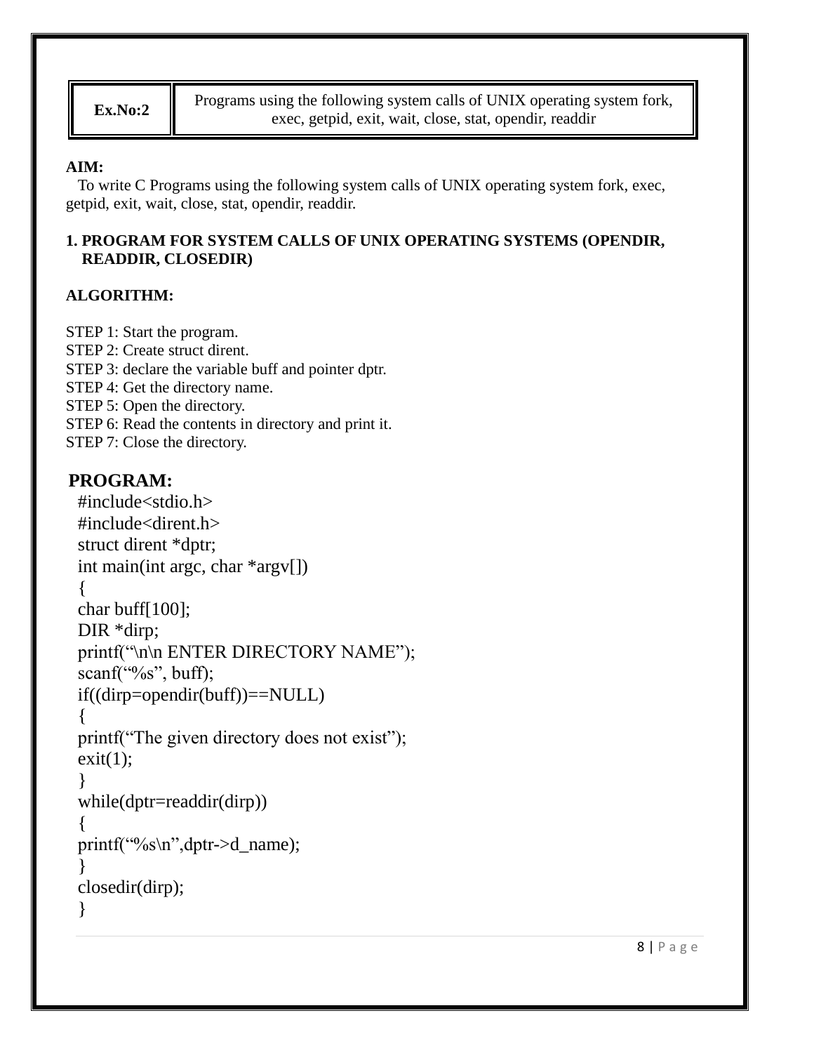| Ex.No:2 | Programs using the following system calls of UNIX operating system fork, exec, getpid, exit, wait, close, stat, opendir, readdir |
|---|---|

**AIM:**

To write C Programs using the following system calls of UNIX operating system fork, exec, getpid, exit, wait, close, stat, opendir, readdir.

**1. PROGRAM FOR SYSTEM CALLS OF UNIX OPERATING SYSTEMS (OPENDIR, READDIR, CLOSEDIR)**

**ALGORITHM:**

STEP 1: Start the program.
STEP 2: Create struct dirent.
STEP 3: declare the variable buff and pointer dptr.
STEP 4: Get the directory name.
STEP 5: Open the directory.
STEP 6: Read the contents in directory and print it.
STEP 7: Close the directory.

**PROGRAM:**

```
#include<stdio.h>
#include<dirent.h>
struct dirent *dptr;
int main(int argc, char *argv[])
{
char buff[100];
DIR *dirp;
printf("\n\n ENTER DIRECTORY NAME");
scanf("%s", buff);
if((dirp=opendir(buff))==NULL)
{
printf("The given directory does not exist");
exit(1);
}
while(dptr=readdir(dirp))
{
printf("%s\n",dptr->d_name);
}
closedir(dirp);
}
```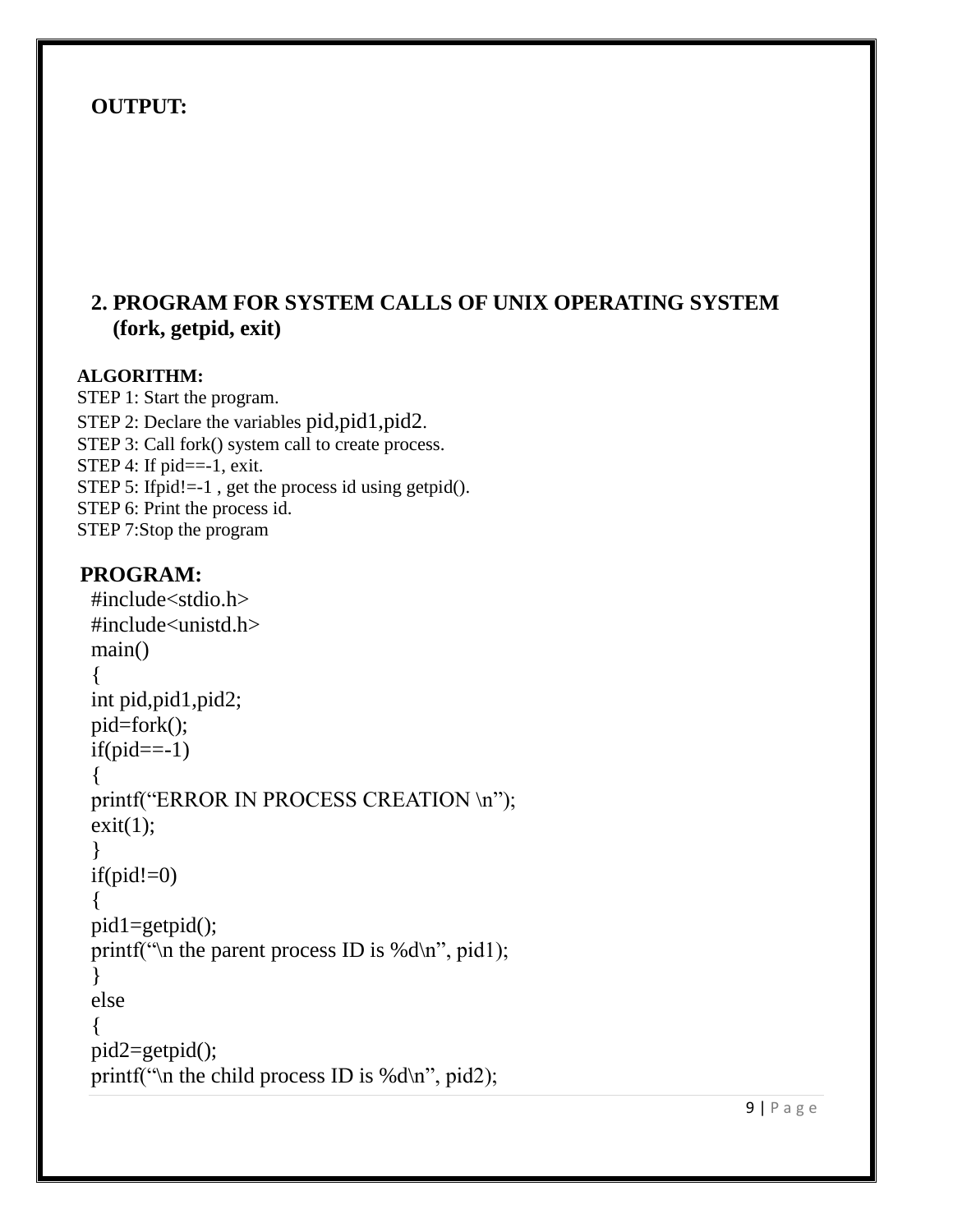**OUTPUT:**

## 2. PROGRAM FOR SYSTEM CALLS OF UNIX OPERATING SYSTEM (fork, getpid, exit)

**ALGORITHM:**

STEP 1: Start the program.
STEP 2: Declare the variables pid,pid1,pid2.
STEP 3: Call fork() system call to create process.
STEP 4: If pid==-1, exit.
STEP 5: Ifpid!=-1 , get the process id using getpid().
STEP 6: Print the process id.
STEP 7:Stop the program

**PROGRAM:**

```
#include<stdio.h>
#include<unistd.h>
main()
{
int pid,pid1,pid2;
pid=fork();
if(pid==-1)
{
printf("ERROR IN PROCESS CREATION \n");
exit(1);
}
if(pid!=0)
{
pid1=getpid();
printf("\n the parent process ID is %d\n", pid1);
}
else
{
pid2=getpid();
printf("\n the child process ID is %d\n", pid2);
```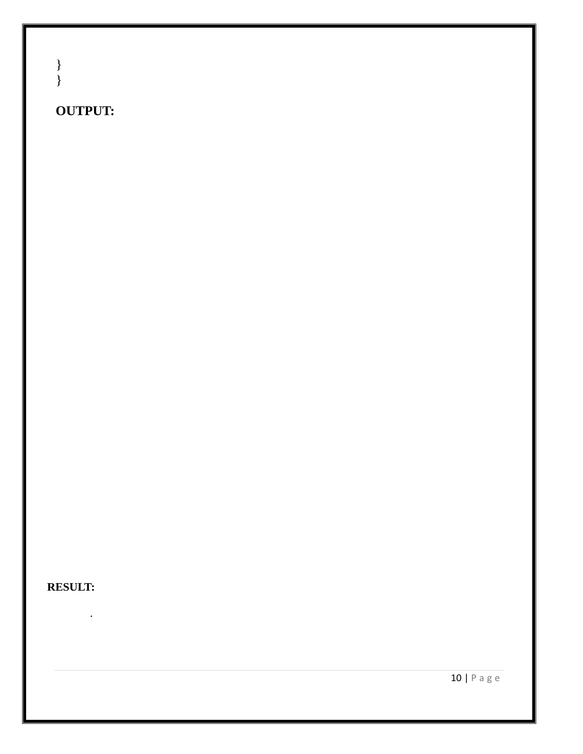```
}
}
```

**OUTPUT:**

**RESULT:**

.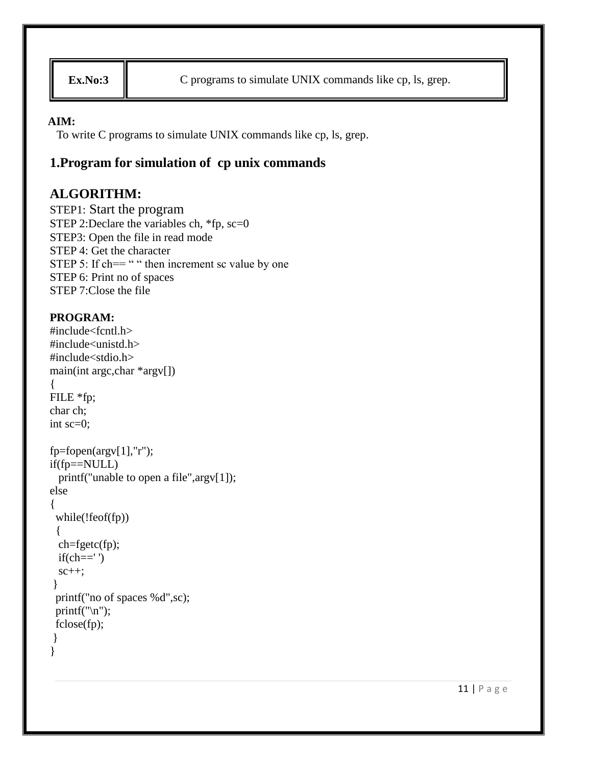| Ex.No:3 | C programs to simulate UNIX commands like cp, ls, grep. |
|---|---|

**AIM:**

To write C programs to simulate UNIX commands like cp, ls, grep.

## 1.Program for simulation of cp unix commands

## ALGORITHM:

STEP1: Start the program
STEP 2:Declare the variables ch, *fp, sc=0
STEP3: Open the file in read mode
STEP 4: Get the character
STEP 5: If ch== “ “ then increment sc value by one
STEP 6: Print no of spaces
STEP 7:Close the file

**PROGRAM:**

```
#include<fcntl.h>
#include<unistd.h>
#include<stdio.h>
main(int argc,char *argv[])
{
FILE *fp;
char ch;
int sc=0;

fp=fopen(argv[1],"r");
if(fp==NULL)
   printf("unable to open a file",argv[1]);
else
{
  while(!feof(fp))
  {
   ch=fgetc(fp);
   if(ch==' ')
   sc++;
 }
  printf("no of spaces %d",sc);
  printf("\n");
  fclose(fp);
 }
}
```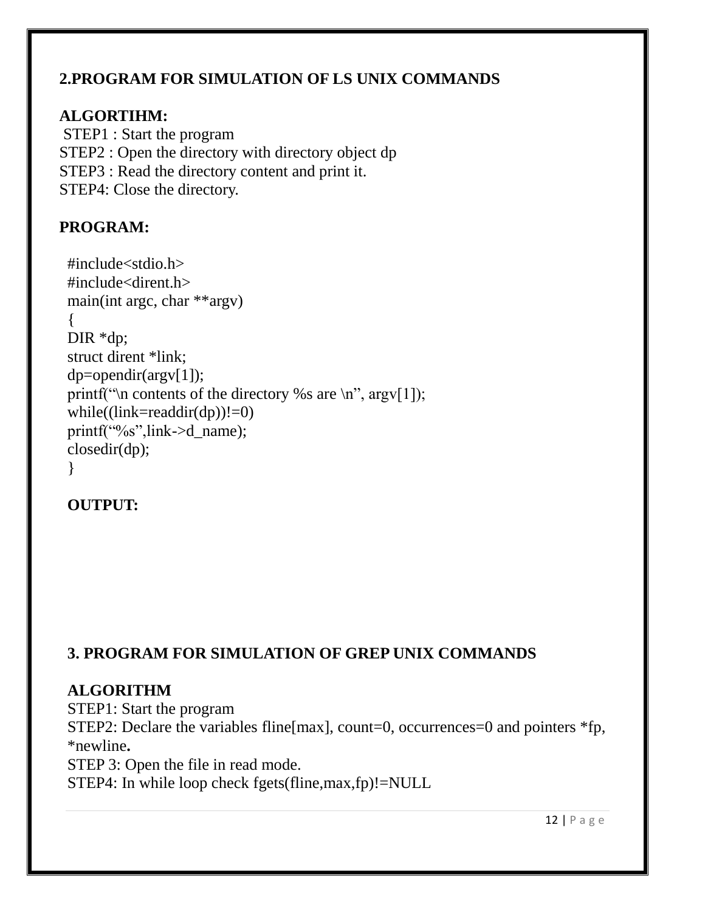## 2.PROGRAM FOR SIMULATION OF LS UNIX COMMANDS

**ALGORTIHM:**

STEP1 : Start the program
STEP2 : Open the directory with directory object dp
STEP3 : Read the directory content and print it.
STEP4: Close the directory.

**PROGRAM:**

```
#include<stdio.h>
#include<dirent.h>
main(int argc, char **argv)
{
DIR *dp;
struct dirent *link;
dp=opendir(argv[1]);
printf("\n contents of the directory %s are \n", argv[1]);
while((link=readdir(dp))!=0)
printf("%s",link->d_name);
closedir(dp);
}
```

**OUTPUT:**

## 3. PROGRAM FOR SIMULATION OF GREP UNIX COMMANDS

**ALGORITHM**

STEP1: Start the program
STEP2: Declare the variables fline[max], count=0, occurrences=0 and pointers *fp, *newline**.**
STEP 3: Open the file in read mode.
STEP4: In while loop check fgets(fline,max,fp)!=NULL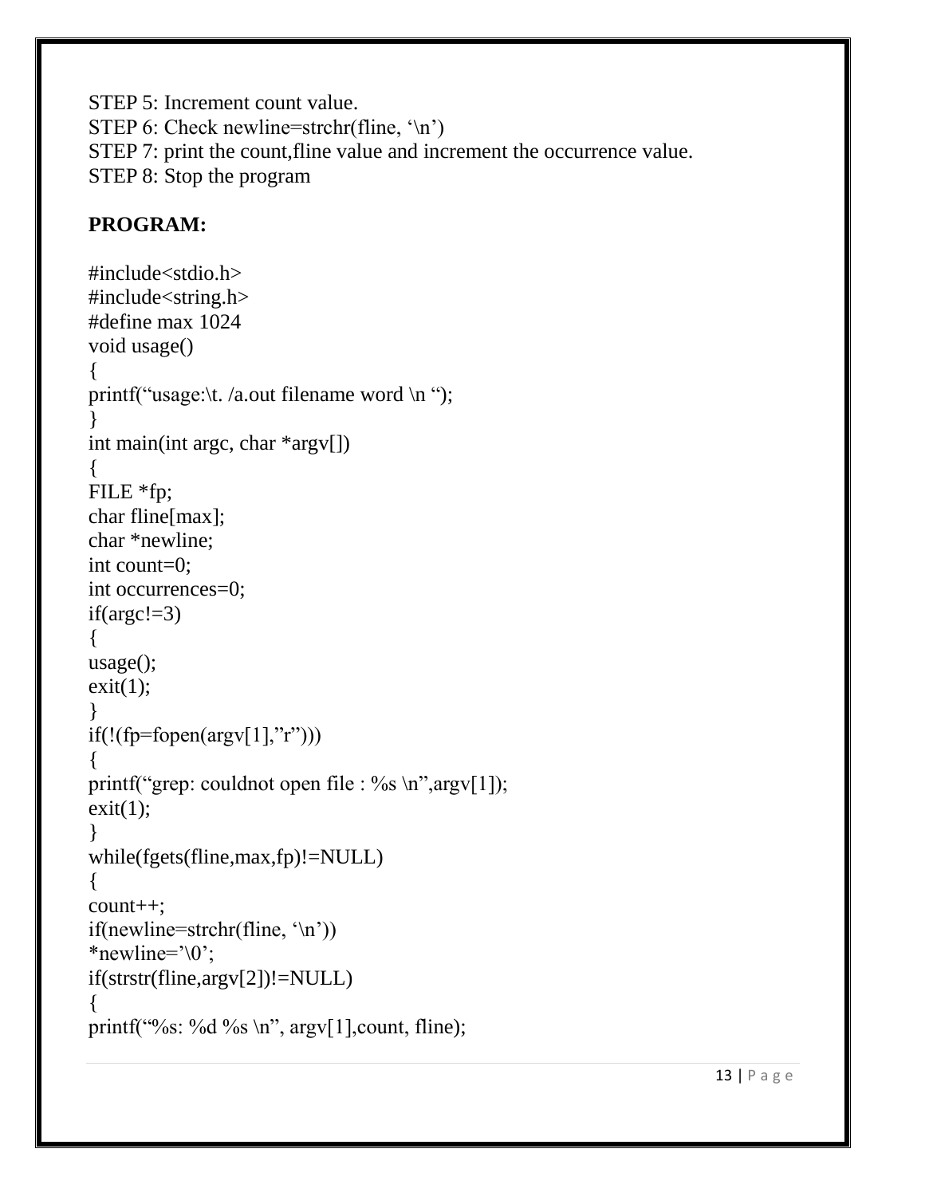STEP 5: Increment count value.
STEP 6: Check newline=strchr(fline, ‘\n’)
STEP 7: print the count,fline value and increment the occurrence value.
STEP 8: Stop the program

**PROGRAM:**

```
#include<stdio.h>
#include<string.h>
#define max 1024
void usage()
{
printf(“usage:\t. /a.out filename word \n “);
}
int main(int argc, char *argv[])
{
FILE *fp;
char fline[max];
char *newline;
int count=0;
int occurrences=0;
if(argc!=3)
{
usage();
exit(1);
}
if(!(fp=fopen(argv[1],”r”)))
{
printf(“grep: couldnot open file : %s \n”,argv[1]);
exit(1);
}
while(fgets(fline,max,fp)!=NULL)
{
count++;
if(newline=strchr(fline, ‘\n’))
*newline=’\0’;
if(strstr(fline,argv[2])!=NULL)
{
printf(“%s: %d %s \n”, argv[1],count, fline);
```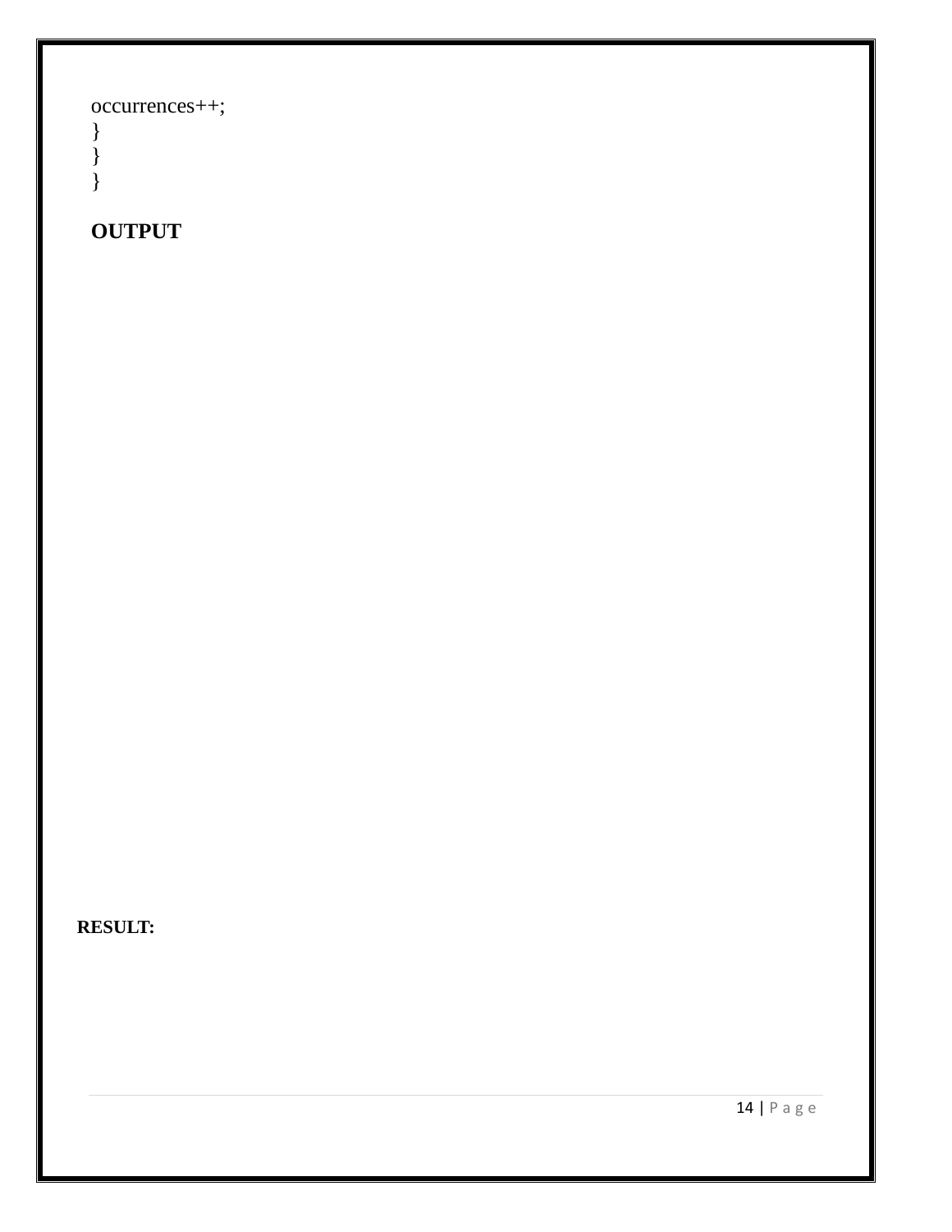```
occurrences++;
}
}
}
```

**OUTPUT**

**RESULT:**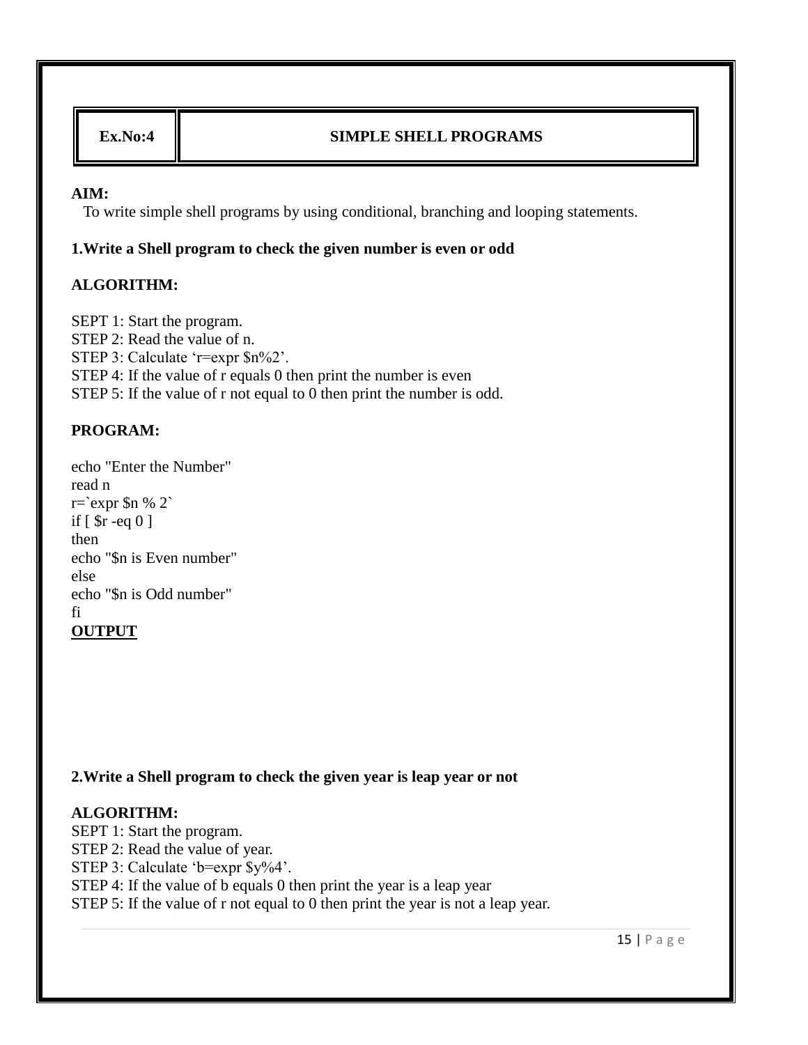| Ex.No:4 | SIMPLE SHELL PROGRAMS |
|---|---|

**AIM:**

To write simple shell programs by using conditional, branching and looping statements.

**1.Write a Shell program to check the given number is even or odd**

**ALGORITHM:**

SEPT 1: Start the program.
STEP 2: Read the value of n.
STEP 3: Calculate ‘r=expr $n%2’.
STEP 4: If the value of r equals 0 then print the number is even
STEP 5: If the value of r not equal to 0 then print the number is odd.

**PROGRAM:**

```
echo "Enter the Number"
read n
r=`expr $n % 2`
if [ $r -eq 0 ]
then
echo "$n is Even number"
else
echo "$n is Odd number"
fi
```

**OUTPUT**

**2.Write a Shell program to check the given year is leap year or not**

**ALGORITHM:**

SEPT 1: Start the program.
STEP 2: Read the value of year.
STEP 3: Calculate ‘b=expr $y%4’.
STEP 4: If the value of b equals 0 then print the year is a leap year
STEP 5: If the value of r not equal to 0 then print the year is not a leap year.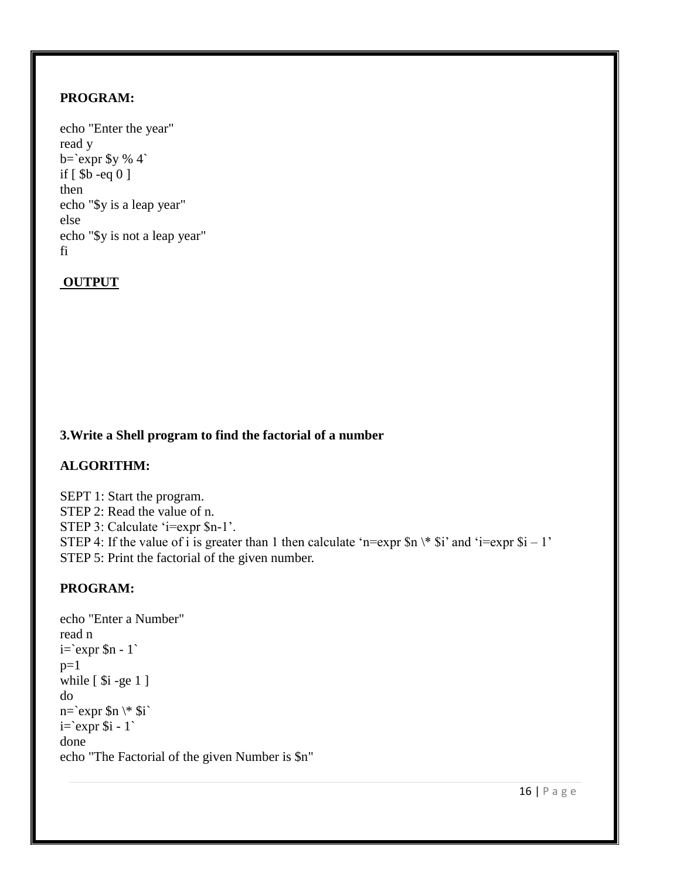**PROGRAM:**

```
echo "Enter the year"
read y
b=`expr $y % 4`
if [ $b -eq 0 ]
then
echo "$y is a leap year"
else
echo "$y is not a leap year"
fi
```

**OUTPUT**

**3.Write a Shell program to find the factorial of a number**

**ALGORITHM:**

SEPT 1: Start the program.
STEP 2: Read the value of n.
STEP 3: Calculate 'i=expr $n-1'.
STEP 4: If the value of i is greater than 1 then calculate 'n=expr $n \* $i' and 'i=expr $i – 1'
STEP 5: Print the factorial of the given number.

**PROGRAM:**

```
echo "Enter a Number"
read n
i=`expr $n - 1`
p=1
while [ $i -ge 1 ]
do
n=`expr $n \* $i`
i=`expr $i - 1`
done
echo "The Factorial of the given Number is $n"
```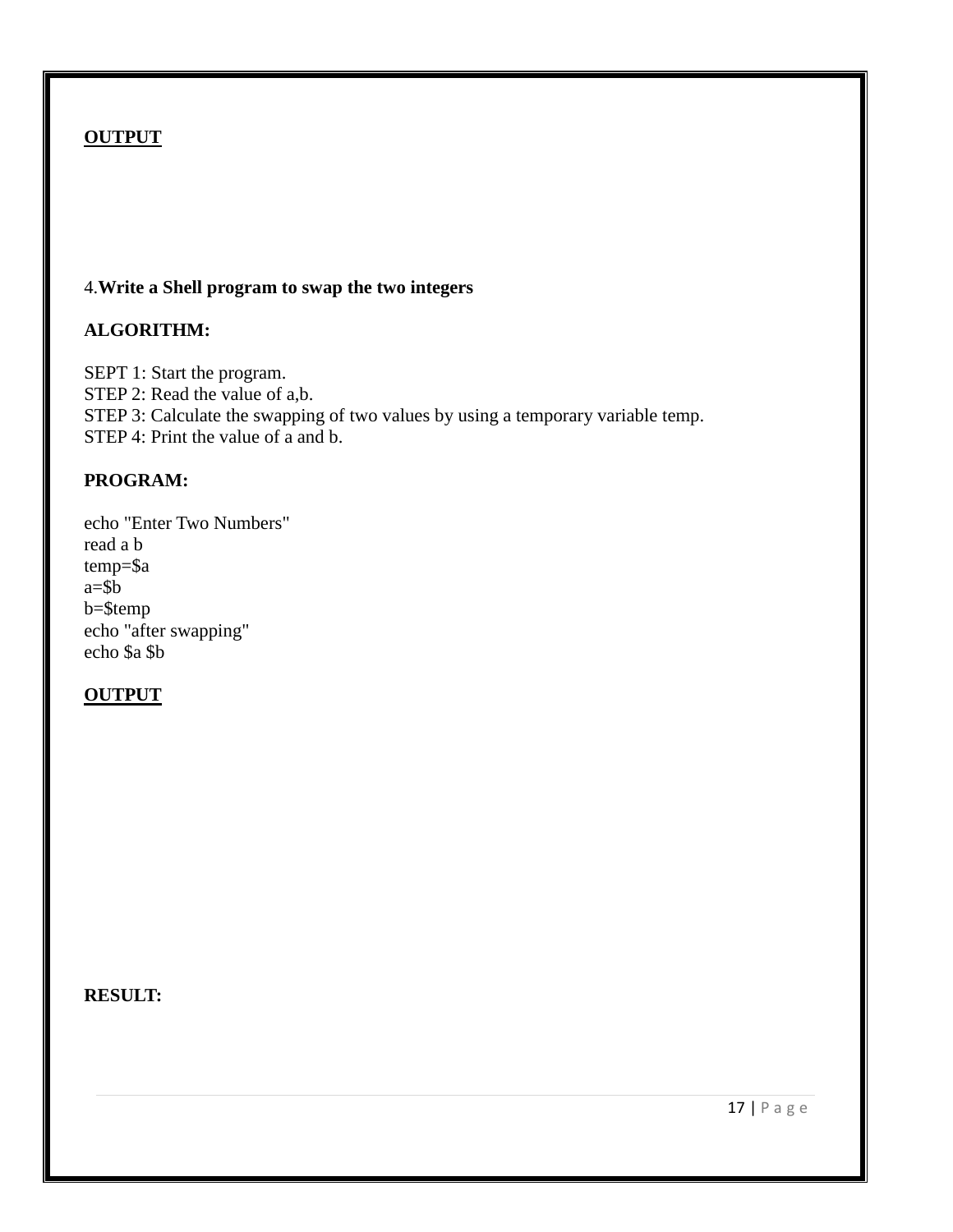**OUTPUT**

4.**Write a Shell program to swap the two integers**

**ALGORITHM:**

SEPT 1: Start the program.
STEP 2: Read the value of a,b.
STEP 3: Calculate the swapping of two values by using a temporary variable temp.
STEP 4: Print the value of a and b.

**PROGRAM:**

```
echo "Enter Two Numbers"
read a b
temp=$a
a=$b
b=$temp
echo "after swapping"
echo $a $b
```

**OUTPUT**

**RESULT:**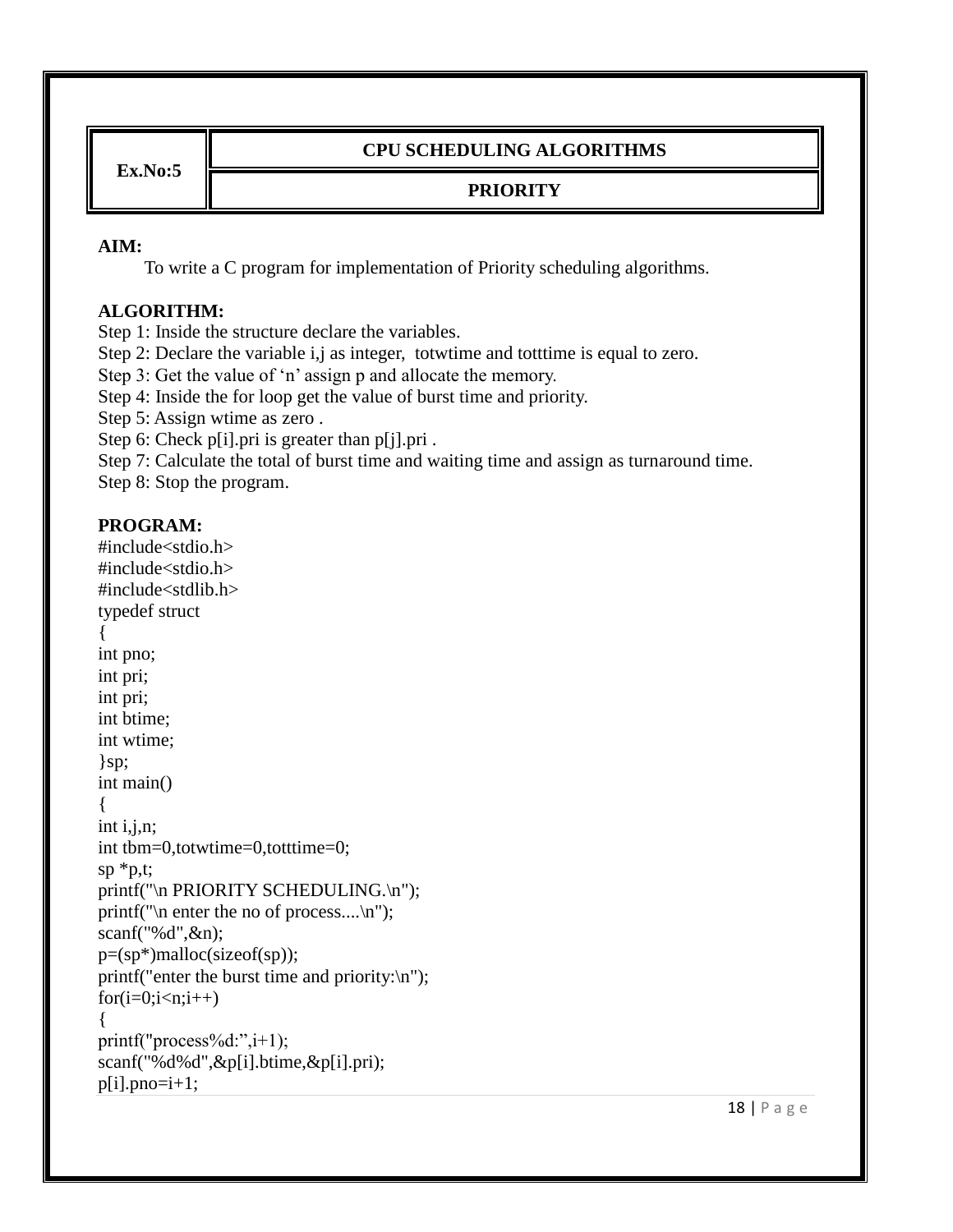| Ex.No:5 | CPU SCHEDULING ALGORITHMS |
|---|---|
| | PRIORITY |

**AIM:**

To write a C program for implementation of Priority scheduling algorithms.

**ALGORITHM:**

Step 1: Inside the structure declare the variables.
Step 2: Declare the variable i,j as integer, totwtime and totttime is equal to zero.
Step 3: Get the value of 'n' assign p and allocate the memory.
Step 4: Inside the for loop get the value of burst time and priority.
Step 5: Assign wtime as zero .
Step 6: Check p[i].pri is greater than p[j].pri .
Step 7: Calculate the total of burst time and waiting time and assign as turnaround time.
Step 8: Stop the program.

**PROGRAM:**

```
#include<stdio.h>
#include<stdio.h>
#include<stdlib.h>
typedef struct
{
int pno;
int pri;
int pri;
int btime;
int wtime;
}sp;
int main()
{
int i,j,n;
int tbm=0,totwtime=0,totttime=0;
sp *p,t;
printf("\n PRIORITY SCHEDULING.\n");
printf("\n enter the no of process....\n");
scanf("%d",&n);
p=(sp*)malloc(sizeof(sp));
printf("enter the burst time and priority:\n");
for(i=0;i<n;i++)
{
printf("process%d:",i+1);
scanf("%d%d",&p[i].btime,&p[i].pri);
p[i].pno=i+1;
```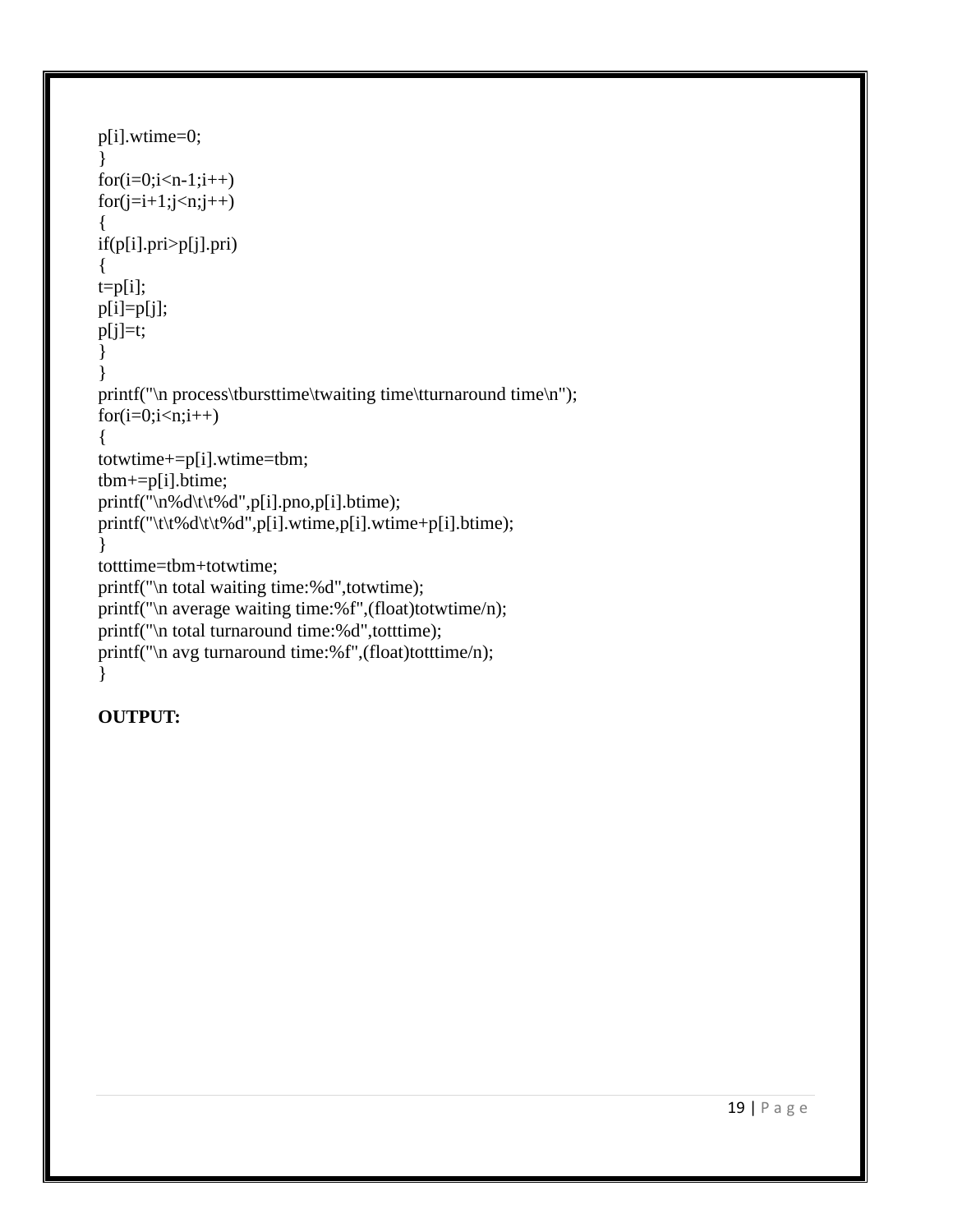```
p[i].wtime=0;
}
for(i=0;i<n-1;i++)
for(j=i+1;j<n;j++)
{
if(p[i].pri>p[j].pri)
{
t=p[i];
p[i]=p[j];
p[j]=t;
}
}
printf("\n process\tbursttime\twaiting time\tturnaround time\n");
for(i=0;i<n;i++)
{
totwtime+=p[i].wtime=tbm;
tbm+=p[i].btime;
printf("\n%d\t\t%d",p[i].pno,p[i].btime);
printf("\t\t%d\t\t%d",p[i].wtime,p[i].wtime+p[i].btime);
}
totttime=tbm+totwtime;
printf("\n total waiting time:%d",totwtime);
printf("\n average waiting time:%f",(float)totwtime/n);
printf("\n total turnaround time:%d",totttime);
printf("\n avg turnaround time:%f",(float)totttime/n);
}
```

**OUTPUT:**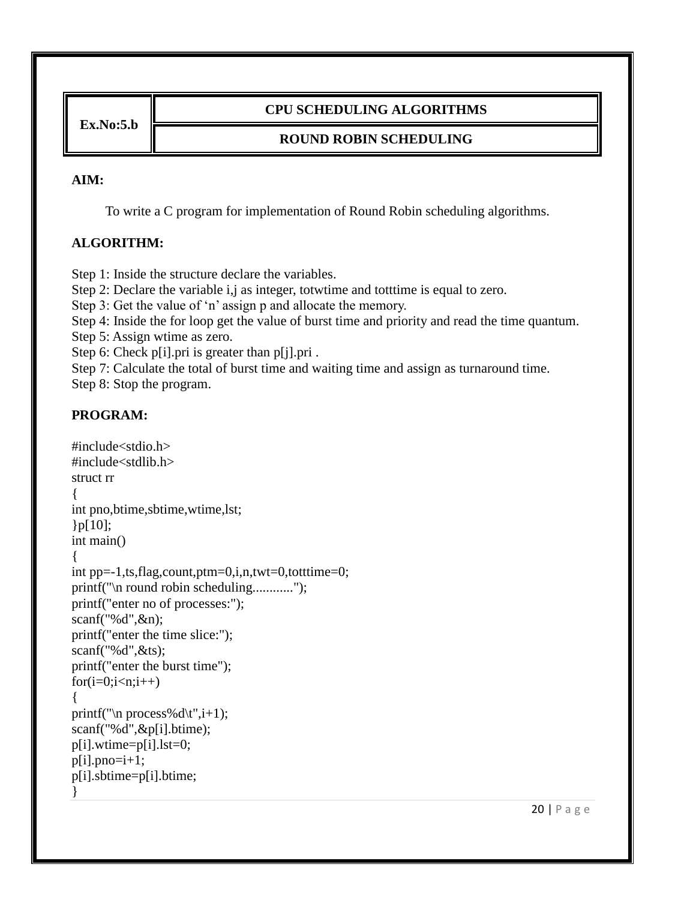| Ex.No:5.b | CPU SCHEDULING ALGORITHMS |
|---|---|
| | ROUND ROBIN SCHEDULING |

**AIM:**

To write a C program for implementation of Round Robin scheduling algorithms.

**ALGORITHM:**

Step 1: Inside the structure declare the variables.
Step 2: Declare the variable i,j as integer, totwtime and totttime is equal to zero.
Step 3: Get the value of 'n' assign p and allocate the memory.
Step 4: Inside the for loop get the value of burst time and priority and read the time quantum.
Step 5: Assign wtime as zero.
Step 6: Check p[i].pri is greater than p[j].pri .
Step 7: Calculate the total of burst time and waiting time and assign as turnaround time.
Step 8: Stop the program.

**PROGRAM:**

```
#include<stdio.h>
#include<stdlib.h>
struct rr
{
int pno,btime,sbtime,wtime,lst;
}p[10];
int main()
{
int pp=-1,ts,flag,count,ptm=0,i,n,twt=0,totttime=0;
printf("\n round robin scheduling............");
printf("enter no of processes:");
scanf("%d",&n);
printf("enter the time slice:");
scanf("%d",&ts);
printf("enter the burst time");
for(i=0;i<n;i++)
{
printf("\n process%d\t",i+1);
scanf("%d",&p[i].btime);
p[i].wtime=p[i].lst=0;
p[i].pno=i+1;
p[i].sbtime=p[i].btime;
}
```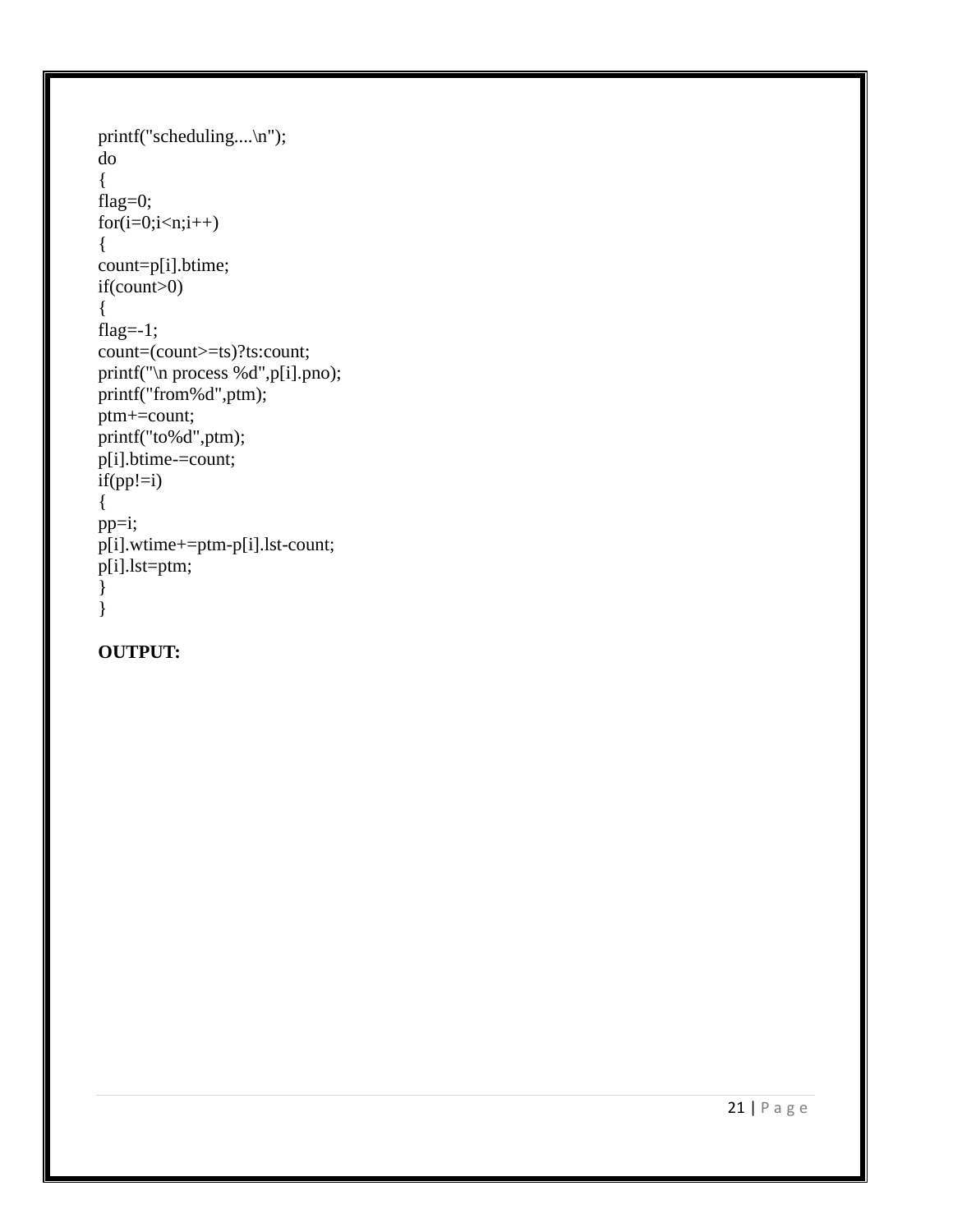```
printf("scheduling....\n");
do
{
flag=0;
for(i=0;i<n;i++)
{
count=p[i].btime;
if(count>0)
{
flag=-1;
count=(count>=ts)?ts:count;
printf("\n process %d",p[i].pno);
printf("from%d",ptm);
ptm+=count;
printf("to%d",ptm);
p[i].btime-=count;
if(pp!=i)
{
pp=i;
p[i].wtime+=ptm-p[i].lst-count;
p[i].lst=ptm;
}
}
```

**OUTPUT:**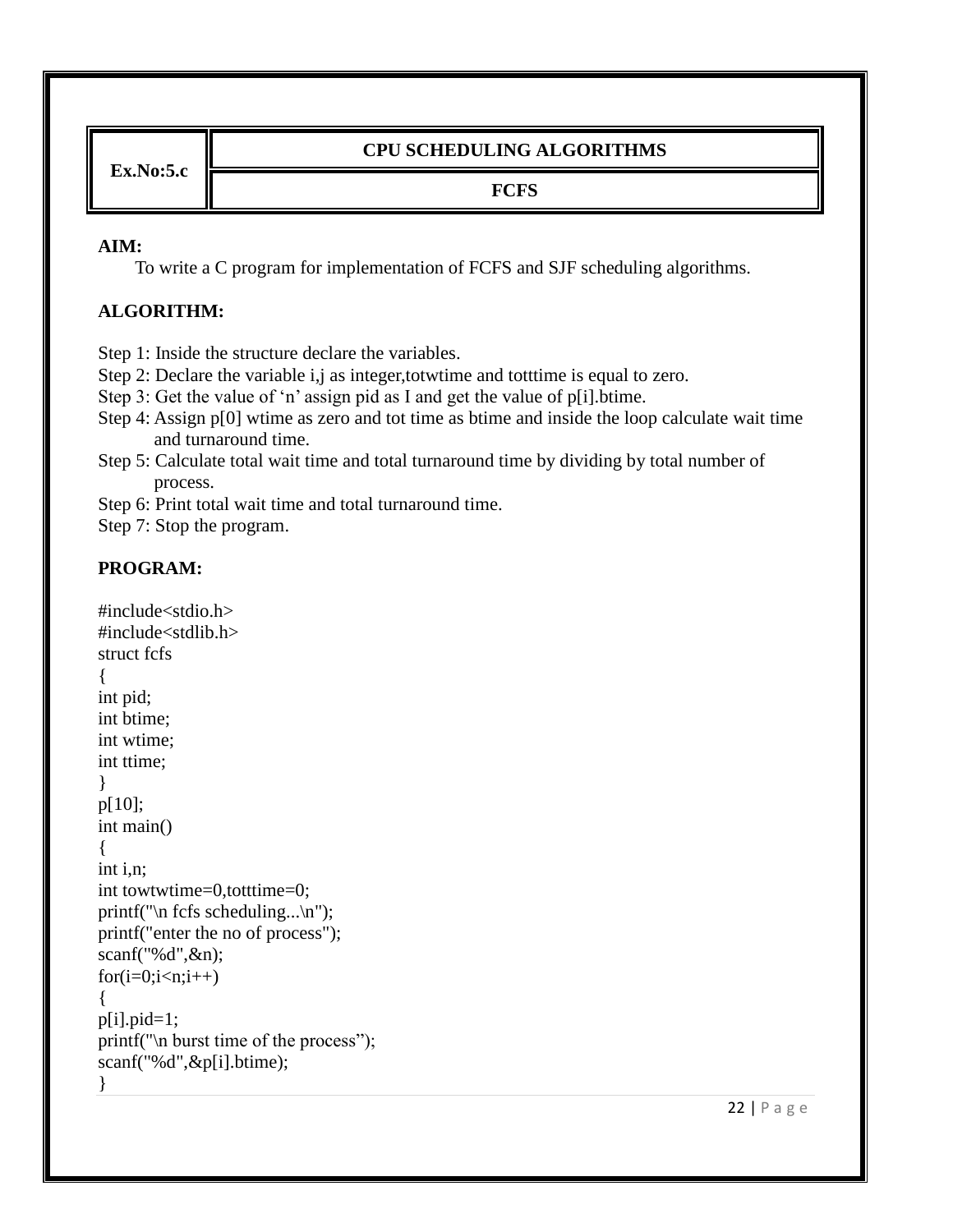| Ex.No:5.c | CPU SCHEDULING ALGORITHMS |
| --- | --- |
| | FCFS |

**AIM:**

To write a C program for implementation of FCFS and SJF scheduling algorithms.

**ALGORITHM:**

Step 1: Inside the structure declare the variables.
Step 2: Declare the variable i,j as integer,totwtime and totttime is equal to zero.
Step 3: Get the value of ‘n’ assign pid as I and get the value of p[i].btime.
Step 4: Assign p[0] wtime as zero and tot time as btime and inside the loop calculate wait time and turnaround time.
Step 5: Calculate total wait time and total turnaround time by dividing by total number of process.
Step 6: Print total wait time and total turnaround time.
Step 7: Stop the program.

**PROGRAM:**

```
#include<stdio.h>
#include<stdlib.h>
struct fcfs
{
int pid;
int btime;
int wtime;
int ttime;
}
p[10];
int main()
{
int i,n;
int towtwtime=0,totttime=0;
printf("\n fcfs scheduling...\n");
printf("enter the no of process");
scanf("%d",&n);
for(i=0;i<n;i++)
{
p[i].pid=1;
printf("\n burst time of the process”);
scanf("%d",&p[i].btime);
}
```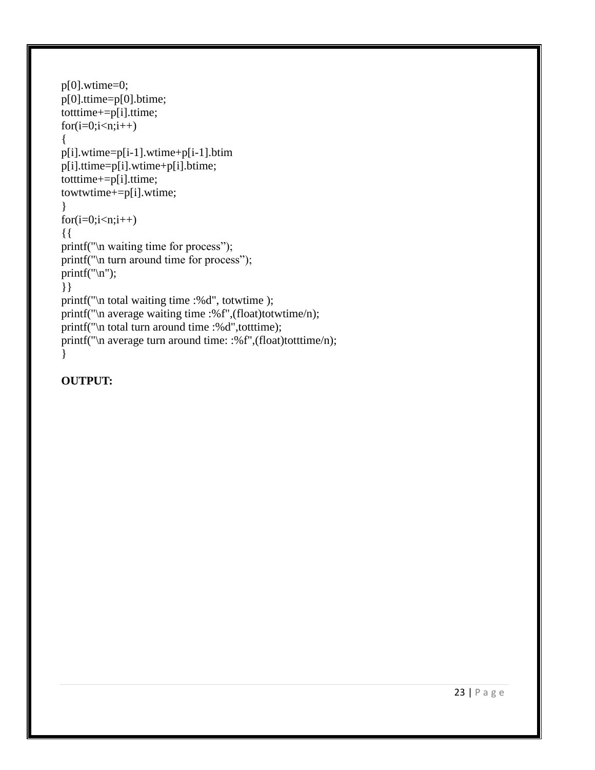```
p[0].wtime=0;
p[0].ttime=p[0].btime;
totttime+=p[i].ttime;
for(i=0;i<n;i++)
{
p[i].wtime=p[i-1].wtime+p[i-1].btim
p[i].ttime=p[i].wtime+p[i].btime;
totttime+=p[i].ttime;
towtwtime+=p[i].wtime;
}
for(i=0;i<n;i++)
{{
printf("\n waiting time for process”);
printf("\n turn around time for process”);
printf("\n");
}}
printf("\n total waiting time :%d", totwtime );
printf("\n average waiting time :%f",(float)totwtime/n);
printf("\n total turn around time :%d",totttime);
printf("\n average turn around time: :%f",(float)totttime/n);
}
```

**OUTPUT:**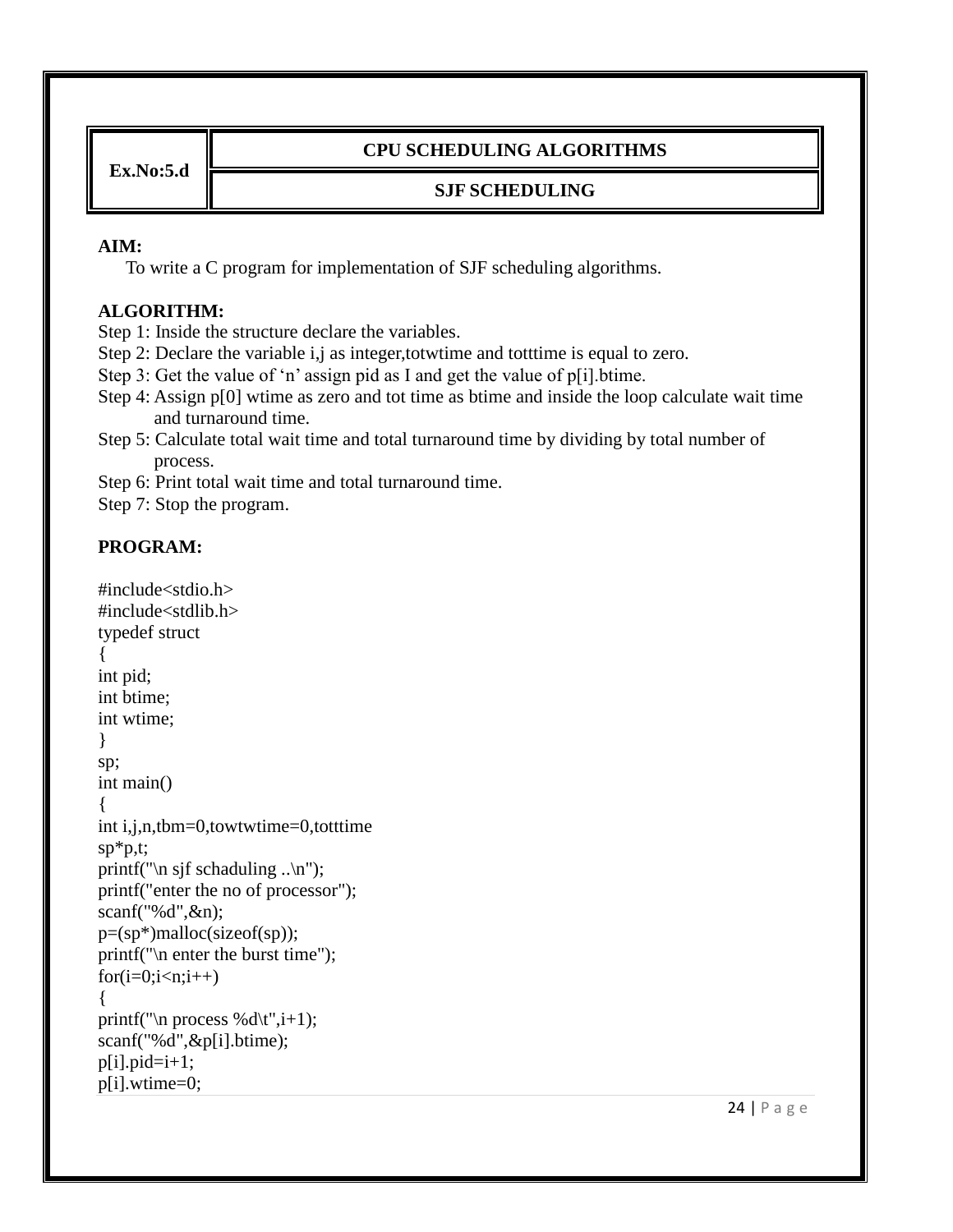| Ex.No:5.d | CPU SCHEDULING ALGORITHMS |
|---|---|
| | SJF SCHEDULING |

**AIM:**

To write a C program for implementation of SJF scheduling algorithms.

**ALGORITHM:**

Step 1: Inside the structure declare the variables.
Step 2: Declare the variable i,j as integer,totwtime and totttime is equal to zero.
Step 3: Get the value of 'n' assign pid as I and get the value of p[i].btime.
Step 4: Assign p[0] wtime as zero and tot time as btime and inside the loop calculate wait time and turnaround time.
Step 5: Calculate total wait time and total turnaround time by dividing by total number of process.
Step 6: Print total wait time and total turnaround time.
Step 7: Stop the program.

**PROGRAM:**

```
#include<stdio.h>
#include<stdlib.h>
typedef struct
{
int pid;
int btime;
int wtime;
}
sp;
int main()
{
int i,j,n,tbm=0,towtwtime=0,totttime
sp*p,t;
printf("\n sjf schaduling ..\n");
printf("enter the no of processor");
scanf("%d",&n);
p=(sp*)malloc(sizeof(sp));
printf("\n enter the burst time");
for(i=0;i<n;i++)
{
printf("\n process %d\t",i+1);
scanf("%d",&p[i].btime);
p[i].pid=i+1;
p[i].wtime=0;
```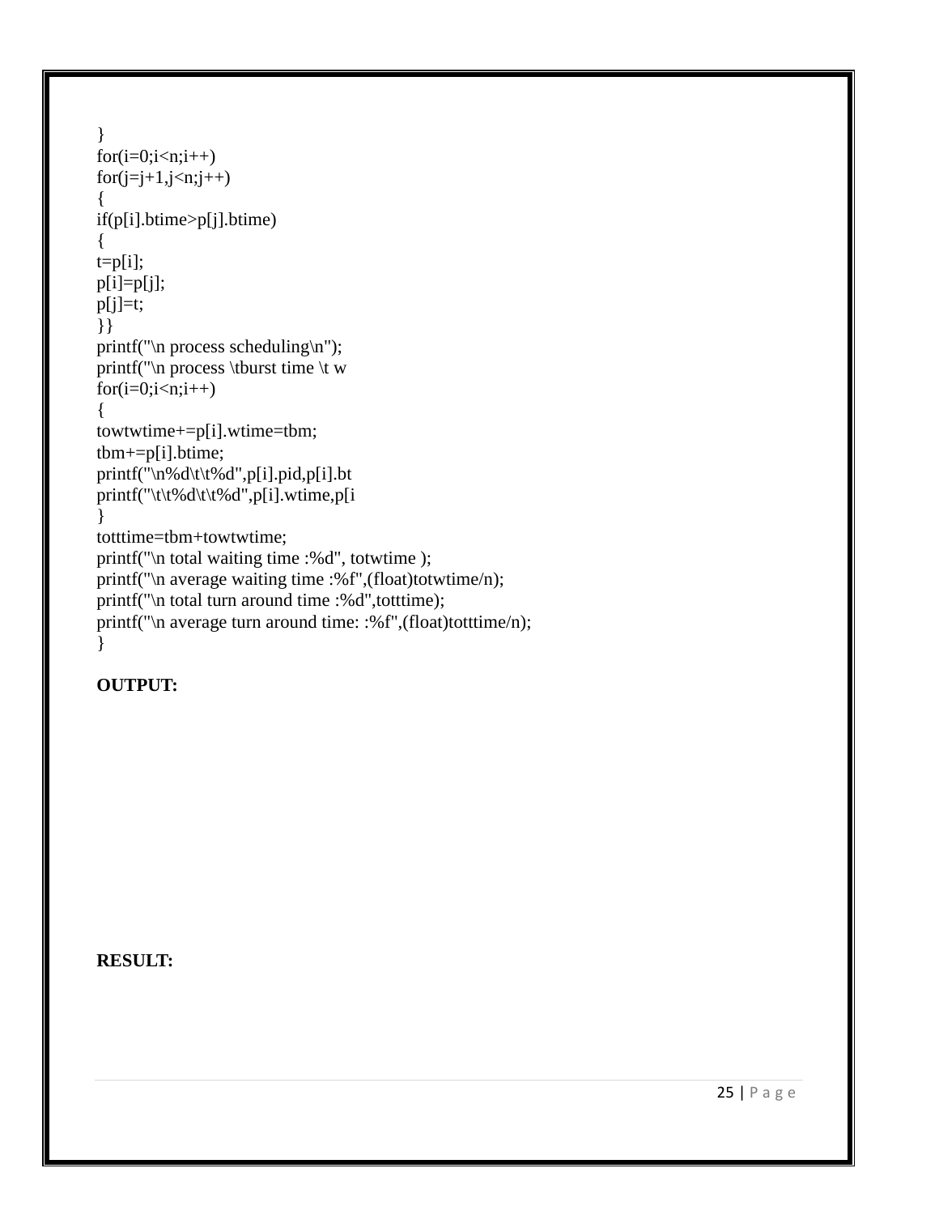```
}
for(i=0;i<n;i++)
for(j=j+1,j<n;j++)
{
if(p[i].btime>p[j].btime)
{
t=p[i];
p[i]=p[j];
p[j]=t;
}}
printf("\n process scheduling\n");
printf("\n process \tburst time \t w
for(i=0;i<n;i++)
{
towtwtime+=p[i].wtime=tbm;
tbm+=p[i].btime;
printf("\n%d\t\t%d",p[i].pid,p[i].bt
printf("\t\t%d\t\t%d",p[i].wtime,p[i
}
totttime=tbm+towtwtime;
printf("\n total waiting time :%d", totwtime );
printf("\n average waiting time :%f",(float)totwtime/n);
printf("\n total turn around time :%d",totttime);
printf("\n average turn around time: :%f",(float)totttime/n);
}
```

**OUTPUT:**

**RESULT:**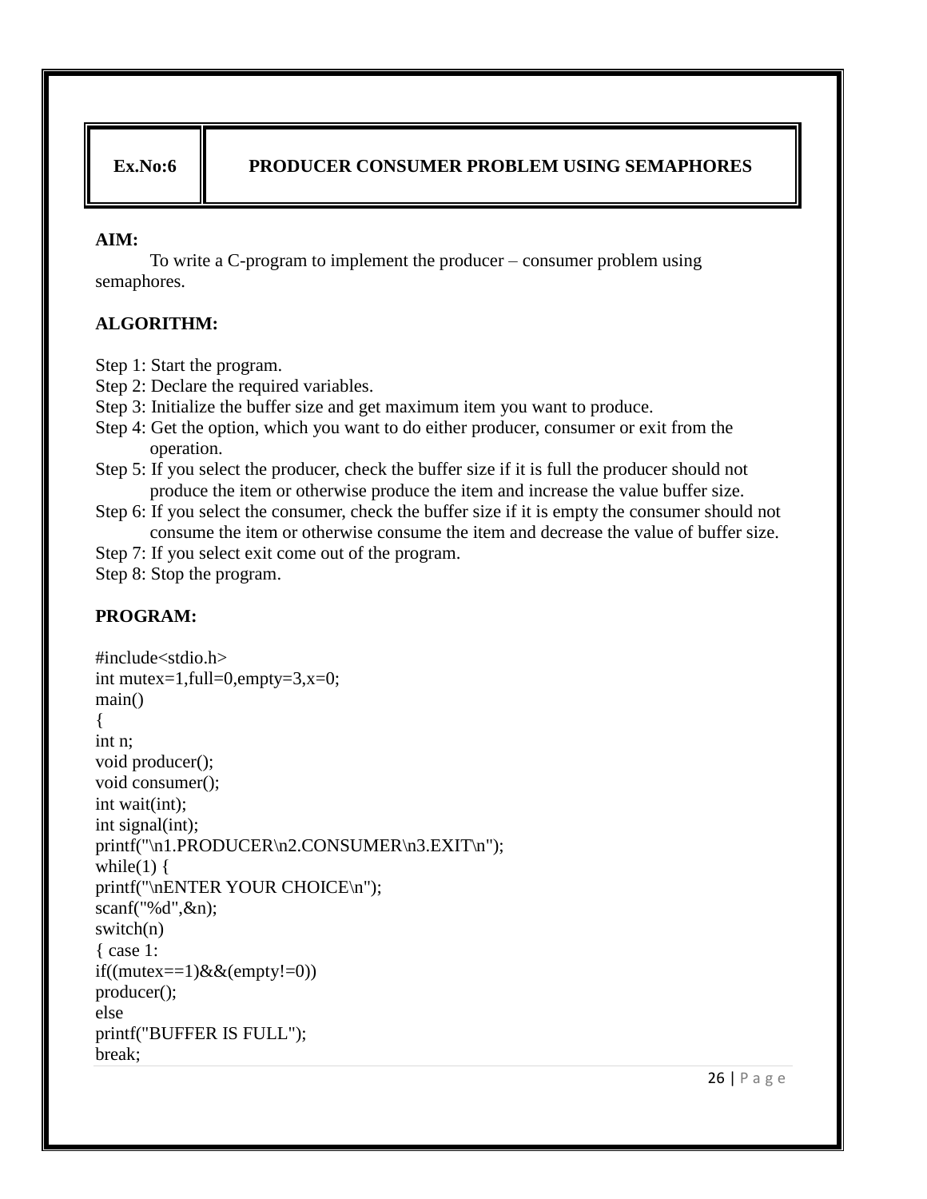| Ex.No:6 | PRODUCER CONSUMER PROBLEM USING SEMAPHORES |
| --- | --- |

**AIM:**

To write a C-program to implement the producer – consumer problem using semaphores.

**ALGORITHM:**

Step 1: Start the program.
Step 2: Declare the required variables.
Step 3: Initialize the buffer size and get maximum item you want to produce.
Step 4: Get the option, which you want to do either producer, consumer or exit from the operation.
Step 5: If you select the producer, check the buffer size if it is full the producer should not produce the item or otherwise produce the item and increase the value buffer size.
Step 6: If you select the consumer, check the buffer size if it is empty the consumer should not consume the item or otherwise consume the item and decrease the value of buffer size.
Step 7: If you select exit come out of the program.
Step 8: Stop the program.

**PROGRAM:**

```
#include<stdio.h>
int mutex=1,full=0,empty=3,x=0;
main()
{
int n;
void producer();
void consumer();
int wait(int);
int signal(int);
printf("\n1.PRODUCER\n2.CONSUMER\n3.EXIT\n");
while(1) {
printf("\nENTER YOUR CHOICE\n");
scanf("%d",&n);
switch(n)
{ case 1:
if((mutex==1)&&(empty!=0))
producer();
else
printf("BUFFER IS FULL");
break;
```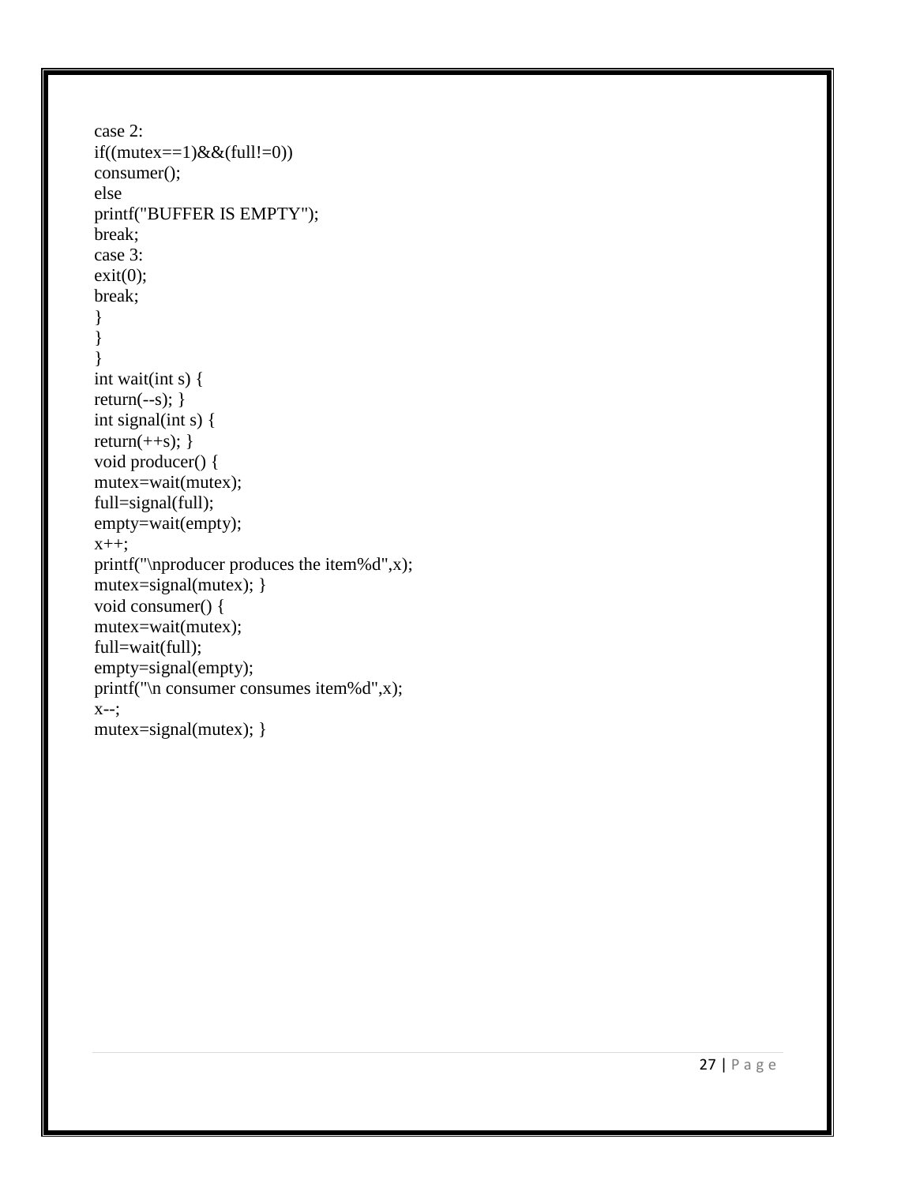```
case 2:
if((mutex==1)&&(full!=0))
consumer();
else
printf("BUFFER IS EMPTY");
break;
case 3:
exit(0);
break;
}
}
}
int wait(int s) {
return(--s); }
int signal(int s) {
return(++s); }
void producer() {
mutex=wait(mutex);
full=signal(full);
empty=wait(empty);
x++;
printf("\nproducer produces the item%d",x);
mutex=signal(mutex); }
void consumer() {
mutex=wait(mutex);
full=wait(full);
empty=signal(empty);
printf("\n consumer consumes item%d",x);
x--;
mutex=signal(mutex); }
```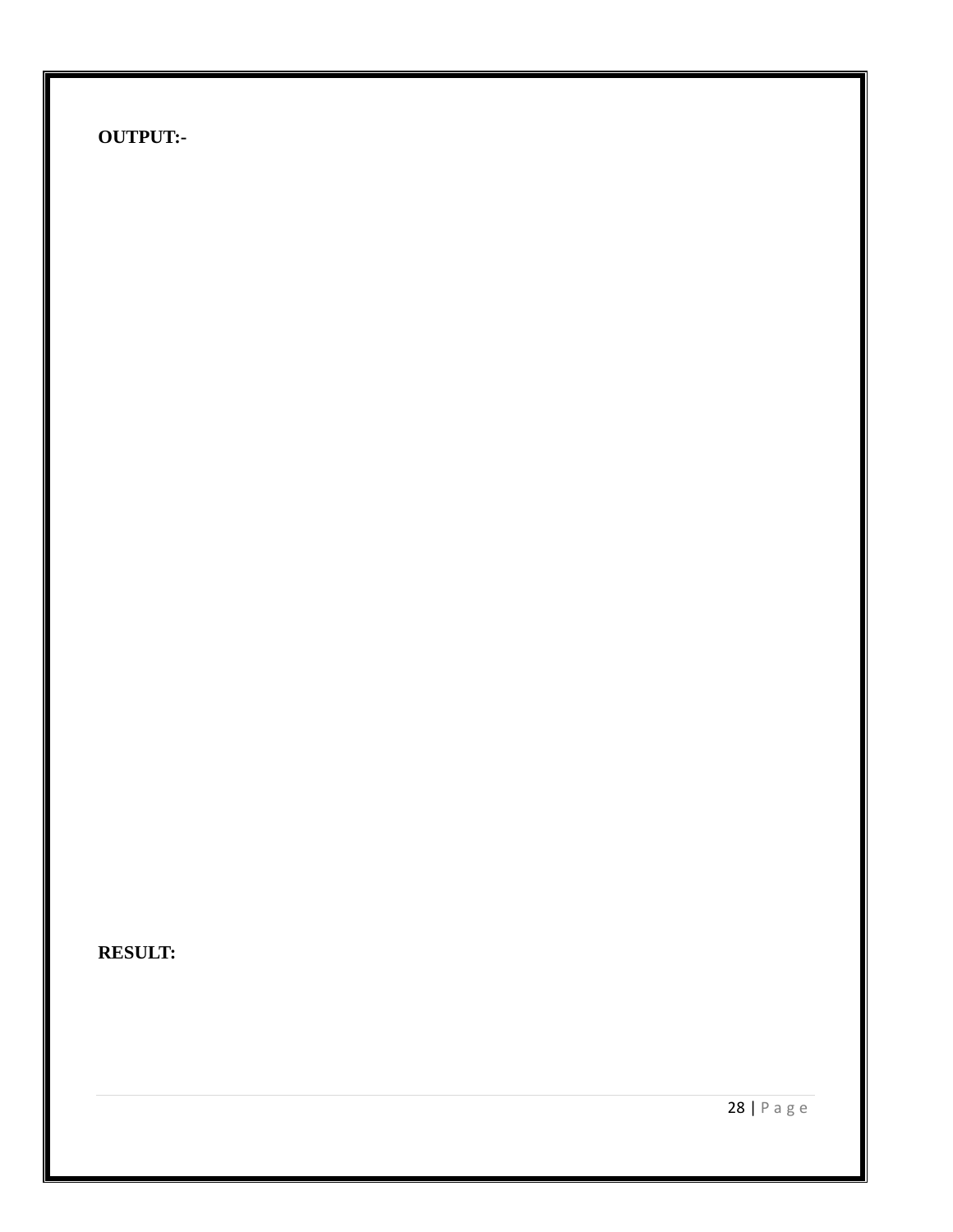**OUTPUT:-**

**RESULT:**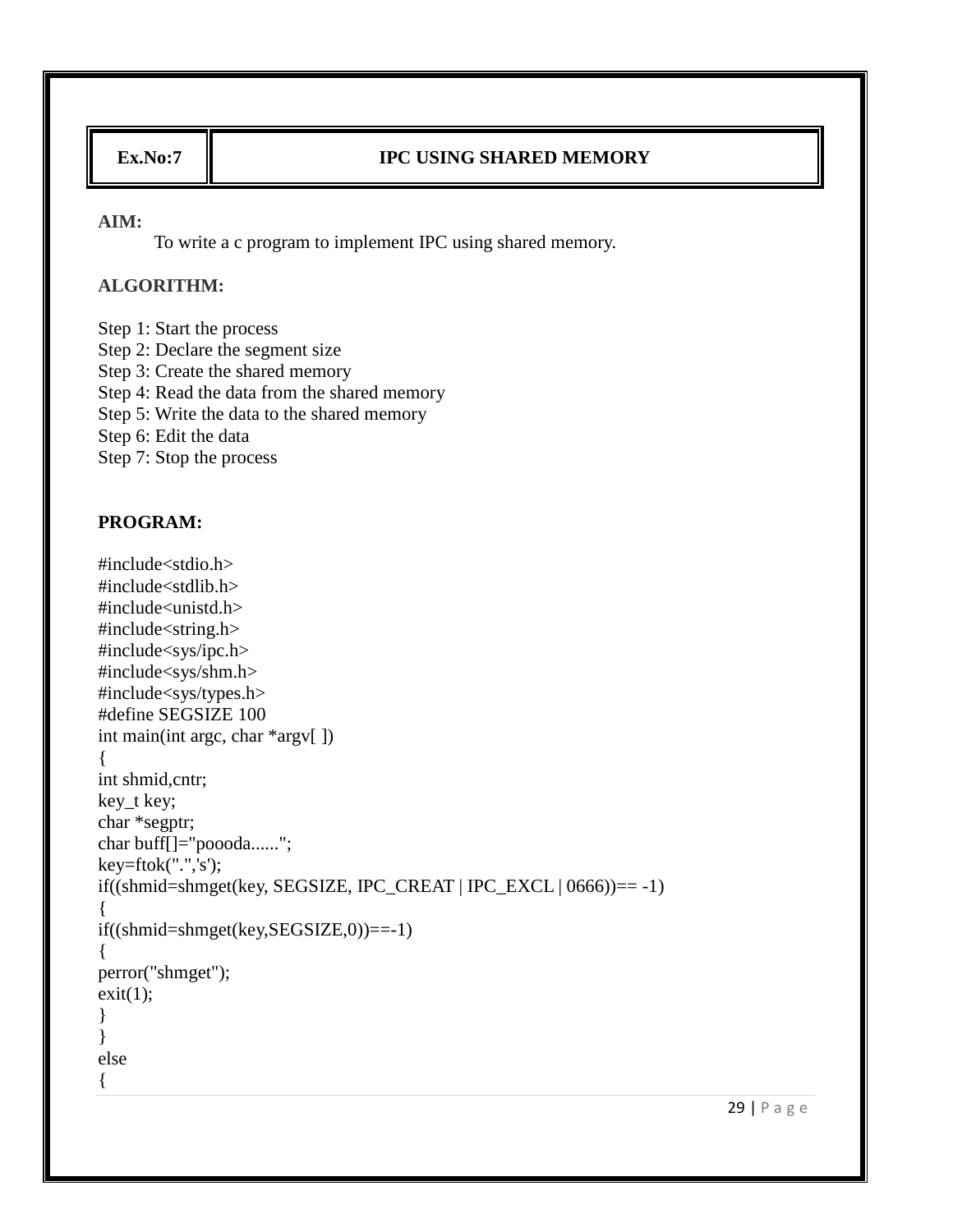| Ex.No:7 | IPC USING SHARED MEMORY |
|---|---|

**AIM:**

To write a c program to implement IPC using shared memory.

**ALGORITHM:**

Step 1: Start the process
Step 2: Declare the segment size
Step 3: Create the shared memory
Step 4: Read the data from the shared memory
Step 5: Write the data to the shared memory
Step 6: Edit the data
Step 7: Stop the process

**PROGRAM:**

```
#include<stdio.h>
#include<stdlib.h>
#include<unistd.h>
#include<string.h>
#include<sys/ipc.h>
#include<sys/shm.h>
#include<sys/types.h>
#define SEGSIZE 100
int main(int argc, char *argv[ ])
{
int shmid,cntr;
key_t key;
char *segptr;
char buff[]="poooda......";
key=ftok(".",'s');
if((shmid=shmget(key, SEGSIZE, IPC_CREAT | IPC_EXCL | 0666))== -1)
{
if((shmid=shmget(key,SEGSIZE,0))==-1)
{
perror("shmget");
exit(1);
}
}
else
{
```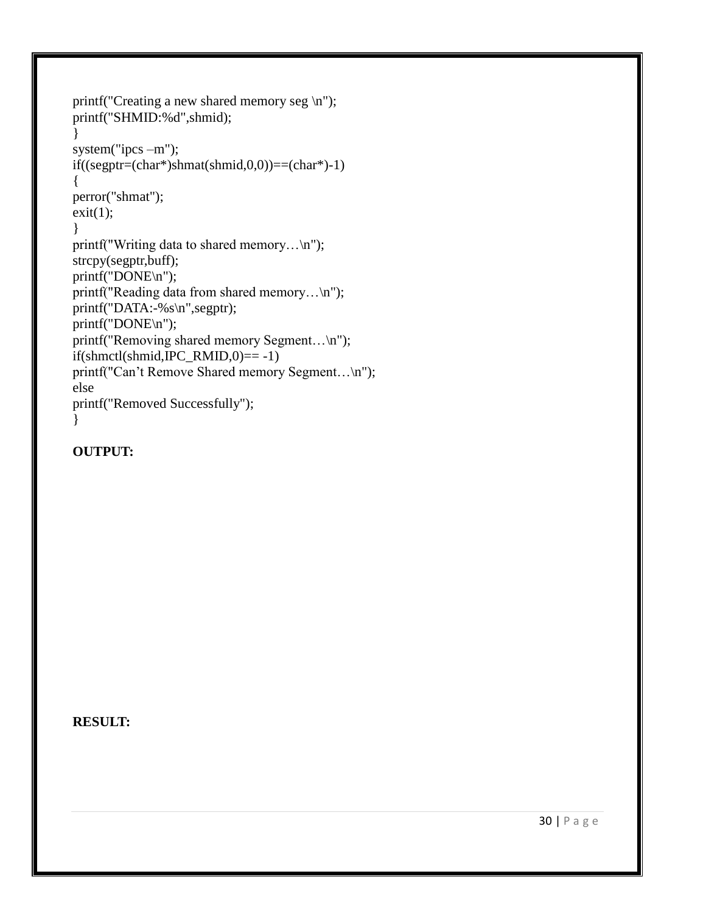```
printf("Creating a new shared memory seg \n");
printf("SHMID:%d",shmid);
}
system("ipcs –m");
if((segptr=(char*)shmat(shmid,0,0))==(char*)-1)
{
perror("shmat");
exit(1);
}
printf("Writing data to shared memory…\n");
strcpy(segptr,buff);
printf("DONE\n");
printf("Reading data from shared memory…\n");
printf("DATA:-%s\n",segptr);
printf("DONE\n");
printf("Removing shared memory Segment…\n");
if(shmctl(shmid,IPC_RMID,0)== -1)
printf("Can't Remove Shared memory Segment…\n");
else
printf("Removed Successfully");
}
```

**OUTPUT:**

**RESULT:**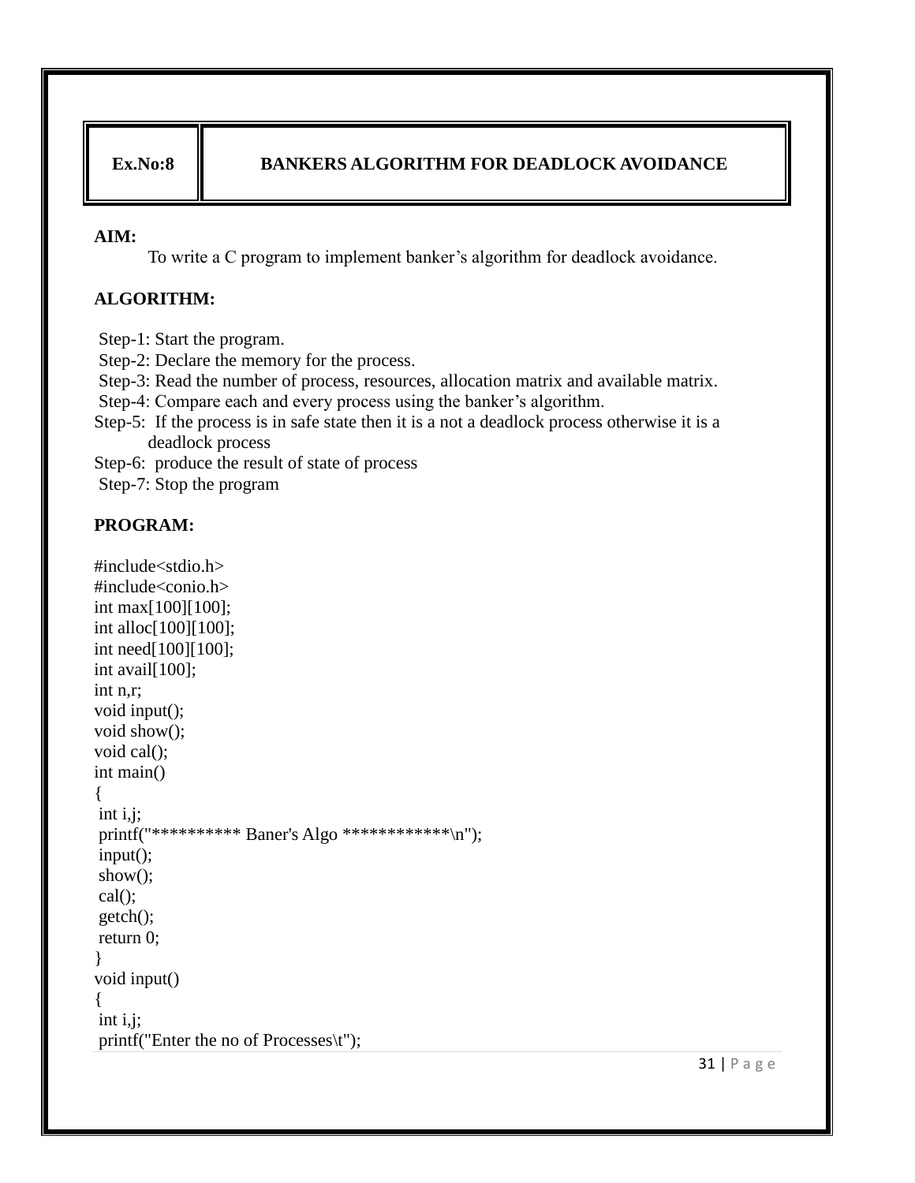| Ex.No:8 | BANKERS ALGORITHM FOR DEADLOCK AVOIDANCE |
|---|---|

**AIM:**

To write a C program to implement banker's algorithm for deadlock avoidance.

**ALGORITHM:**

Step-1: Start the program.
Step-2: Declare the memory for the process.
Step-3: Read the number of process, resources, allocation matrix and available matrix.
Step-4: Compare each and every process using the banker's algorithm.
Step-5: If the process is in safe state then it is a not a deadlock process otherwise it is a deadlock process
Step-6: produce the result of state of process
Step-7: Stop the program

**PROGRAM:**

```
#include<stdio.h>
#include<conio.h>
int max[100][100];
int alloc[100][100];
int need[100][100];
int avail[100];
int n,r;
void input();
void show();
void cal();
int main()
{
 int i,j;
 printf("********** Baner's Algo ************\n");
 input();
 show();
 cal();
 getch();
 return 0;
}
void input()
{
 int i,j;
 printf("Enter the no of Processes\t");
```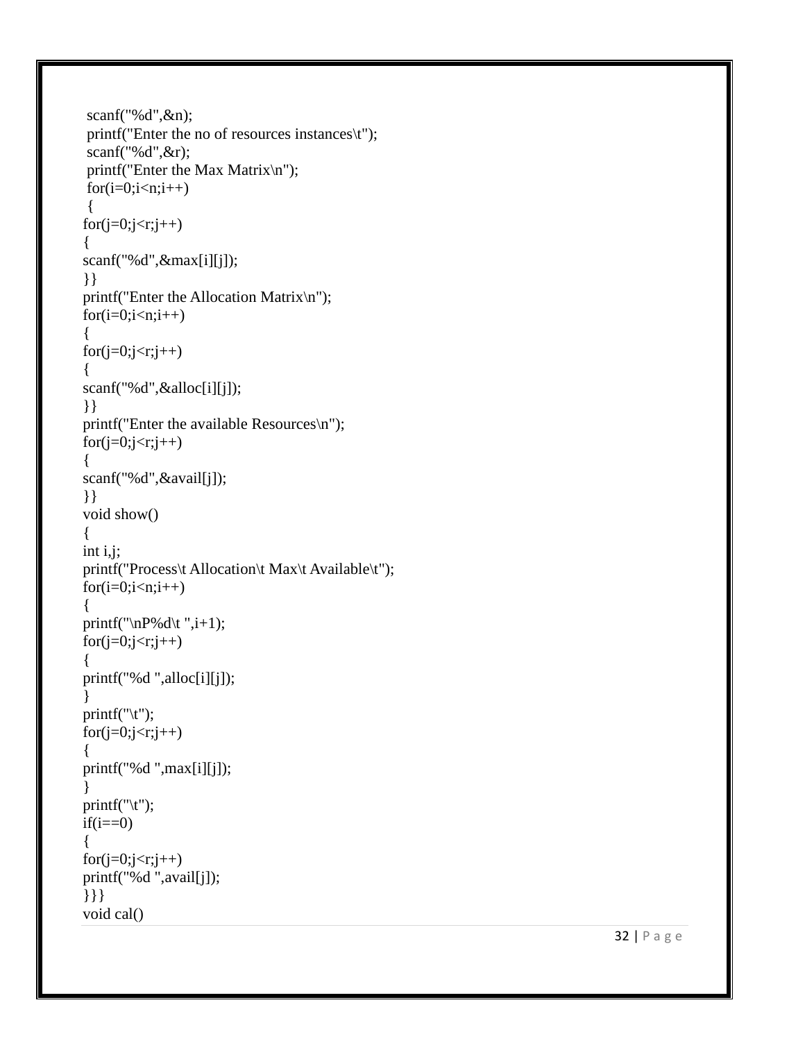```
 scanf("%d",&n);
 printf("Enter the no of resources instances\t");
 scanf("%d",&r);
 printf("Enter the Max Matrix\n");
 for(i=0;i<n;i++)
 {
for(j=0;j<r;j++)
{
scanf("%d",&max[i][j]);
}}
printf("Enter the Allocation Matrix\n");
for(i=0;i<n;i++)
{
for(j=0;j<r;j++)
{
scanf("%d",&alloc[i][j]);
}}
printf("Enter the available Resources\n");
for(j=0;j<r;j++)
{
scanf("%d",&avail[j]);
}}
void show()
{
int i,j;
printf("Process\t Allocation\t Max\t Available\t");
for(i=0;i<n;i++)
{
printf("\nP%d\t ",i+1);
for(j=0;j<r;j++)
{
printf("%d ",alloc[i][j]);
}
printf("\t");
for(j=0;j<r;j++)
{
printf("%d ",max[i][j]);
}
printf("\t");
if(i==0)
{
for(j=0;j<r;j++)
printf("%d ",avail[j]);
}}}
void cal()
```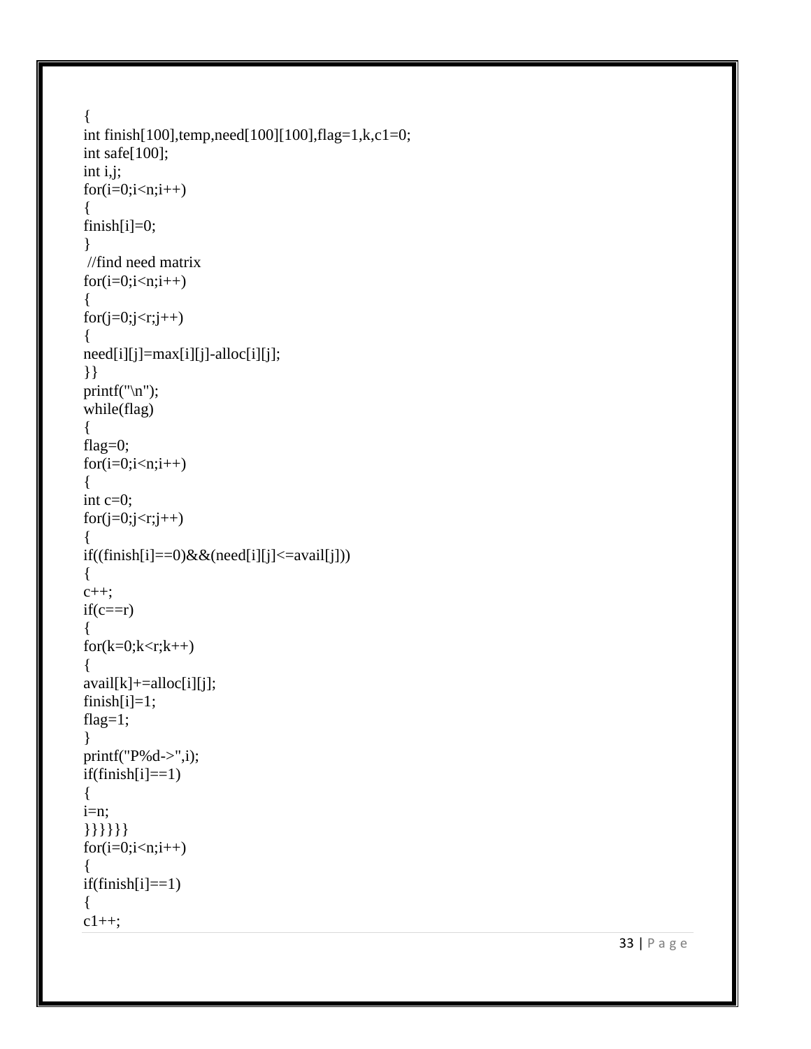```
{
int finish[100],temp,need[100][100],flag=1,k,c1=0;
int safe[100];
int i,j;
for(i=0;i<n;i++)
{
finish[i]=0;
}
 //find need matrix
for(i=0;i<n;i++)
{
for(j=0;j<r;j++)
{
need[i][j]=max[i][j]-alloc[i][j];
}}
printf("\n");
while(flag)
{
flag=0;
for(i=0;i<n;i++)
{
int c=0;
for(j=0;j<r;j++)
{
if((finish[i]==0)&&(need[i][j]<=avail[j]))
{
c++;
if(c==r)
{
for(k=0;k<r;k++)
{
avail[k]+=alloc[i][j];
finish[i]=1;
flag=1;
}
printf("P%d->",i);
if(finish[i]==1)
{
i=n;
}}}}}}
for(i=0;i<n;i++)
{
if(finish[i]==1)
{
c1++;
```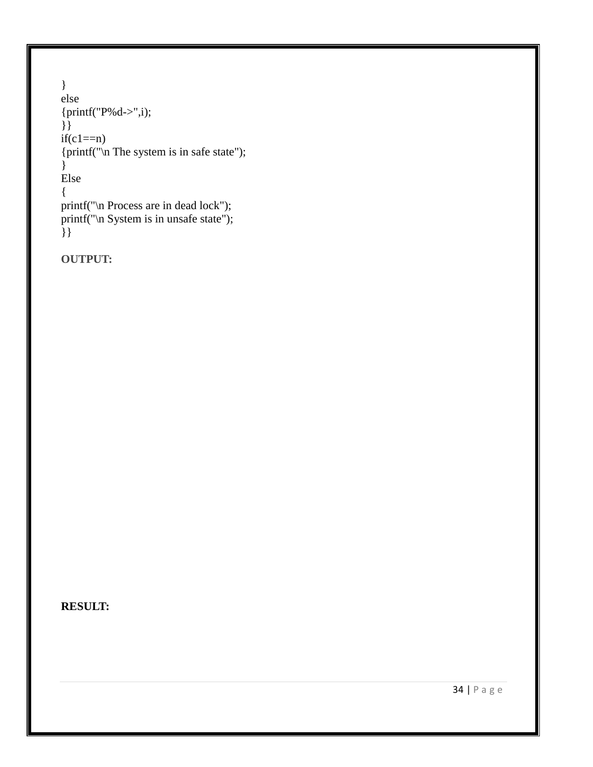```
}
else
{printf("P%d->",i);
}}
if(c1==n)
{printf("\n The system is in safe state");
}
Else
{
printf("\n Process are in dead lock");
printf("\n System is in unsafe state");
}}
```

**OUTPUT:**

**RESULT:**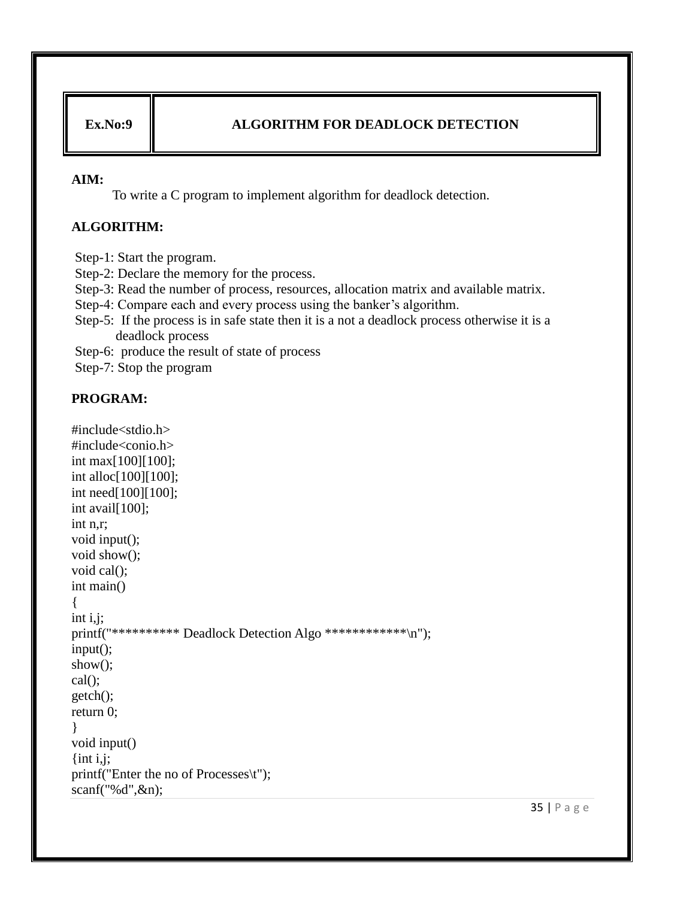| Ex.No:9 | ALGORITHM FOR DEADLOCK DETECTION |
|---|---|

**AIM:**

To write a C program to implement algorithm for deadlock detection.

**ALGORITHM:**

Step-1: Start the program.
Step-2: Declare the memory for the process.
Step-3: Read the number of process, resources, allocation matrix and available matrix.
Step-4: Compare each and every process using the banker's algorithm.
Step-5: If the process is in safe state then it is a not a deadlock process otherwise it is a deadlock process
Step-6: produce the result of state of process
Step-7: Stop the program

**PROGRAM:**

```
#include<stdio.h>
#include<conio.h>
int max[100][100];
int alloc[100][100];
int need[100][100];
int avail[100];
int n,r;
void input();
void show();
void cal();
int main()
{
int i,j;
printf("********** Deadlock Detection Algo ************\n");
input();
show();
cal();
getch();
return 0;
}
void input()
{int i,j;
printf("Enter the no of Processes\t");
scanf("%d",&n);
```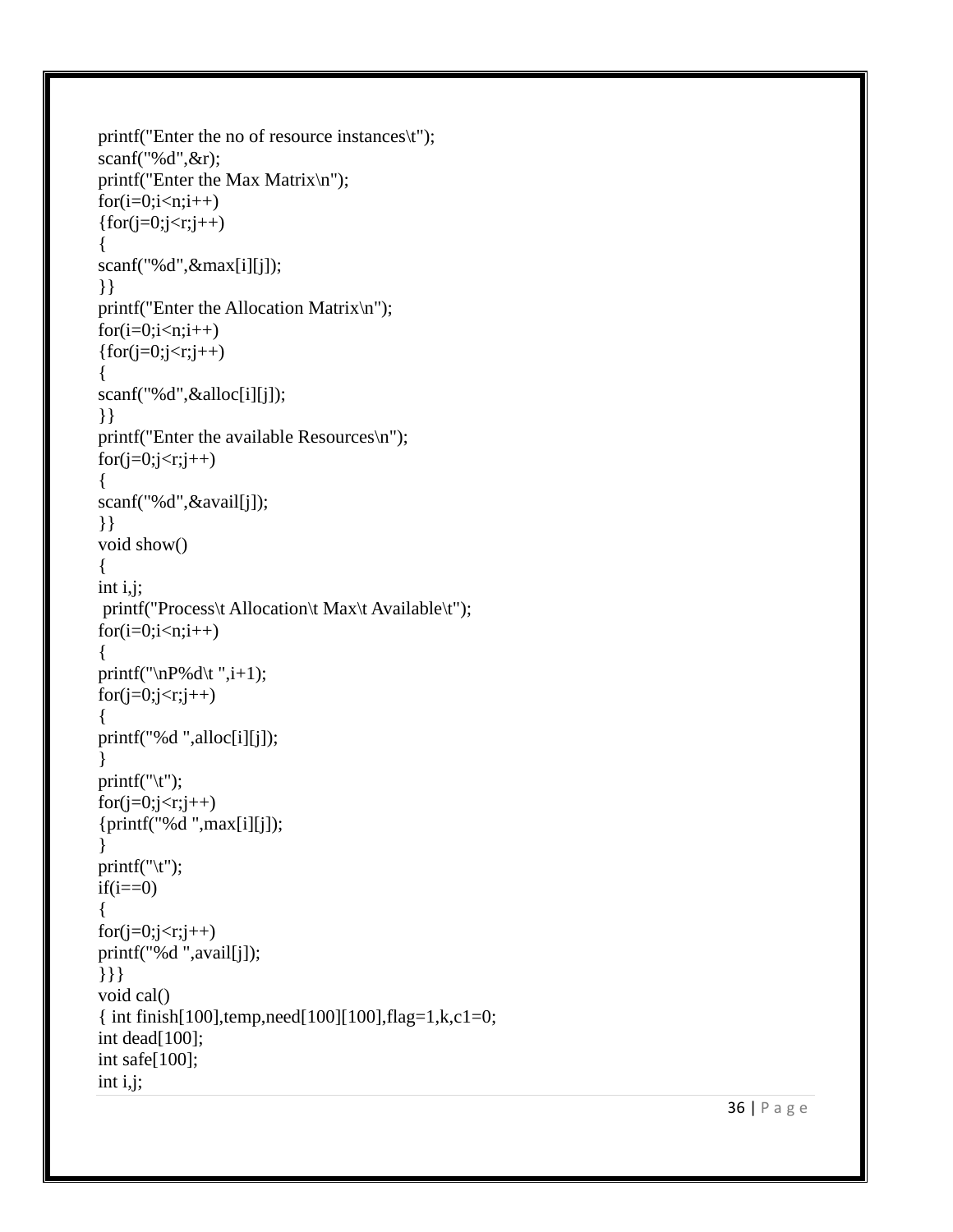```
printf("Enter the no of resource instances\t");
scanf("%d",&r);
printf("Enter the Max Matrix\n");
for(i=0;i<n;i++)
{for(j=0;j<r;j++)
{
scanf("%d",&max[i][j]);
}}
printf("Enter the Allocation Matrix\n");
for(i=0;i<n;i++)
{for(j=0;j<r;j++)
{
scanf("%d",&alloc[i][j]);
}}
printf("Enter the available Resources\n");
for(j=0;j<r;j++)
{
scanf("%d",&avail[j]);
}}
void show()
{
int i,j;
 printf("Process\t Allocation\t Max\t Available\t");
for(i=0;i<n;i++)
{
printf("\nP%d\t ",i+1);
for(j=0;j<r;j++)
{
printf("%d ",alloc[i][j]);
}
printf("\t");
for(j=0;j<r;j++)
{printf("%d ",max[i][j]);
}
printf("\t");
if(i==0)
{
for(j=0;j<r;j++)
printf("%d ",avail[j]);
}}}
void cal()
{ int finish[100],temp,need[100][100],flag=1,k,c1=0;
int dead[100];
int safe[100];
int i,j;
```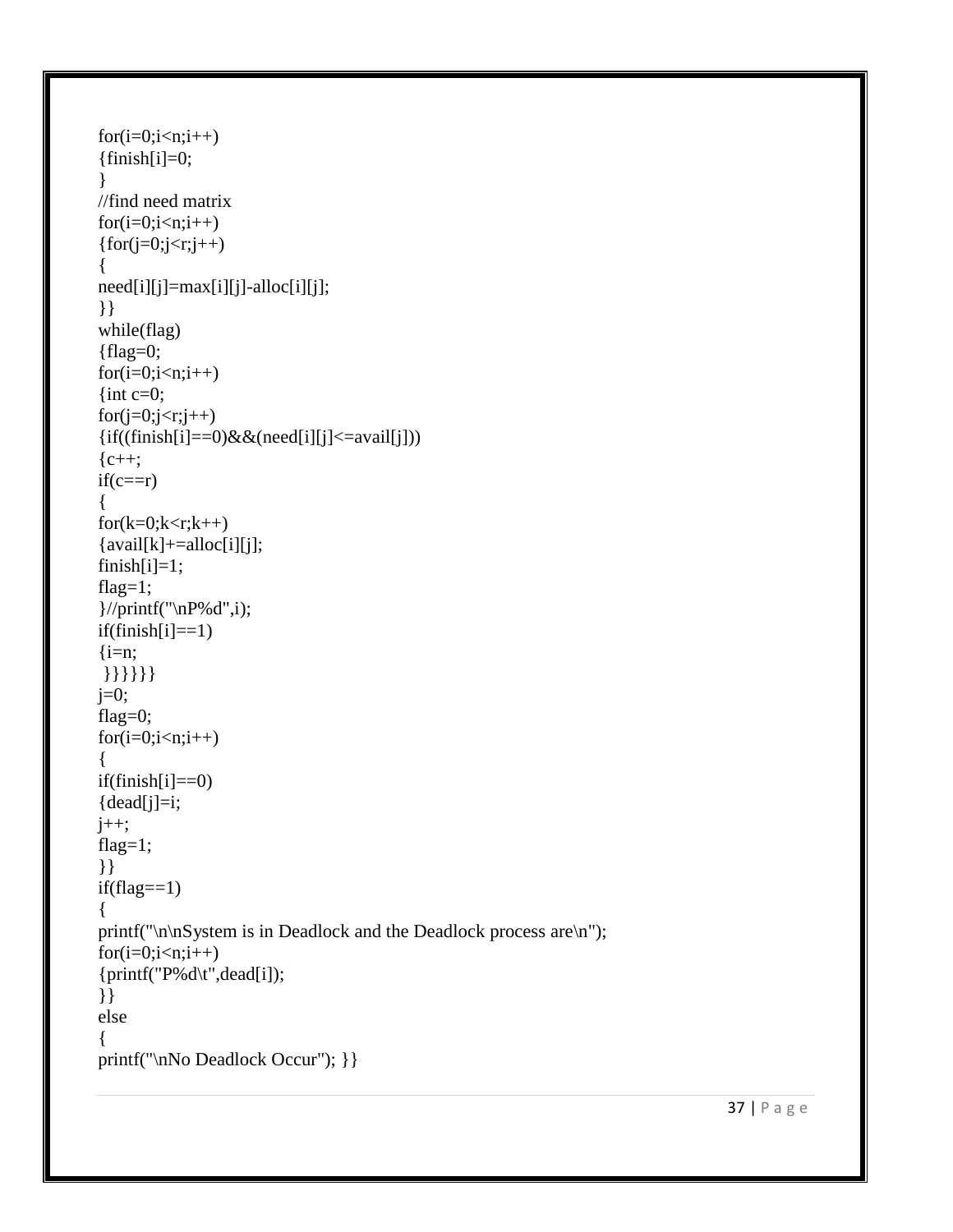```
for(i=0;i<n;i++)
{finish[i]=0;
}
//find need matrix
for(i=0;i<n;i++)
{for(j=0;j<r;j++)
{
need[i][j]=max[i][j]-alloc[i][j];
}}
while(flag)
{flag=0;
for(i=0;i<n;i++)
{int c=0;
for(j=0;j<r;j++)
{if((finish[i]==0)&&(need[i][j]<=avail[j]))
{c++;
if(c==r)
{
for(k=0;k<r;k++)
{avail[k]+=alloc[i][j];
finish[i]=1;
flag=1;
}//printf("\nP%d",i);
if(finish[i]==1)
{i=n;
 }}}}}}
j=0;
flag=0;
for(i=0;i<n;i++)
{
if(finish[i]==0)
{dead[j]=i;
j++;
flag=1;
}}
if(flag==1)
{
printf("\n\nSystem is in Deadlock and the Deadlock process are\n");
for(i=0;i<n;i++)
{printf("P%d\t",dead[i]);
}}
else
{
printf("\nNo Deadlock Occur"); }}
```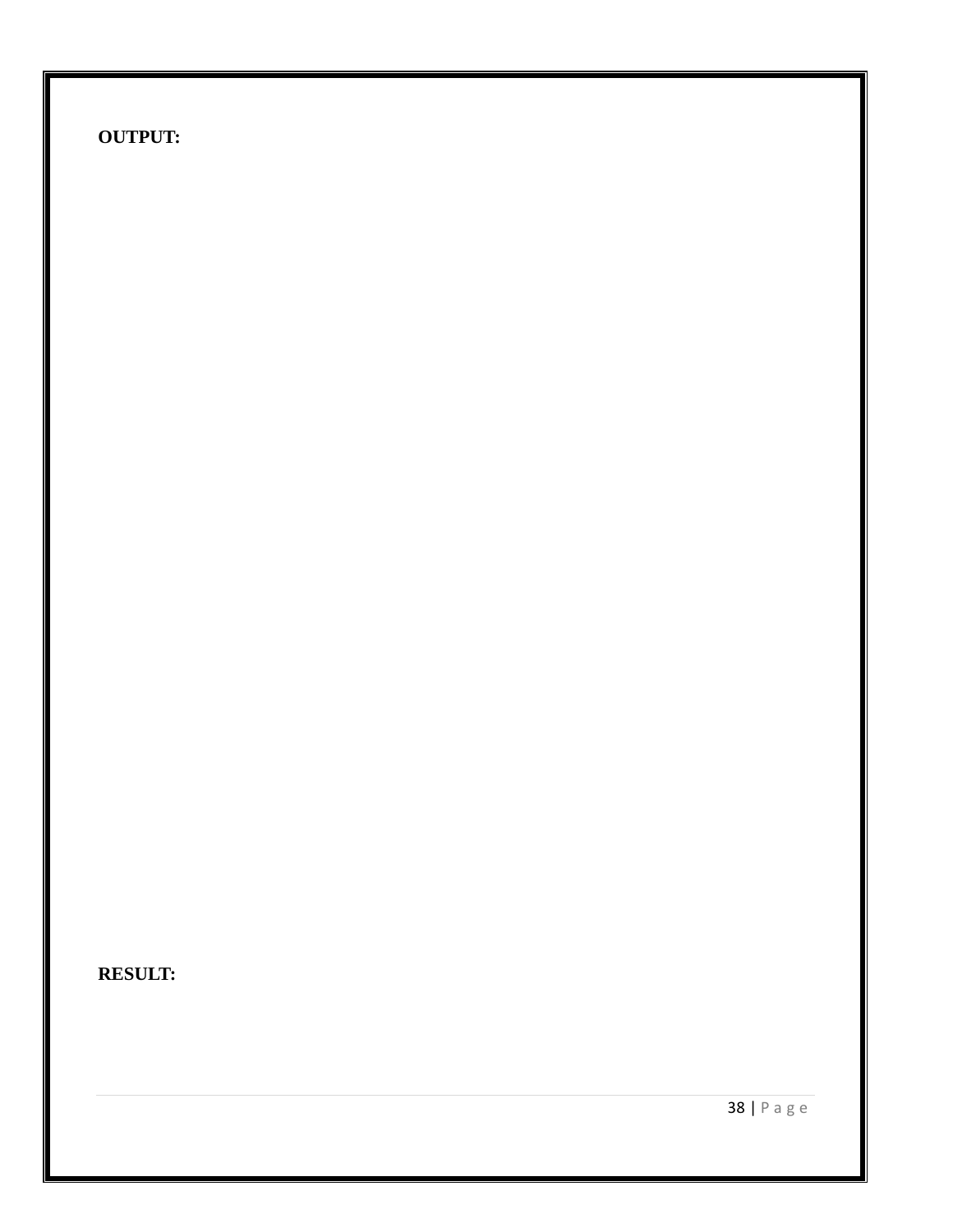**OUTPUT:**

**RESULT:**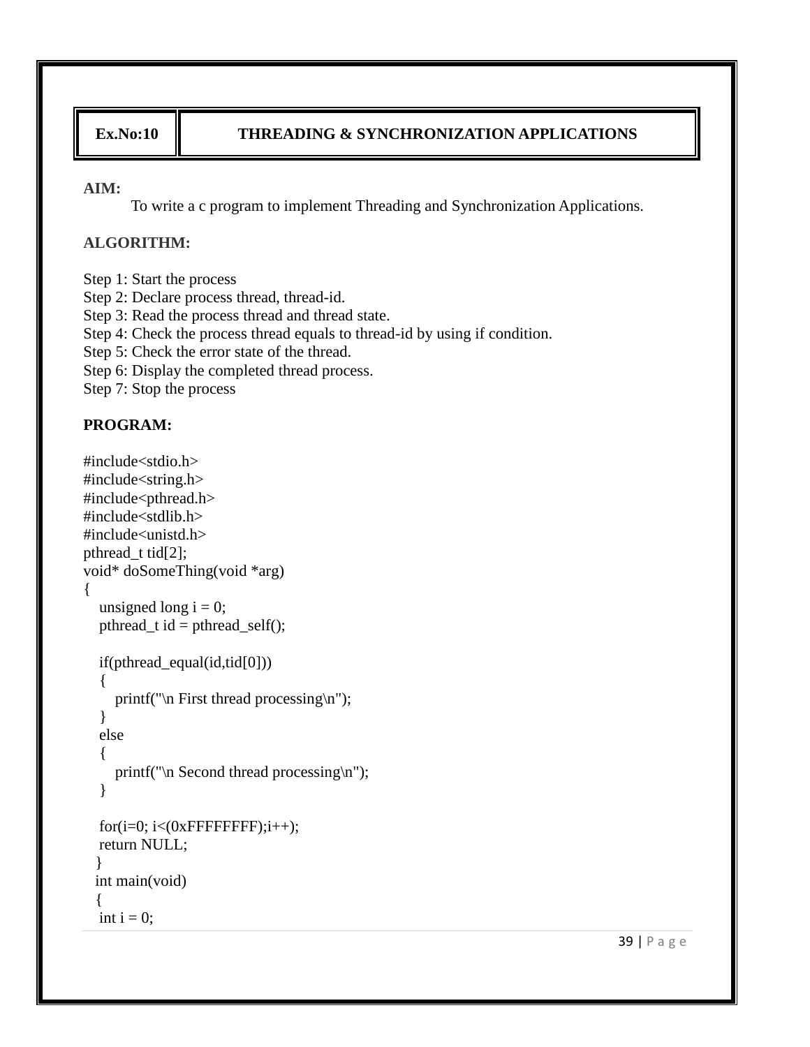| Ex.No:10 | THREADING & SYNCHRONIZATION APPLICATIONS |
|---|---|

**AIM:**

To write a c program to implement Threading and Synchronization Applications.

**ALGORITHM:**

Step 1: Start the process
Step 2: Declare process thread, thread-id.
Step 3: Read the process thread and thread state.
Step 4: Check the process thread equals to thread-id by using if condition.
Step 5: Check the error state of the thread.
Step 6: Display the completed thread process.
Step 7: Stop the process

**PROGRAM:**

```
#include<stdio.h>
#include<string.h>
#include<pthread.h>
#include<stdlib.h>
#include<unistd.h>
pthread_t tid[2];
void* doSomeThing(void *arg)
{
    unsigned long i = 0;
    pthread_t id = pthread_self();

    if(pthread_equal(id,tid[0]))
    {
        printf("\n First thread processing\n");
    }
    else
    {
        printf("\n Second thread processing\n");
    }

    for(i=0; i<(0xFFFFFFFF);i++);
    return NULL;
   }
   int main(void)
   {
    int i = 0;
```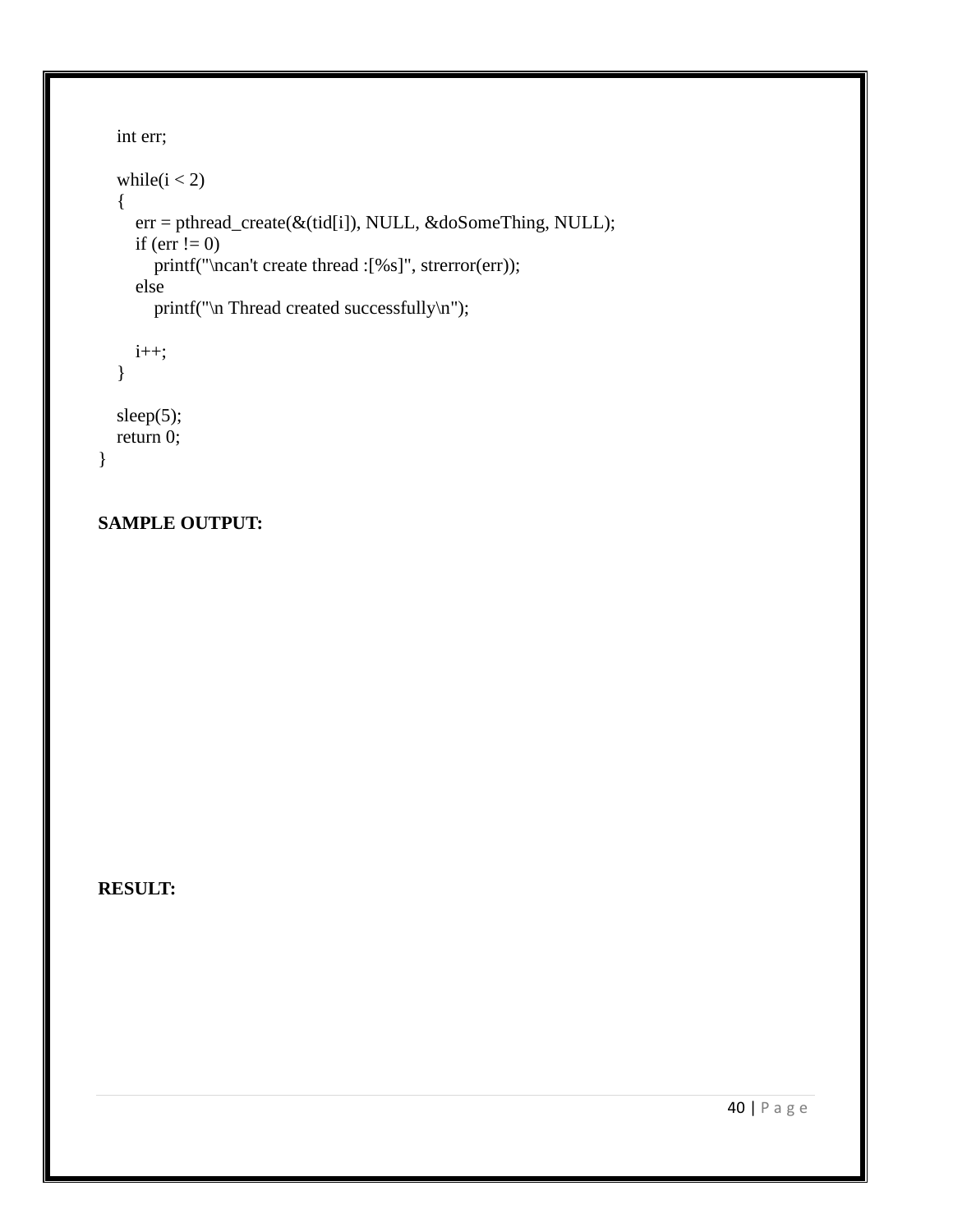```
    int err;

    while(i < 2)
    {
        err = pthread_create(&(tid[i]), NULL, &doSomeThing, NULL);
        if (err != 0)
            printf("\ncan't create thread :[%s]", strerror(err));
        else
            printf("\n Thread created successfully\n");

        i++;
    }

    sleep(5);
    return 0;
}
```

**SAMPLE OUTPUT:**

**RESULT:**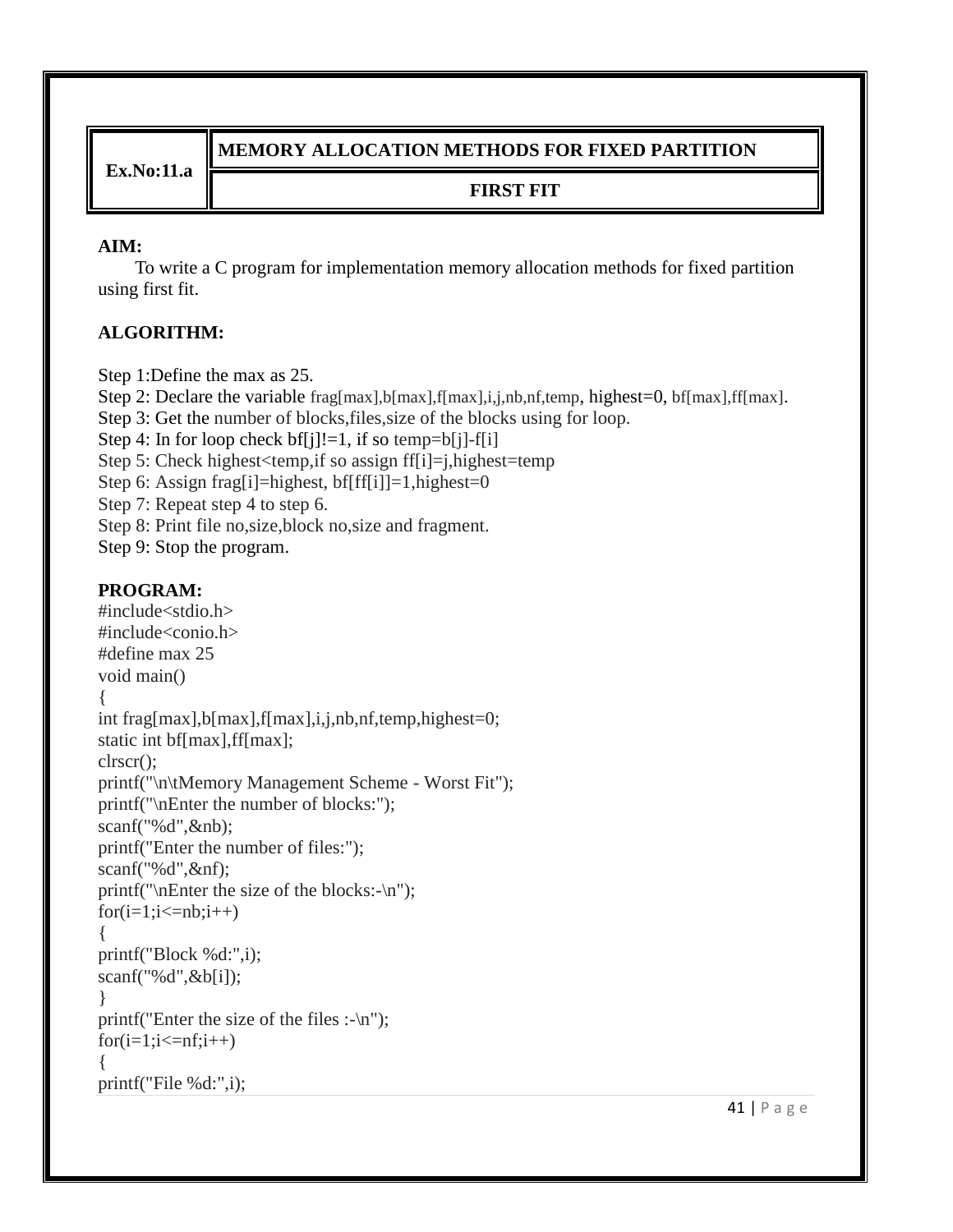| Ex.No:11.a | MEMORY ALLOCATION METHODS FOR FIXED PARTITION |
|---|---|
| | FIRST FIT |

**AIM:**

To write a C program for implementation memory allocation methods for fixed partition using first fit.

**ALGORITHM:**

Step 1:Define the max as 25.
Step 2: Declare the variable frag[max],b[max],f[max],i,j,nb,nf,temp, highest=0, bf[max],ff[max].
Step 3: Get the number of blocks,files,size of the blocks using for loop.
Step 4: In for loop check bf[j]!=1, if so temp=b[j]-f[i]
Step 5: Check highest<temp,if so assign ff[i]=j,highest=temp
Step 6: Assign frag[i]=highest, bf[ff[i]]=1,highest=0
Step 7: Repeat step 4 to step 6.
Step 8: Print file no,size,block no,size and fragment.
Step 9: Stop the program.

**PROGRAM:**

```
#include<stdio.h>
#include<conio.h>
#define max 25
void main()
{
int frag[max],b[max],f[max],i,j,nb,nf,temp,highest=0;
static int bf[max],ff[max];
clrscr();
printf("\n\tMemory Management Scheme - Worst Fit");
printf("\nEnter the number of blocks:");
scanf("%d",&nb);
printf("Enter the number of files:");
scanf("%d",&nf);
printf("\nEnter the size of the blocks:-\n");
for(i=1;i<=nb;i++)
{
printf("Block %d:",i);
scanf("%d",&b[i]);
}
printf("Enter the size of the files :-\n");
for(i=1;i<=nf;i++)
{
printf("File %d:",i);
```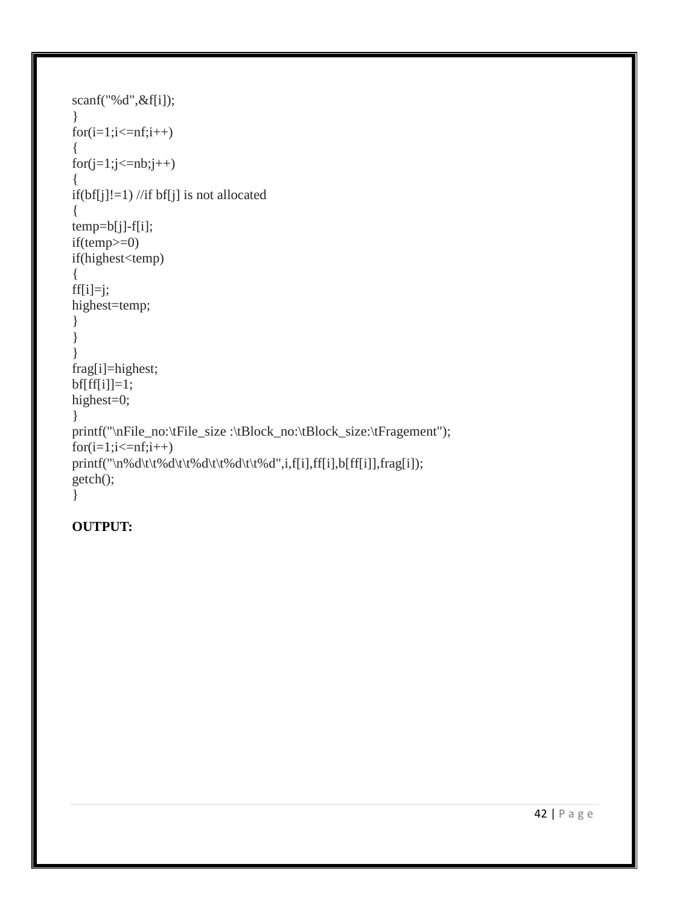```
scanf("%d",&f[i]);
}
for(i=1;i<=nf;i++)
{
for(j=1;j<=nb;j++)
{
if(bf[j]!=1) //if bf[j] is not allocated
{
temp=b[j]-f[i];
if(temp>=0)
if(highest<temp)
{
ff[i]=j;
highest=temp;
}
}
}
frag[i]=highest;
bf[ff[i]]=1;
highest=0;
}
printf("\nFile_no:\tFile_size :\tBlock_no:\tBlock_size:\tFragement");
for(i=1;i<=nf;i++)
printf("\n%d\t\t%d\t\t%d\t\t%d\t\t%d",i,f[i],ff[i],b[ff[i]],frag[i]);
getch();
}
```

**OUTPUT:**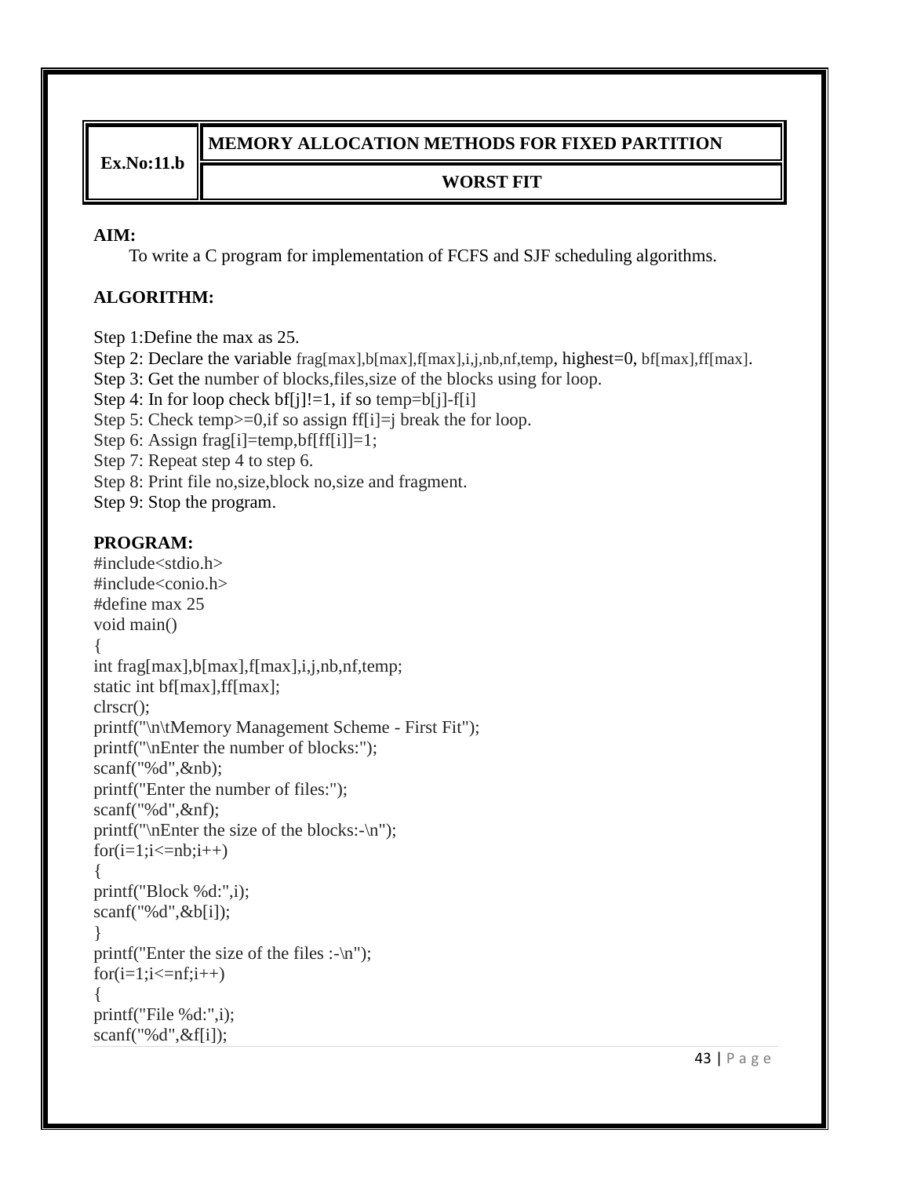| Ex.No:11.b | MEMORY ALLOCATION METHODS FOR FIXED PARTITION |
|---|---|
| | WORST FIT |

**AIM:**

To write a C program for implementation of FCFS and SJF scheduling algorithms.

**ALGORITHM:**

Step 1:Define the max as 25.
Step 2: Declare the variable frag[max],b[max],f[max],i,j,nb,nf,temp, highest=0, bf[max],ff[max].
Step 3: Get the number of blocks,files,size of the blocks using for loop.
Step 4: In for loop check bf[j]!=1, if so temp=b[j]-f[i]
Step 5: Check temp>=0,if so assign ff[i]=j break the for loop.
Step 6: Assign frag[i]=temp,bf[ff[i]]=1;
Step 7: Repeat step 4 to step 6.
Step 8: Print file no,size,block no,size and fragment.
Step 9: Stop the program.

**PROGRAM:**

```
#include<stdio.h>
#include<conio.h>
#define max 25
void main()
{
int frag[max],b[max],f[max],i,j,nb,nf,temp;
static int bf[max],ff[max];
clrscr();
printf("\n\tMemory Management Scheme - First Fit");
printf("\nEnter the number of blocks:");
scanf("%d",&nb);
printf("Enter the number of files:");
scanf("%d",&nf);
printf("\nEnter the size of the blocks:-\n");
for(i=1;i<=nb;i++)
{
printf("Block %d:",i);
scanf("%d",&b[i]);
}
printf("Enter the size of the files :-\n");
for(i=1;i<=nf;i++)
{
printf("File %d:",i);
scanf("%d",&f[i]);
```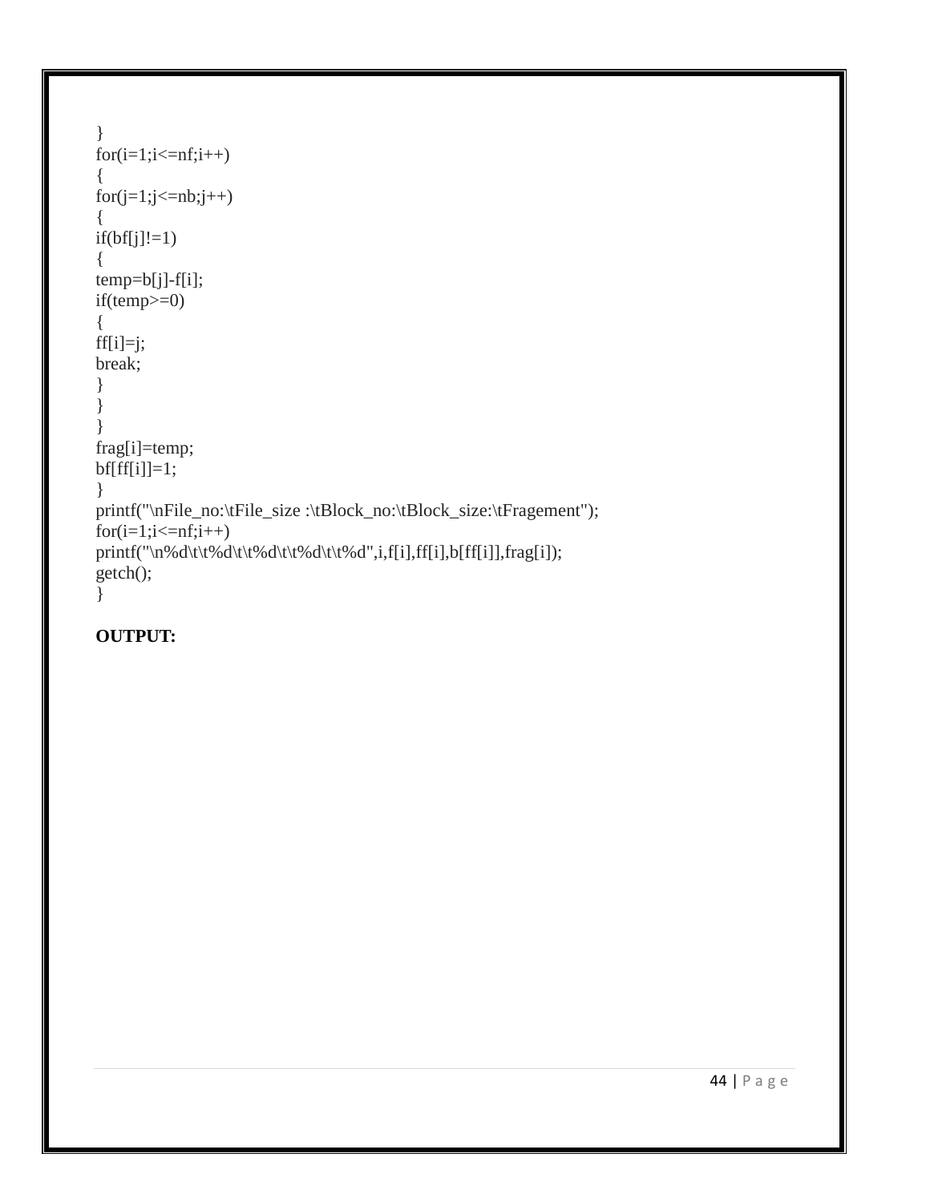```
}
for(i=1;i<=nf;i++)
{
for(j=1;j<=nb;j++)
{
if(bf[j]!=1)
{
temp=b[j]-f[i];
if(temp>=0)
{
ff[i]=j;
break;
}
}
}
frag[i]=temp;
bf[ff[i]]=1;
}
printf("\nFile_no:\tFile_size :\tBlock_no:\tBlock_size:\tFragement");
for(i=1;i<=nf;i++)
printf("\n%d\t\t%d\t\t%d\t\t%d\t\t%d",i,f[i],ff[i],b[ff[i]],frag[i]);
getch();
}
```

**OUTPUT:**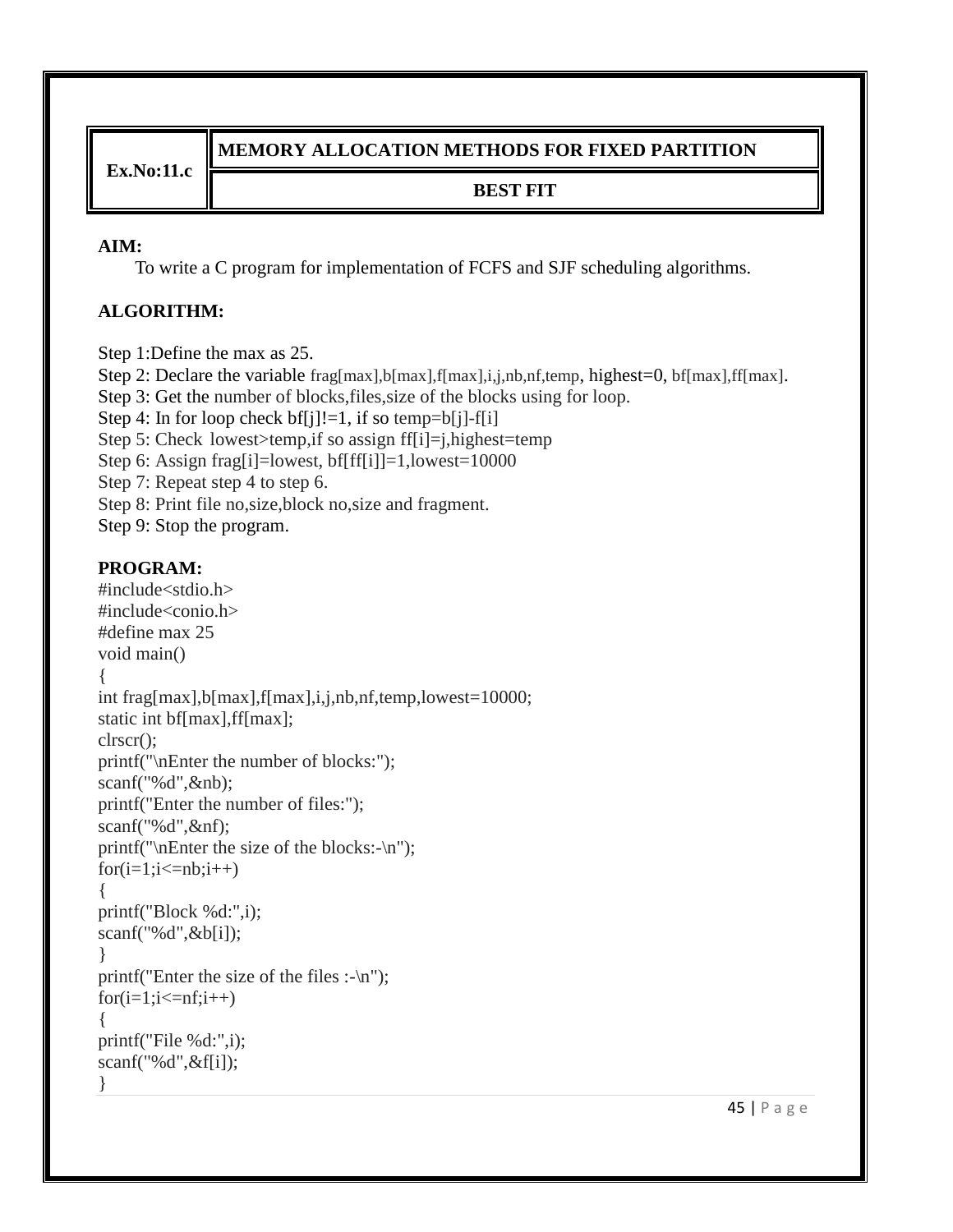| Ex.No:11.c | MEMORY ALLOCATION METHODS FOR FIXED PARTITION |
|---|---|
| | BEST FIT |

**AIM:**

To write a C program for implementation of FCFS and SJF scheduling algorithms.

**ALGORITHM:**

Step 1:Define the max as 25.
Step 2: Declare the variable frag[max],b[max],f[max],i,j,nb,nf,temp, highest=0, bf[max],ff[max].
Step 3: Get the number of blocks,files,size of the blocks using for loop.
Step 4: In for loop check bf[j]!=1, if so temp=b[j]-f[i]
Step 5: Check lowest>temp,if so assign ff[i]=j,highest=temp
Step 6: Assign frag[i]=lowest, bf[ff[i]]=1,lowest=10000
Step 7: Repeat step 4 to step 6.
Step 8: Print file no,size,block no,size and fragment.
Step 9: Stop the program.

**PROGRAM:**

```
#include<stdio.h>
#include<conio.h>
#define max 25
void main()
{
int frag[max],b[max],f[max],i,j,nb,nf,temp,lowest=10000;
static int bf[max],ff[max];
clrscr();
printf("\nEnter the number of blocks:");
scanf("%d",&nb);
printf("Enter the number of files:");
scanf("%d",&nf);
printf("\nEnter the size of the blocks:-\n");
for(i=1;i<=nb;i++)
{
printf("Block %d:",i);
scanf("%d",&b[i]);
}
printf("Enter the size of the files :-\n");
for(i=1;i<=nf;i++)
{
printf("File %d:",i);
scanf("%d",&f[i]);
}
```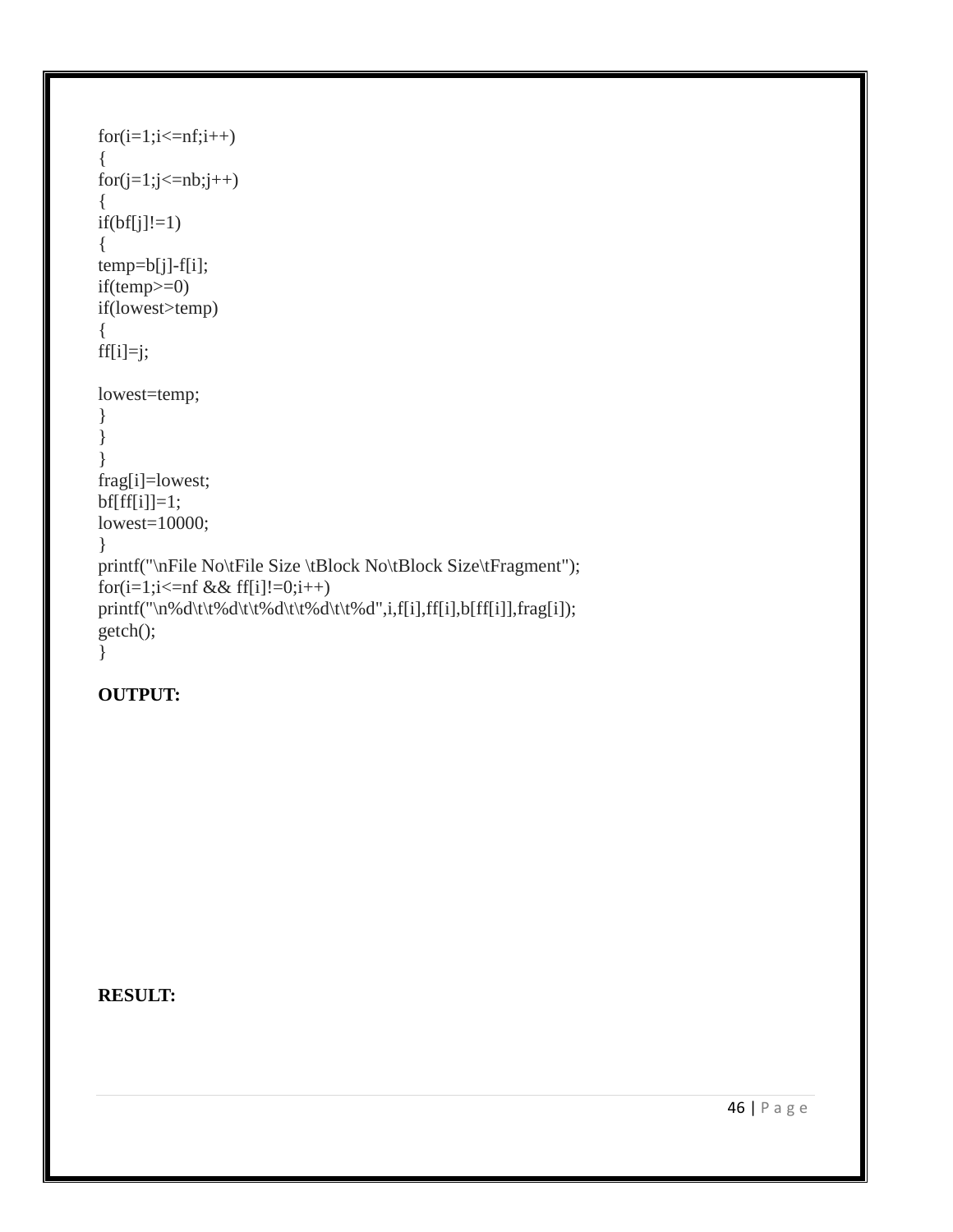```
for(i=1;i<=nf;i++)
{
for(j=1;j<=nb;j++)
{
if(bf[j]!=1)
{
temp=b[j]-f[i];
if(temp>=0)
if(lowest>temp)
{
ff[i]=j;

lowest=temp;
}
}
}
frag[i]=lowest;
bf[ff[i]]=1;
lowest=10000;
}
printf("\nFile No\tFile Size \tBlock No\tBlock Size\tFragment");
for(i=1;i<=nf && ff[i]!=0;i++)
printf("\n%d\t\t%d\t\t%d\t\t%d\t\t%d",i,f[i],ff[i],b[ff[i]],frag[i]);
getch();
}
```

**OUTPUT:**

**RESULT:**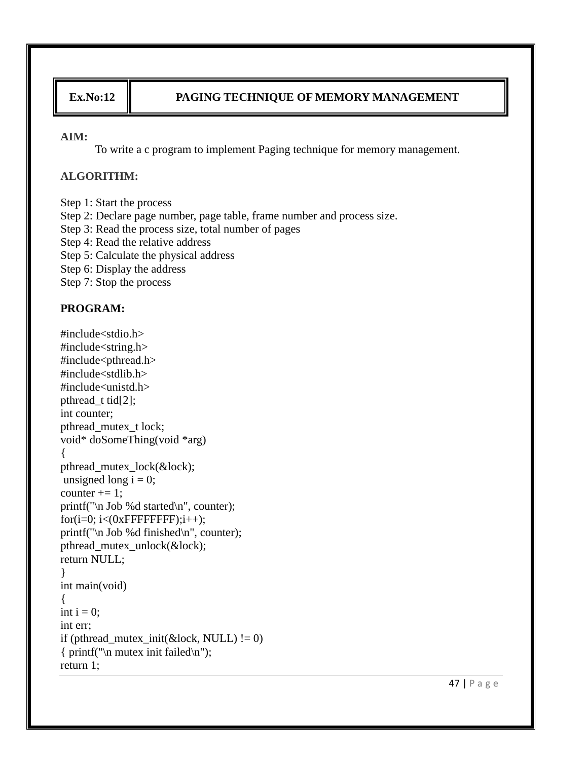| Ex.No:12 | PAGING TECHNIQUE OF MEMORY MANAGEMENT |
| --- | --- |

**AIM:**

To write a c program to implement Paging technique for memory management.

**ALGORITHM:**

Step 1: Start the process
Step 2: Declare page number, page table, frame number and process size.
Step 3: Read the process size, total number of pages
Step 4: Read the relative address
Step 5: Calculate the physical address
Step 6: Display the address
Step 7: Stop the process

**PROGRAM:**

```
#include<stdio.h>
#include<string.h>
#include<pthread.h>
#include<stdlib.h>
#include<unistd.h>
pthread_t tid[2];
int counter;
pthread_mutex_t lock;
void* doSomeThing(void *arg)
{
pthread_mutex_lock(&lock);
 unsigned long i = 0;
counter += 1;
printf("\n Job %d started\n", counter);
for(i=0; i<(0xFFFFFFFF);i++);
printf("\n Job %d finished\n", counter);
pthread_mutex_unlock(&lock);
return NULL;
}
int main(void)
{
int i = 0;
int err;
if (pthread_mutex_init(&lock, NULL) != 0)
{ printf("\n mutex init failed\n");
return 1;
```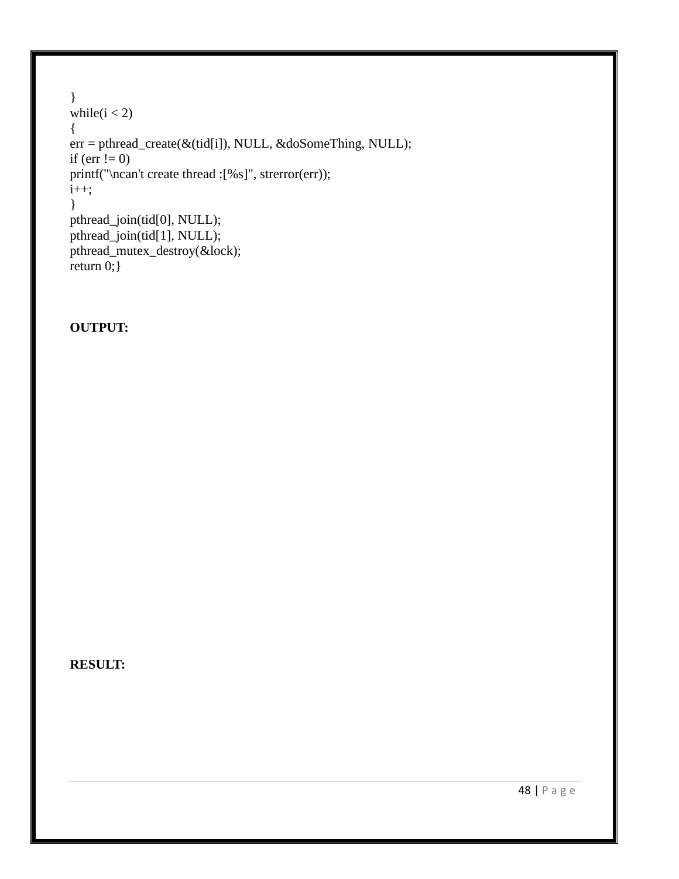```
}
while(i < 2)
{
err = pthread_create(&(tid[i]), NULL, &doSomeThing, NULL);
if (err != 0)
printf("\ncan't create thread :[%s]", strerror(err));
i++;
}
pthread_join(tid[0], NULL);
pthread_join(tid[1], NULL);
pthread_mutex_destroy(&lock);
return 0;}
```

**OUTPUT:**

**RESULT:**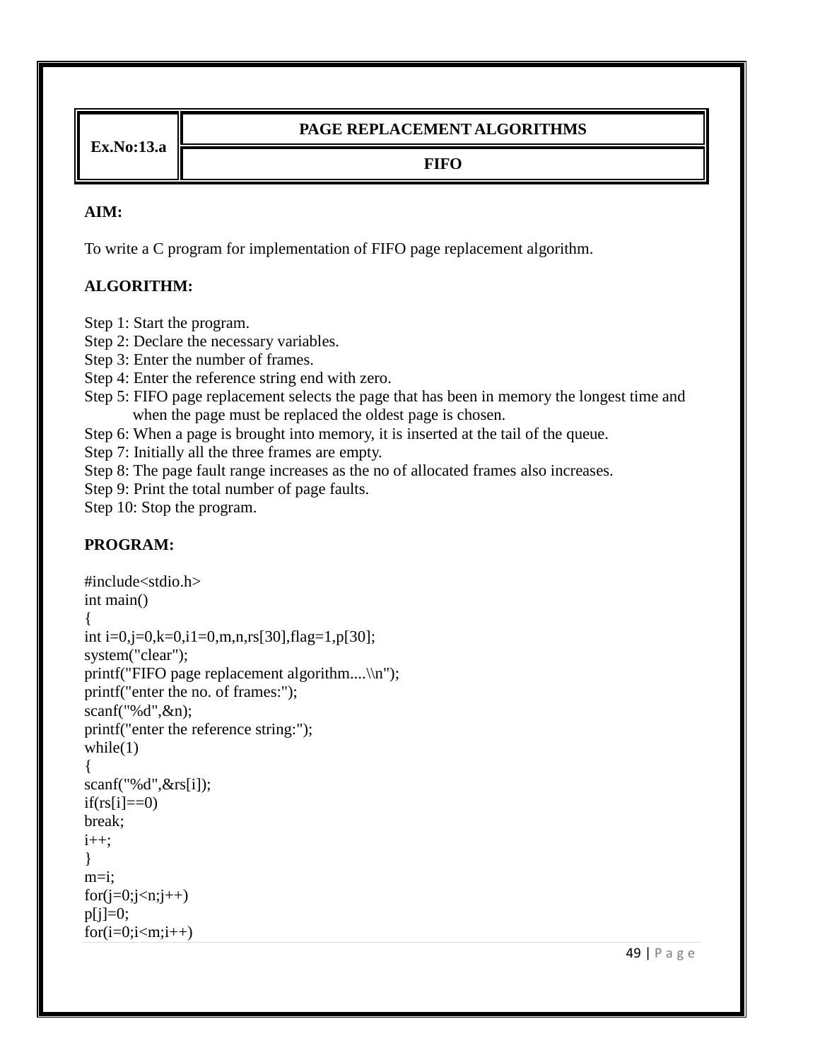| Ex.No:13.a | PAGE REPLACEMENT ALGORITHMS |
|---|---|
| | FIFO |

**AIM:**

To write a C program for implementation of FIFO page replacement algorithm.

**ALGORITHM:**

Step 1: Start the program.
Step 2: Declare the necessary variables.
Step 3: Enter the number of frames.
Step 4: Enter the reference string end with zero.
Step 5: FIFO page replacement selects the page that has been in memory the longest time and when the page must be replaced the oldest page is chosen.
Step 6: When a page is brought into memory, it is inserted at the tail of the queue.
Step 7: Initially all the three frames are empty.
Step 8: The page fault range increases as the no of allocated frames also increases.
Step 9: Print the total number of page faults.
Step 10: Stop the program.

**PROGRAM:**

```
#include<stdio.h>
int main()
{
int i=0,j=0,k=0,i1=0,m,n,rs[30],flag=1,p[30];
system("clear");
printf("FIFO page replacement algorithm....\\n");
printf("enter the no. of frames:");
scanf("%d",&n);
printf("enter the reference string:");
while(1)
{
scanf("%d",&rs[i]);
if(rs[i]==0)
break;
i++;
}
m=i;
for(j=0;j<n;j++)
p[j]=0;
for(i=0;i<m;i++)
```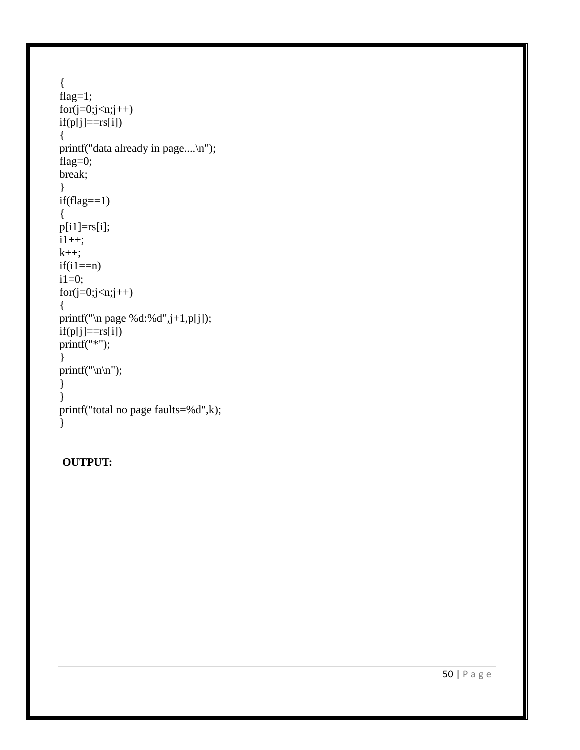```
{
flag=1;
for(j=0;j<n;j++)
if(p[j]==rs[i])
{
printf("data already in page....\n");
flag=0;
break;
}
if(flag==1)
{
p[i1]=rs[i];
i1++;
k++;
if(i1==n)
i1=0;
for(j=0;j<n;j++)
{
printf("\n page %d:%d",j+1,p[j]);
if(p[j]==rs[i])
printf("*");
}
printf("\n\n");
}
}
printf("total no page faults=%d",k);
}
```

**OUTPUT:**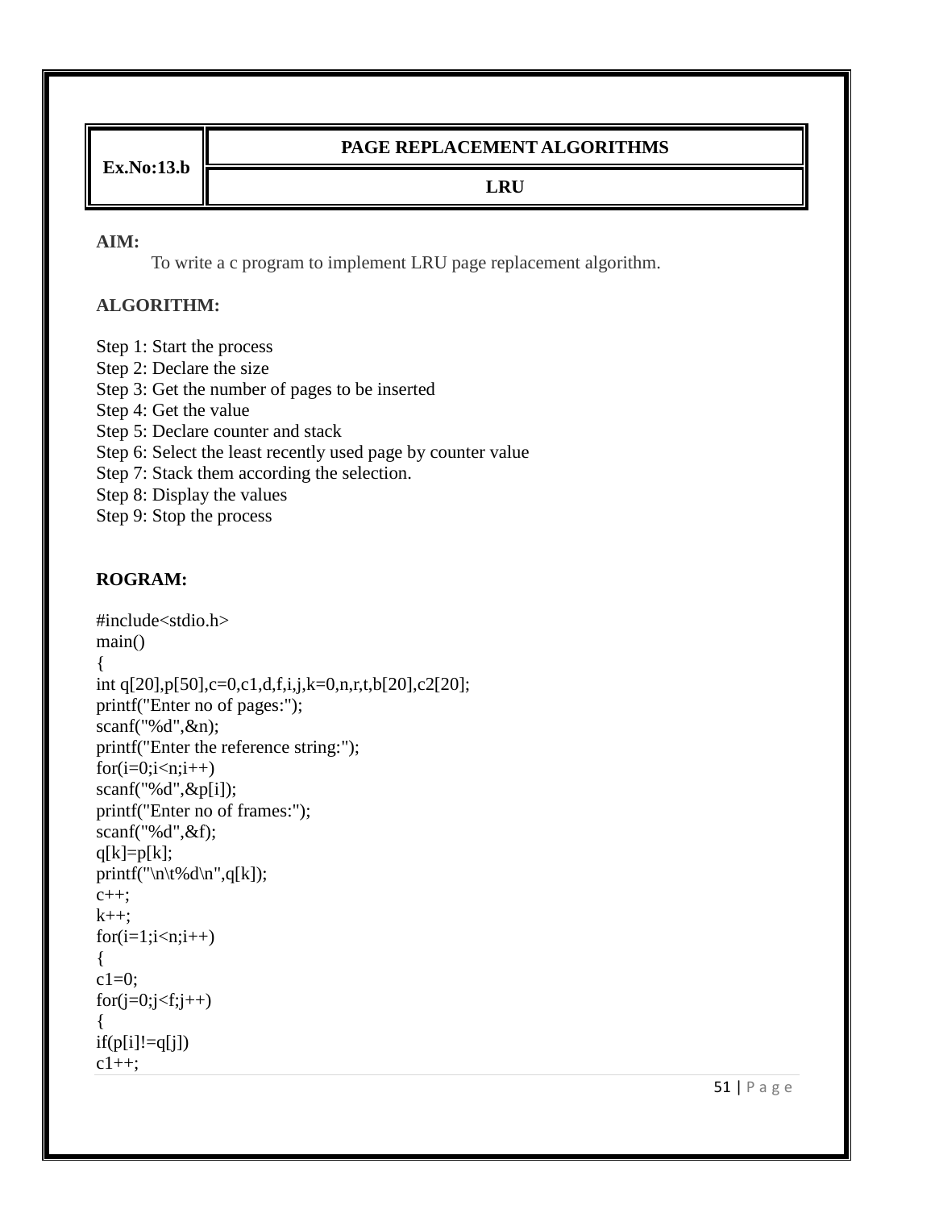| Ex.No:13.b | PAGE REPLACEMENT ALGORITHMS |
|---|---|
| | LRU |

**AIM:**

To write a c program to implement LRU page replacement algorithm.

**ALGORITHM:**

Step 1: Start the process
Step 2: Declare the size
Step 3: Get the number of pages to be inserted
Step 4: Get the value
Step 5: Declare counter and stack
Step 6: Select the least recently used page by counter value
Step 7: Stack them according the selection.
Step 8: Display the values
Step 9: Stop the process

**ROGRAM:**

```
#include<stdio.h>
main()
{
int q[20],p[50],c=0,c1,d,f,i,j,k=0,n,r,t,b[20],c2[20];
printf("Enter no of pages:");
scanf("%d",&n);
printf("Enter the reference string:");
for(i=0;i<n;i++)
scanf("%d",&p[i]);
printf("Enter no of frames:");
scanf("%d",&f);
q[k]=p[k];
printf("\n\t%d\n",q[k]);
c++;
k++;
for(i=1;i<n;i++)
{
c1=0;
for(j=0;j<f;j++)
{
if(p[i]!=q[j])
c1++;
```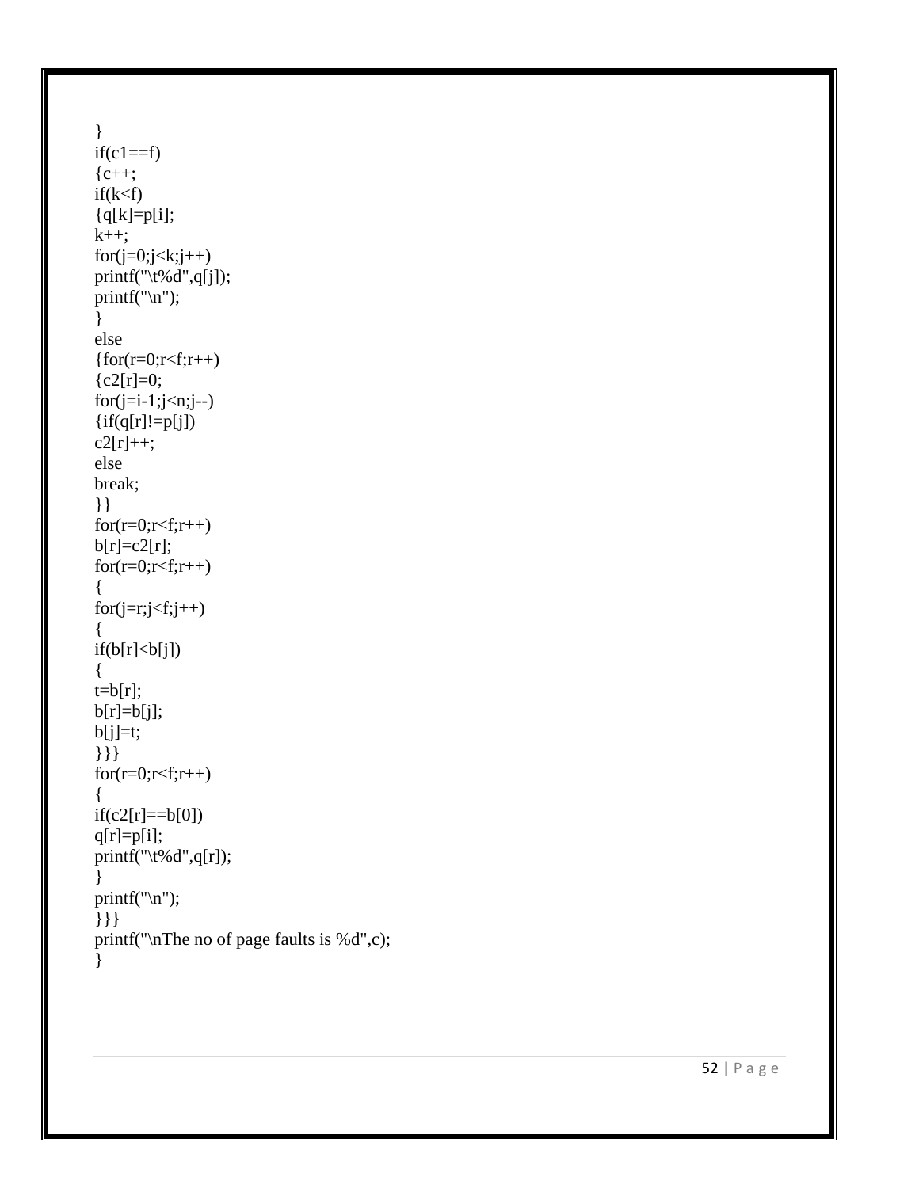```
}
if(c1==f)
{c++;
if(k<f)
{q[k]=p[i];
k++;
for(j=0;j<k;j++)
printf("\t%d",q[j]);
printf("\n");
}
else
{for(r=0;r<f;r++)
{c2[r]=0;
for(j=i-1;j<n;j--)
{if(q[r]!=p[j])
c2[r]++;
else
break;
}}
for(r=0;r<f;r++)
b[r]=c2[r];
for(r=0;r<f;r++)
{
for(j=r;j<f;j++)
{
if(b[r]<b[j])
{
t=b[r];
b[r]=b[j];
b[j]=t;
}}}
for(r=0;r<f;r++)
{
if(c2[r]==b[0])
q[r]=p[i];
printf("\t%d",q[r]);
}
printf("\n");
}}}
printf("\nThe no of page faults is %d",c);
}
```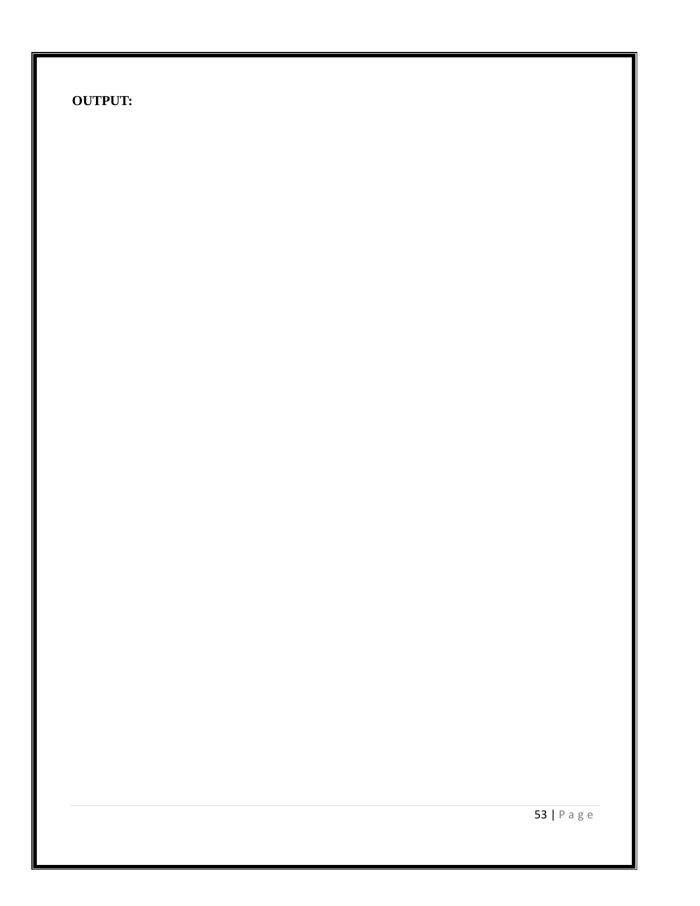**OUTPUT:**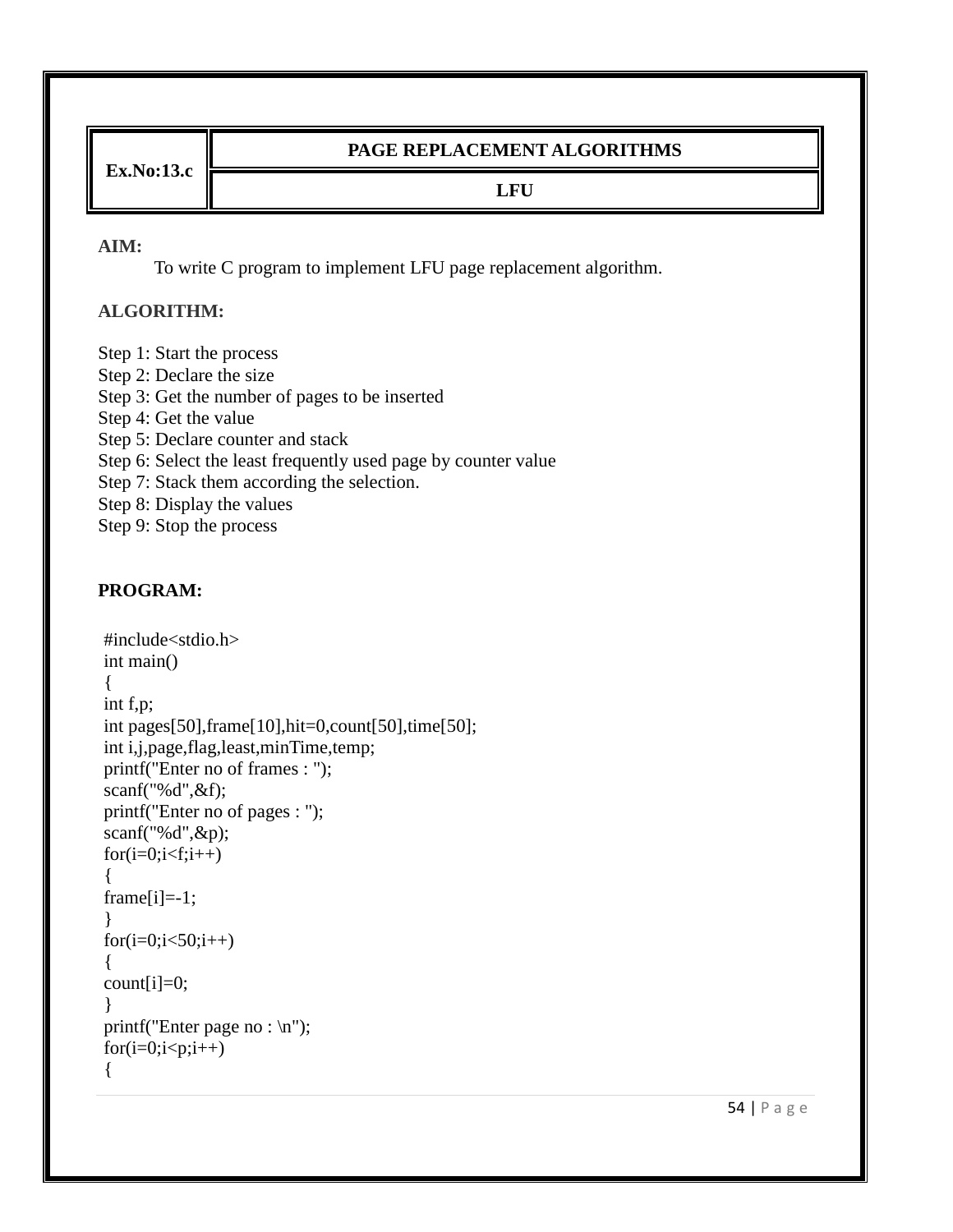| Ex.No:13.c | PAGE REPLACEMENT ALGORITHMS |
|---|---|
| | LFU |

**AIM:**

To write C program to implement LFU page replacement algorithm.

**ALGORITHM:**

Step 1: Start the process
Step 2: Declare the size
Step 3: Get the number of pages to be inserted
Step 4: Get the value
Step 5: Declare counter and stack
Step 6: Select the least frequently used page by counter value
Step 7: Stack them according the selection.
Step 8: Display the values
Step 9: Stop the process

**PROGRAM:**

```
#include<stdio.h>
int main()
{
int f,p;
int pages[50],frame[10],hit=0,count[50],time[50];
int i,j,page,flag,least,minTime,temp;
printf("Enter no of frames : ");
scanf("%d",&f);
printf("Enter no of pages : ");
scanf("%d",&p);
for(i=0;i<f;i++)
{
frame[i]=-1;
}
for(i=0;i<50;i++)
{
count[i]=0;
}
printf("Enter page no : \n");
for(i=0;i<p;i++)
{
```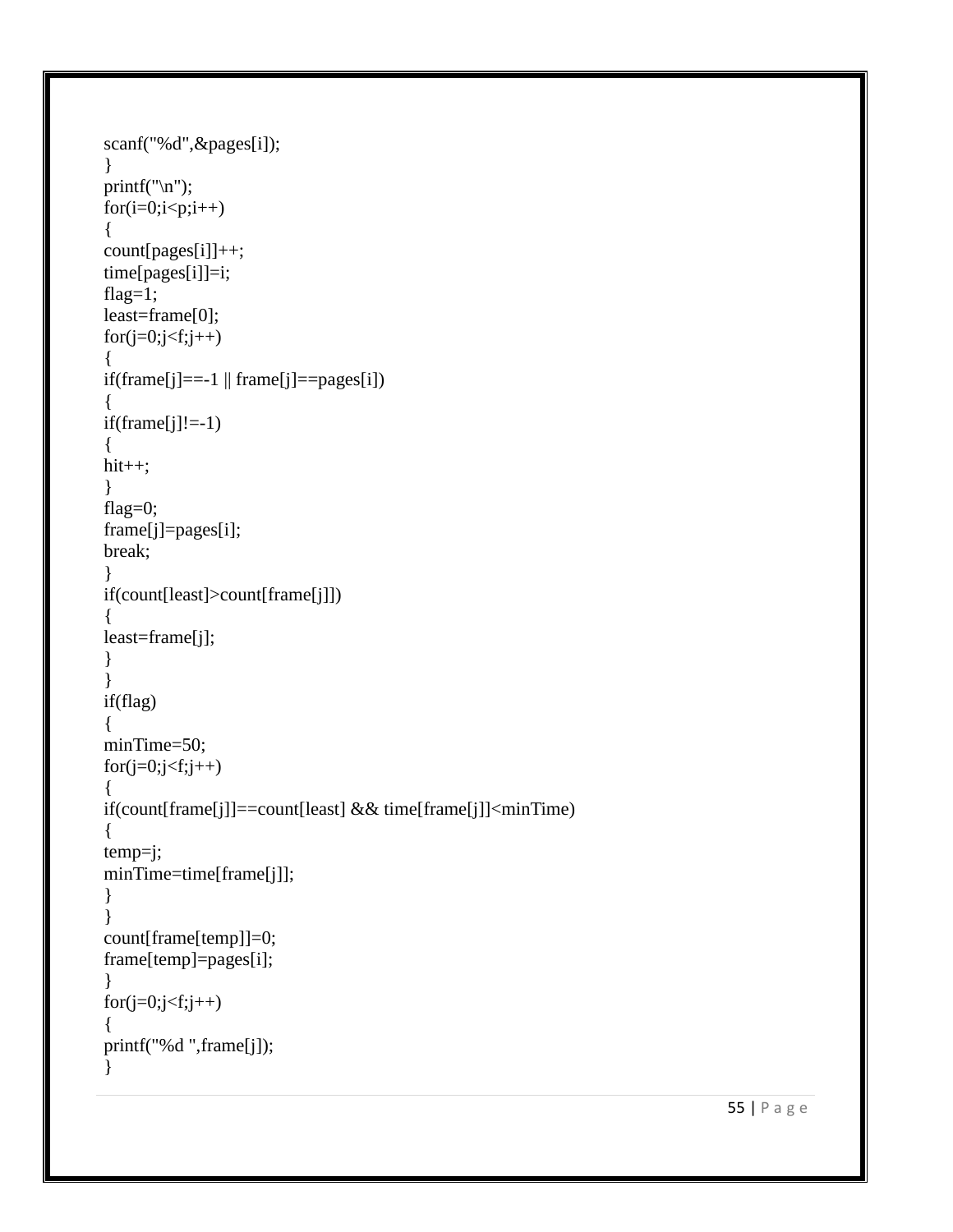```
scanf("%d",&pages[i]);
}
printf("\n");
for(i=0;i<p;i++)
{
count[pages[i]]++;
time[pages[i]]=i;
flag=1;
least=frame[0];
for(j=0;j<f;j++)
{
if(frame[j]==-1 || frame[j]==pages[i])
{
if(frame[j]!=-1)
{
hit++;
}
flag=0;
frame[j]=pages[i];
break;
}
if(count[least]>count[frame[j]])
{
least=frame[j];
}
}
if(flag)
{
minTime=50;
for(j=0;j<f;j++)
{
if(count[frame[j]]==count[least] && time[frame[j]]<minTime)
{
temp=j;
minTime=time[frame[j]];
}
}
count[frame[temp]]=0;
frame[temp]=pages[i];
}
for(j=0;j<f;j++)
{
printf("%d ",frame[j]);
}
```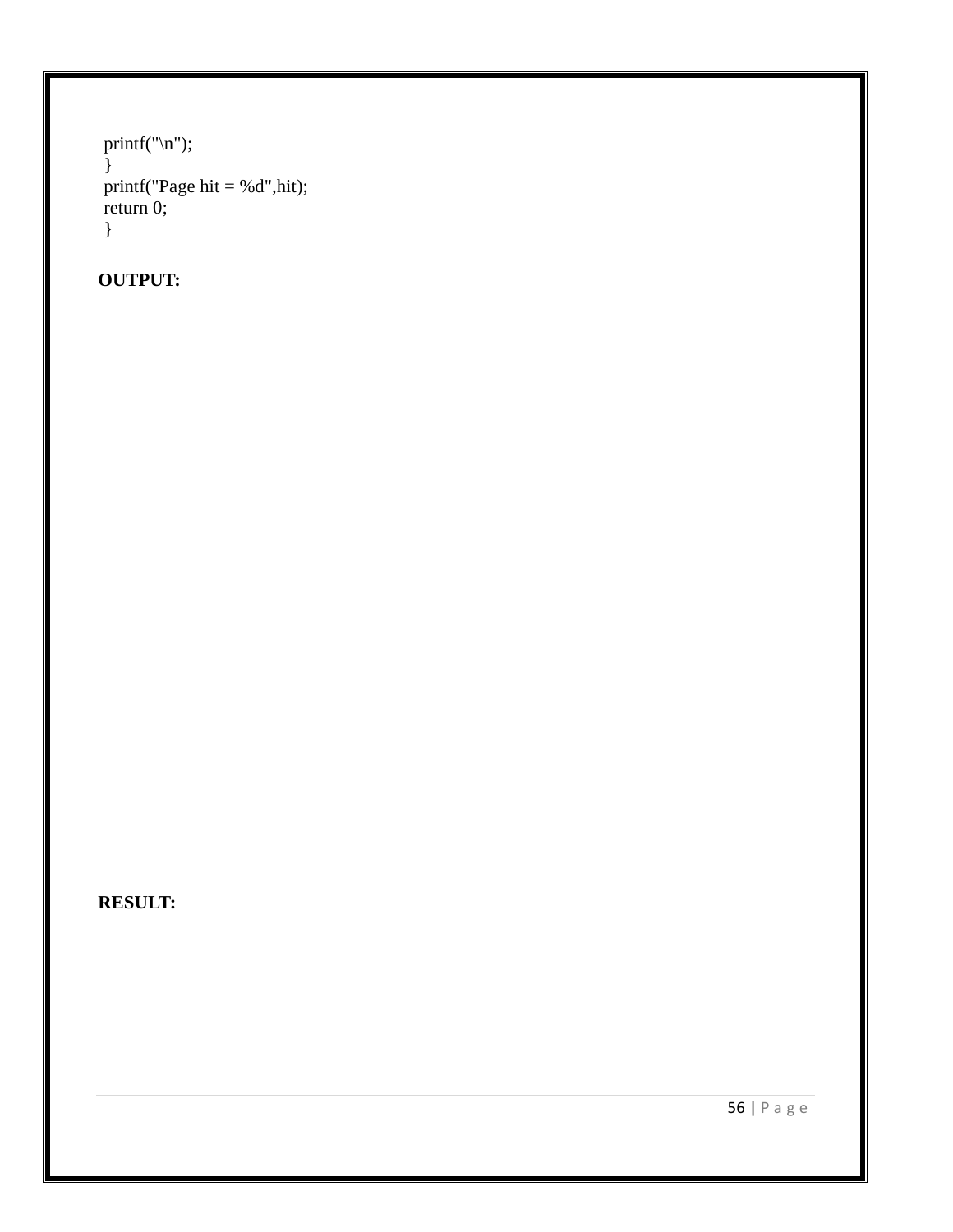```
printf("\n");
}
printf("Page hit = %d",hit);
return 0;
}
```

**OUTPUT:**

**RESULT:**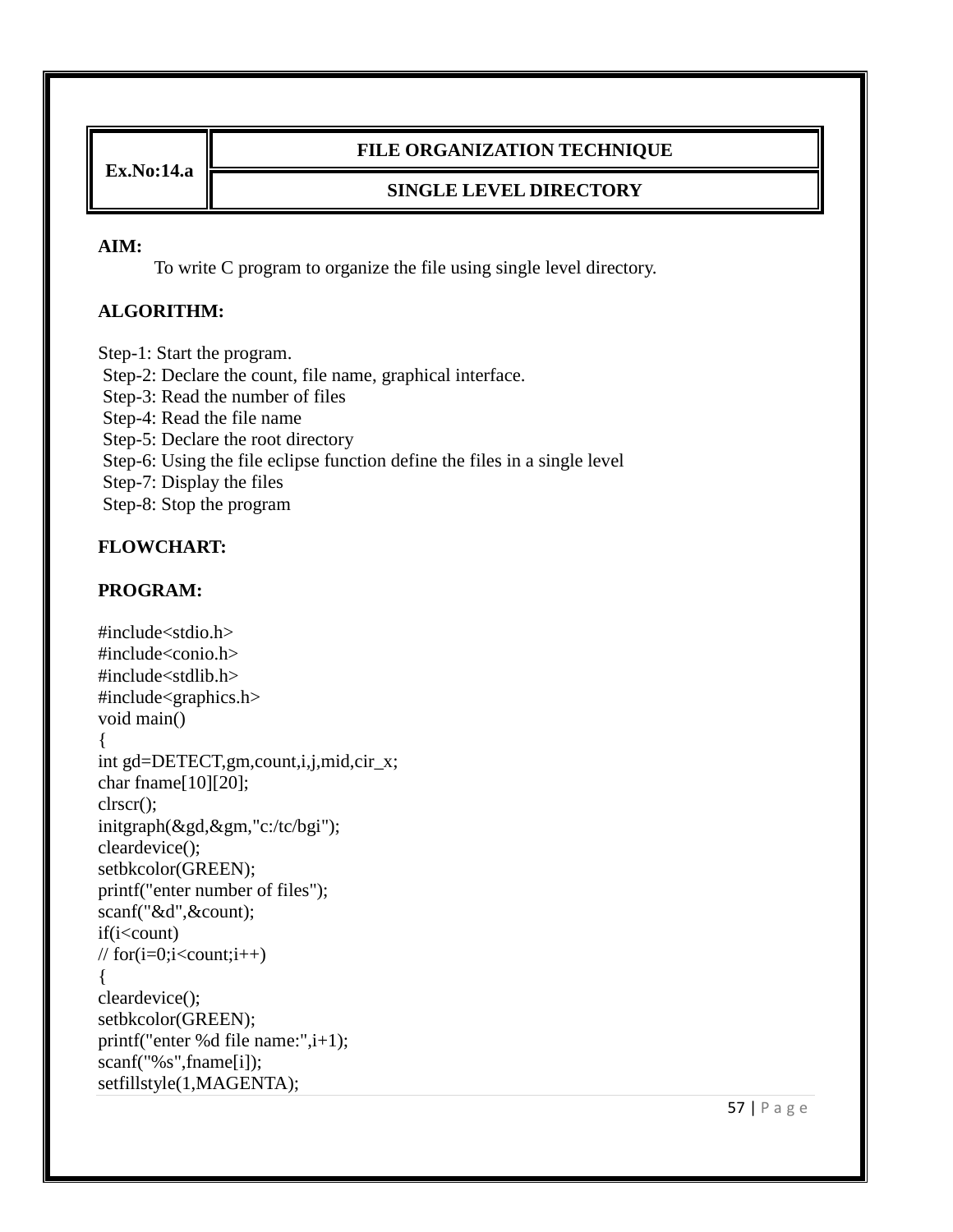| Ex.No:14.a | FILE ORGANIZATION TECHNIQUE |
|---|---|
| | SINGLE LEVEL DIRECTORY |

**AIM:**

To write C program to organize the file using single level directory.

**ALGORITHM:**

Step-1: Start the program.
Step-2: Declare the count, file name, graphical interface.
Step-3: Read the number of files
Step-4: Read the file name
Step-5: Declare the root directory
Step-6: Using the file eclipse function define the files in a single level
Step-7: Display the files
Step-8: Stop the program

**FLOWCHART:**

**PROGRAM:**

```
#include<stdio.h>
#include<conio.h>
#include<stdlib.h>
#include<graphics.h>
void main()
{
int gd=DETECT,gm,count,i,j,mid,cir_x;
char fname[10][20];
clrscr();
initgraph(&gd,&gm,"c:/tc/bgi");
cleardevice();
setbkcolor(GREEN);
printf("enter number of files");
scanf("&d",&count);
if(i<count)
// for(i=0;i<count;i++)
{
cleardevice();
setbkcolor(GREEN);
printf("enter %d file name:",i+1);
scanf("%s",fname[i]);
setfillstyle(1,MAGENTA);
```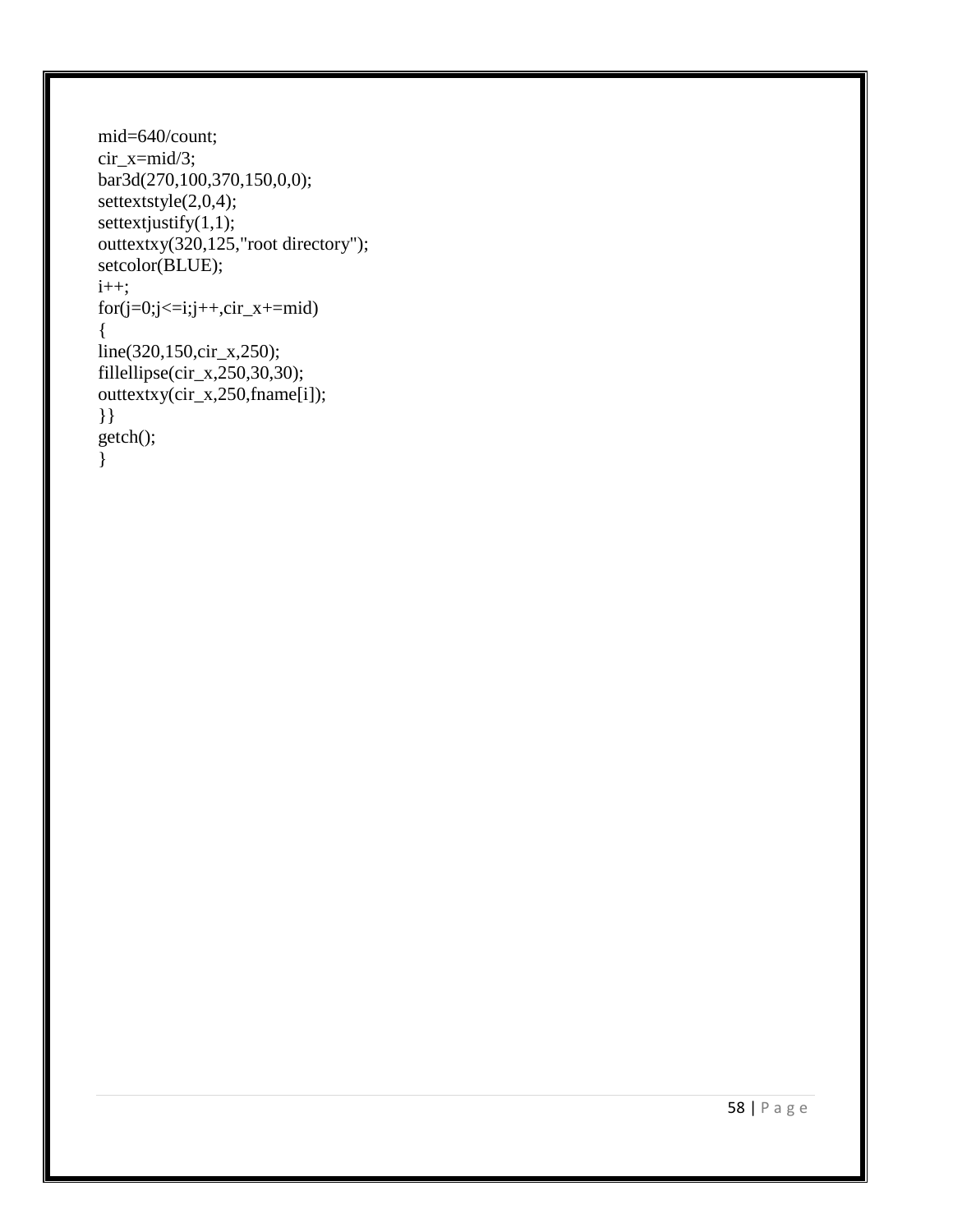```
mid=640/count;
cir_x=mid/3;
bar3d(270,100,370,150,0,0);
settextstyle(2,0,4);
settextjustify(1,1);
outtextxy(320,125,"root directory");
setcolor(BLUE);
i++;
for(j=0;j<=i;j++,cir_x+=mid)
{
line(320,150,cir_x,250);
fillellipse(cir_x,250,30,30);
outtextxy(cir_x,250,fname[i]);
}}
getch();
}
```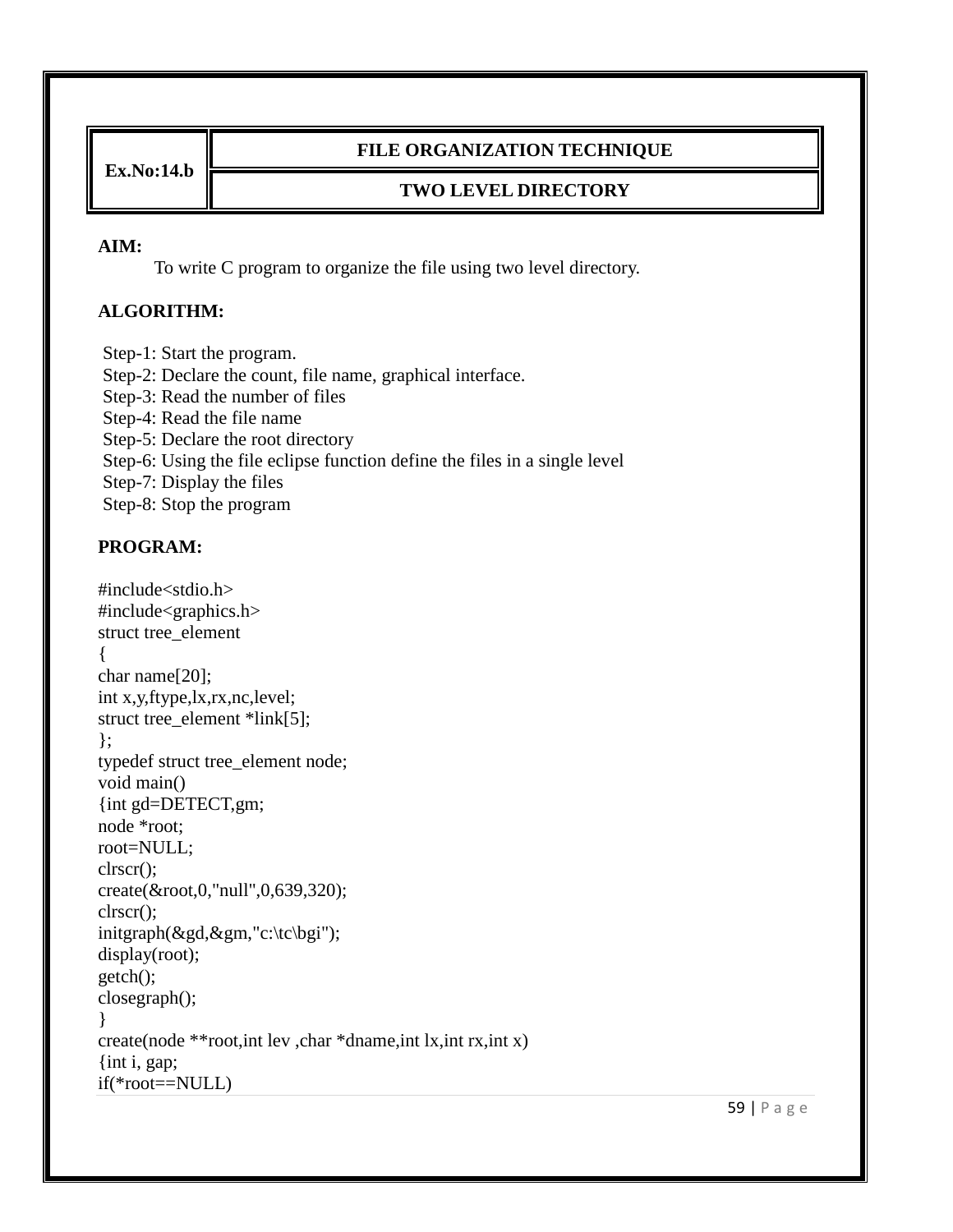| Ex.No:14.b | FILE ORGANIZATION TECHNIQUE |
| --- | --- |
| | TWO LEVEL DIRECTORY |

**AIM:**

To write C program to organize the file using two level directory.

**ALGORITHM:**

Step-1: Start the program.
Step-2: Declare the count, file name, graphical interface.
Step-3: Read the number of files
Step-4: Read the file name
Step-5: Declare the root directory
Step-6: Using the file eclipse function define the files in a single level
Step-7: Display the files
Step-8: Stop the program

**PROGRAM:**

```
#include<stdio.h>
#include<graphics.h>
struct tree_element
{
char name[20];
int x,y,ftype,lx,rx,nc,level;
struct tree_element *link[5];
};
typedef struct tree_element node;
void main()
{int gd=DETECT,gm;
node *root;
root=NULL;
clrscr();
create(&root,0,"null",0,639,320);
clrscr();
initgraph(&gd,&gm,"c:\tc\bgi");
display(root);
getch();
closegraph();
}
create(node **root,int lev ,char *dname,int lx,int rx,int x)
{int i, gap;
if(*root==NULL)
```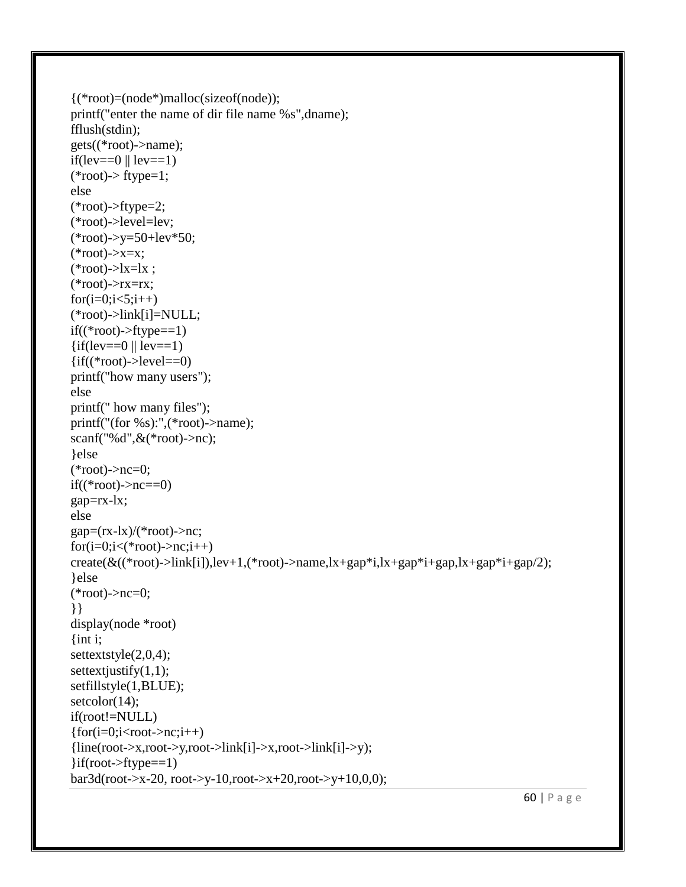```
{(*root)=(node*)malloc(sizeof(node));
printf("enter the name of dir file name %s",dname);
fflush(stdin);
gets((*root)->name);
if(lev==0 || lev==1)
(*root)-> ftype=1;
else
(*root)->ftype=2;
(*root)->level=lev;
(*root)->y=50+lev*50;
(*root)->x=x;
(*root)->lx=lx ;
(*root)->rx=rx;
for(i=0;i<5;i++)
(*root)->link[i]=NULL;
if((*root)->ftype==1)
{if(lev==0 || lev==1)
{if((*root)->level==0)
printf("how many users");
else
printf(" how many files");
printf("(for %s):",(*root)->name);
scanf("%d",&(*root)->nc);
}else
(*root)->nc=0;
if((*root)->nc==0)
gap=rx-lx;
else
gap=(rx-lx)/(*root)->nc;
for(i=0;i<(*root)->nc;i++)
create(&((*root)->link[i]),lev+1,(*root)->name,lx+gap*i,lx+gap*i+gap,lx+gap*i+gap/2);
}else
(*root)->nc=0;
}}
display(node *root)
{int i;
settextstyle(2,0,4);
settextjustify(1,1);
setfillstyle(1,BLUE);
setcolor(14);
if(root!=NULL)
{for(i=0;i<root->nc;i++)
{line(root->x,root->y,root->link[i]->x,root->link[i]->y);
}if(root->ftype==1)
bar3d(root->x-20, root->y-10,root->x+20,root->y+10,0,0);
```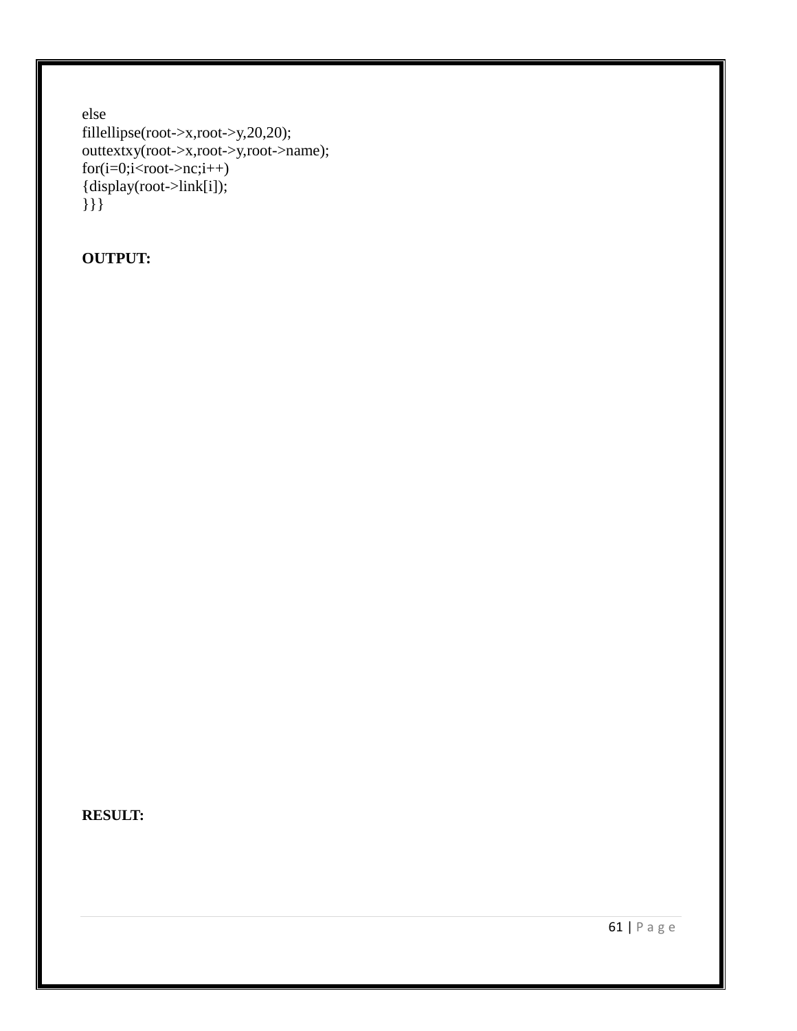```
else
fillellipse(root->x,root->y,20,20);
outtextxy(root->x,root->y,root->name);
for(i=0;i<root->nc;i++)
{display(root->link[i]);
}}}
```

**OUTPUT:**

**RESULT:**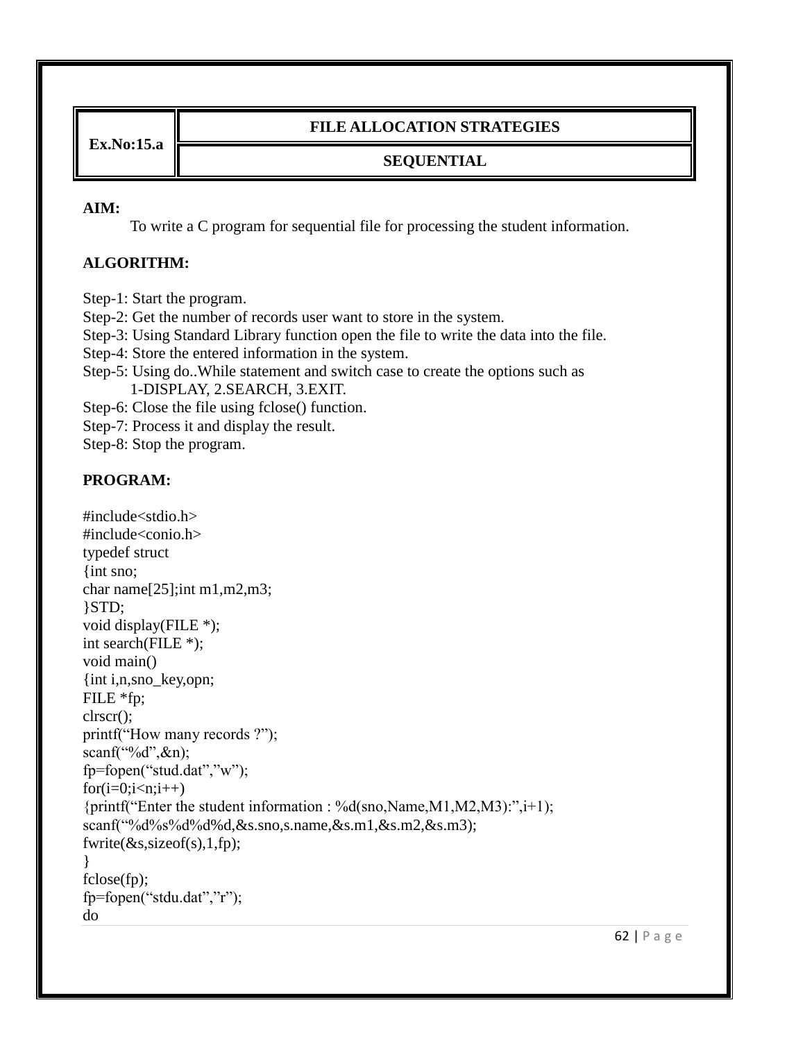| Ex.No:15.a | FILE ALLOCATION STRATEGIES |
| --- | --- |
| | SEQUENTIAL |

**AIM:**

To write a C program for sequential file for processing the student information.

**ALGORITHM:**

Step-1: Start the program.
Step-2: Get the number of records user want to store in the system.
Step-3: Using Standard Library function open the file to write the data into the file.
Step-4: Store the entered information in the system.
Step-5: Using do..While statement and switch case to create the options such as
1-DISPLAY, 2.SEARCH, 3.EXIT.
Step-6: Close the file using fclose() function.
Step-7: Process it and display the result.
Step-8: Stop the program.

**PROGRAM:**

```
#include<stdio.h>
#include<conio.h>
typedef struct
{int sno;
char name[25];int m1,m2,m3;
}STD;
void display(FILE *);
int search(FILE *);
void main()
{int i,n,sno_key,opn;
FILE *fp;
clrscr();
printf("How many records ?");
scanf("%d",&n);
fp=fopen("stud.dat","w");
for(i=0;i<n;i++)
{printf("Enter the student information : %d(sno,Name,M1,M2,M3):",i+1);
scanf("%d%s%d%d%d,&s.sno,s.name,&s.m1,&s.m2,&s.m3);
fwrite(&s,sizeof(s),1,fp);
}
fclose(fp);
fp=fopen("stdu.dat","r");
do
```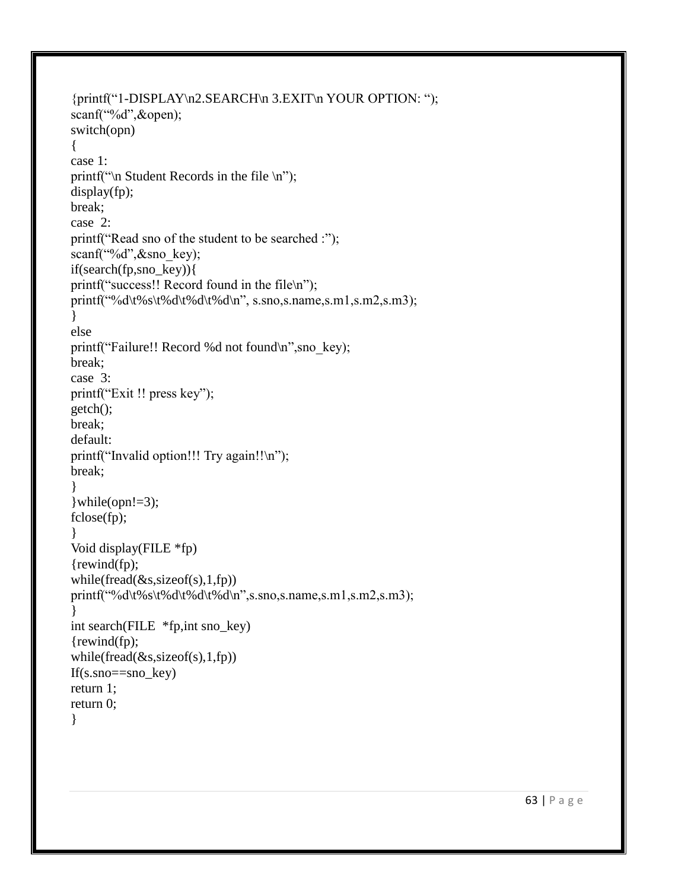```
{printf("1-DISPLAY\n2.SEARCH\n 3.EXIT\n YOUR OPTION: ");
scanf("%d",&open);
switch(opn)
{
case 1:
printf("\n Student Records in the file \n");
display(fp);
break;
case  2:
printf("Read sno of the student to be searched :");
scanf("%d",&sno_key);
if(search(fp,sno_key)){
printf("success!! Record found in the file\n");
printf("%d\t%s\t%d\t%d\t%d\n", s.sno,s.name,s.m1,s.m2,s.m3);
}
else
printf("Failure!! Record %d not found\n",sno_key);
break;
case  3:
printf("Exit !! press key");
getch();
break;
default:
printf("Invalid option!!! Try again!!\n");
break;
}
}while(opn!=3);
fclose(fp);
}
Void display(FILE *fp)
{rewind(fp);
while(fread(&s,sizeof(s),1,fp))
printf("%d\t%s\t%d\t%d\t%d\n",s.sno,s.name,s.m1,s.m2,s.m3);
}
int search(FILE  *fp,int sno_key)
{rewind(fp);
while(fread(&s,sizeof(s),1,fp))
If(s.sno==sno_key)
return 1;
return 0;
}
```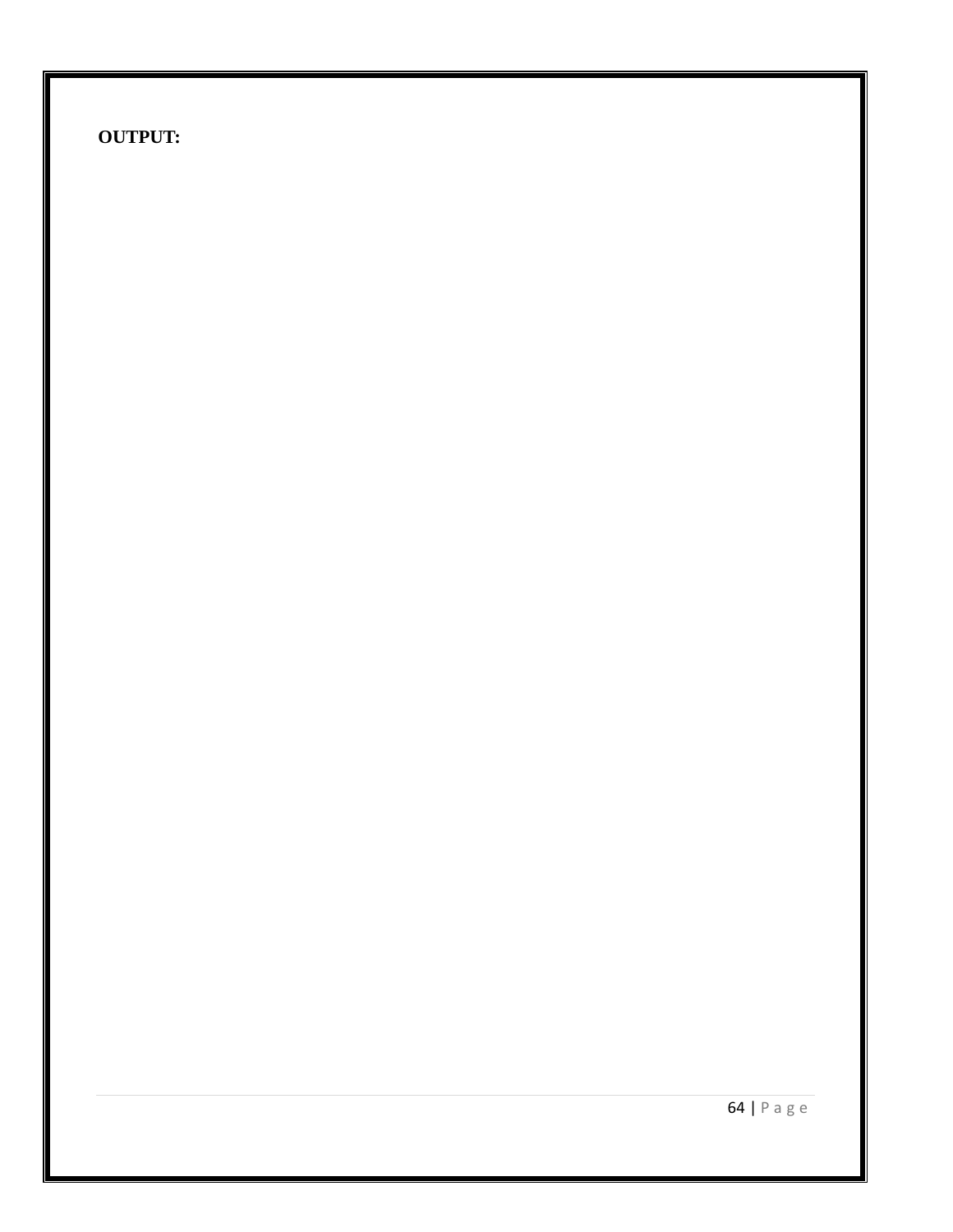**OUTPUT:**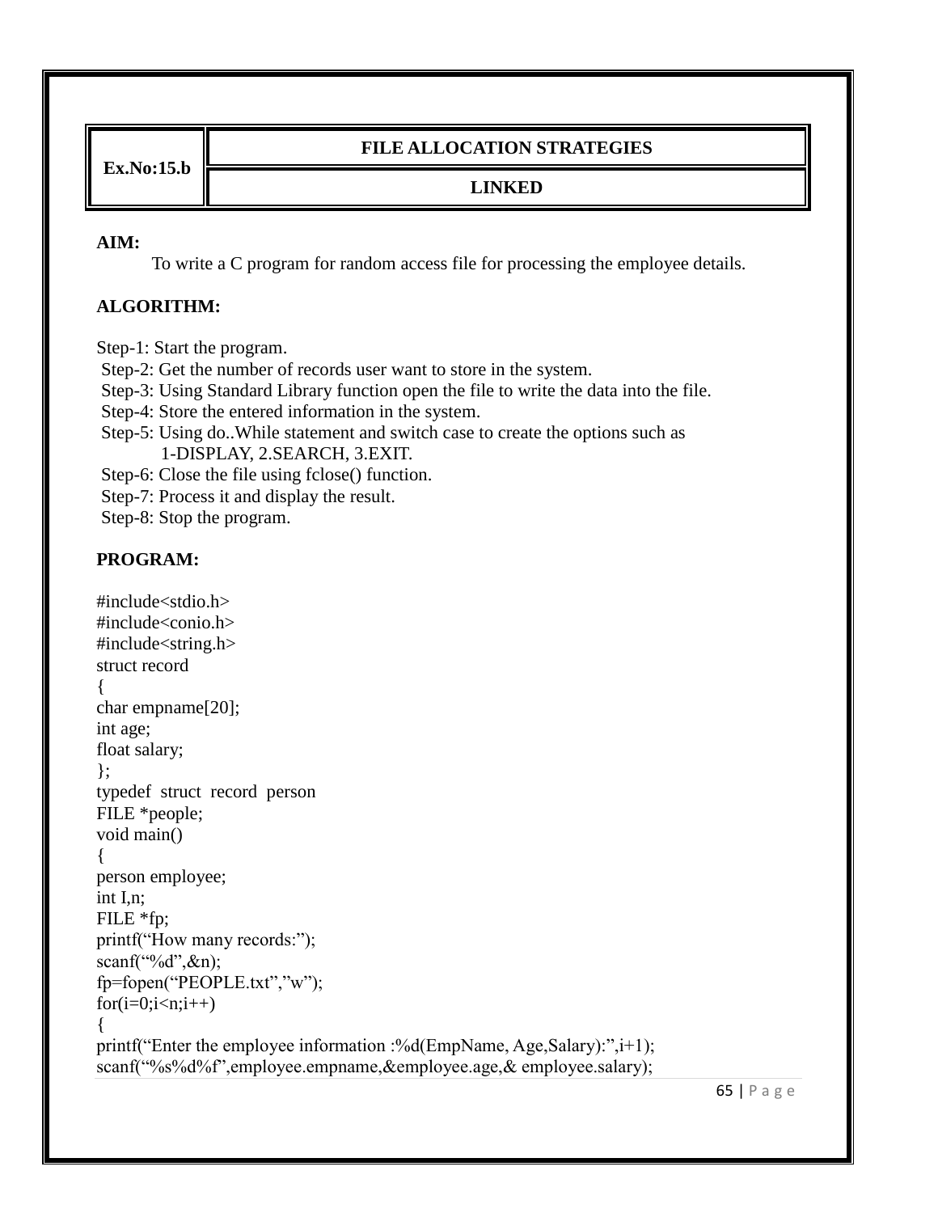| Ex.No:15.b | FILE ALLOCATION STRATEGIES |
|---|---|
| | LINKED |

**AIM:**

To write a C program for random access file for processing the employee details.

**ALGORITHM:**

Step-1: Start the program.
Step-2: Get the number of records user want to store in the system.
Step-3: Using Standard Library function open the file to write the data into the file.
Step-4: Store the entered information in the system.
Step-5: Using do..While statement and switch case to create the options such as
1-DISPLAY, 2.SEARCH, 3.EXIT.
Step-6: Close the file using fclose() function.
Step-7: Process it and display the result.
Step-8: Stop the program.

**PROGRAM:**

```
#include<stdio.h>
#include<conio.h>
#include<string.h>
struct record
{
char empname[20];
int age;
float salary;
};
typedef  struct  record  person
FILE *people;
void main()
{
person employee;
int I,n;
FILE *fp;
printf(“How many records:”);
scanf(“%d”,&n);
fp=fopen(“PEOPLE.txt”,”w”);
for(i=0;i<n;i++)
{
printf(“Enter the employee information :%d(EmpName, Age,Salary):”,i+1);
scanf(“%s%d%f”,employee.empname,&employee.age,& employee.salary);
```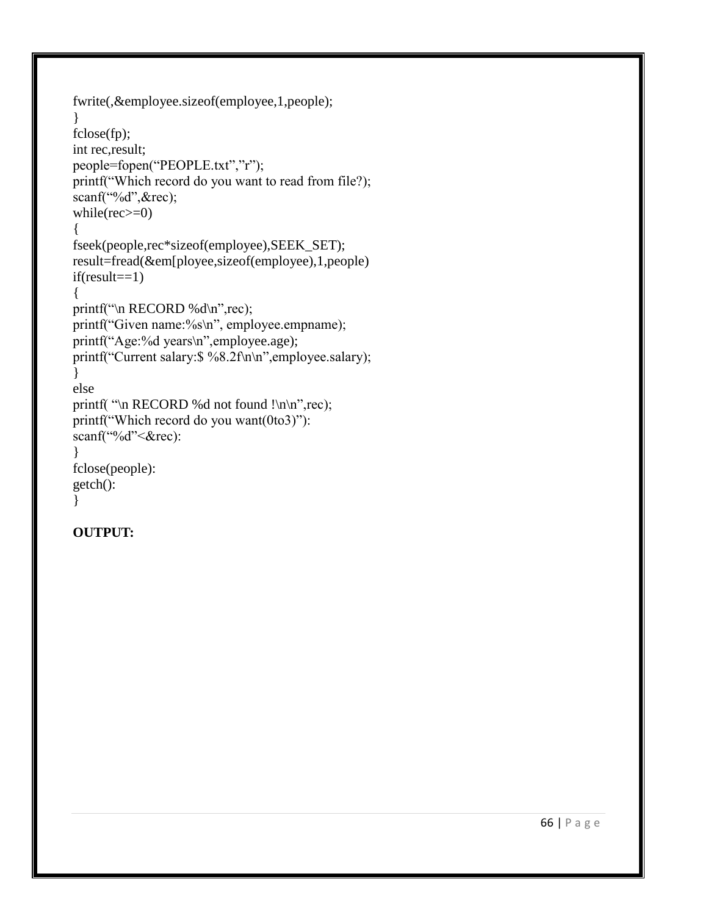```
fwrite(,&employee.sizeof(employee,1,people);
}
fclose(fp);
int rec,result;
people=fopen("PEOPLE.txt","r");
printf("Which record do you want to read from file?);
scanf("%d",&rec);
while(rec>=0)
{
fseek(people,rec*sizeof(employee),SEEK_SET);
result=fread(&em[ployee,sizeof(employee),1,people)
if(result==1)
{
printf("\n RECORD %d\n",rec);
printf("Given name:%s\n", employee.empname);
printf("Age:%d years\n",employee.age);
printf("Current salary:$ %8.2f\n\n",employee.salary);
}
else
printf( "\n RECORD %d not found !\n\n",rec);
printf("Which record do you want(0to3)"):
scanf("%d"<&rec):
}
fclose(people):
getch():
}
```

**OUTPUT:**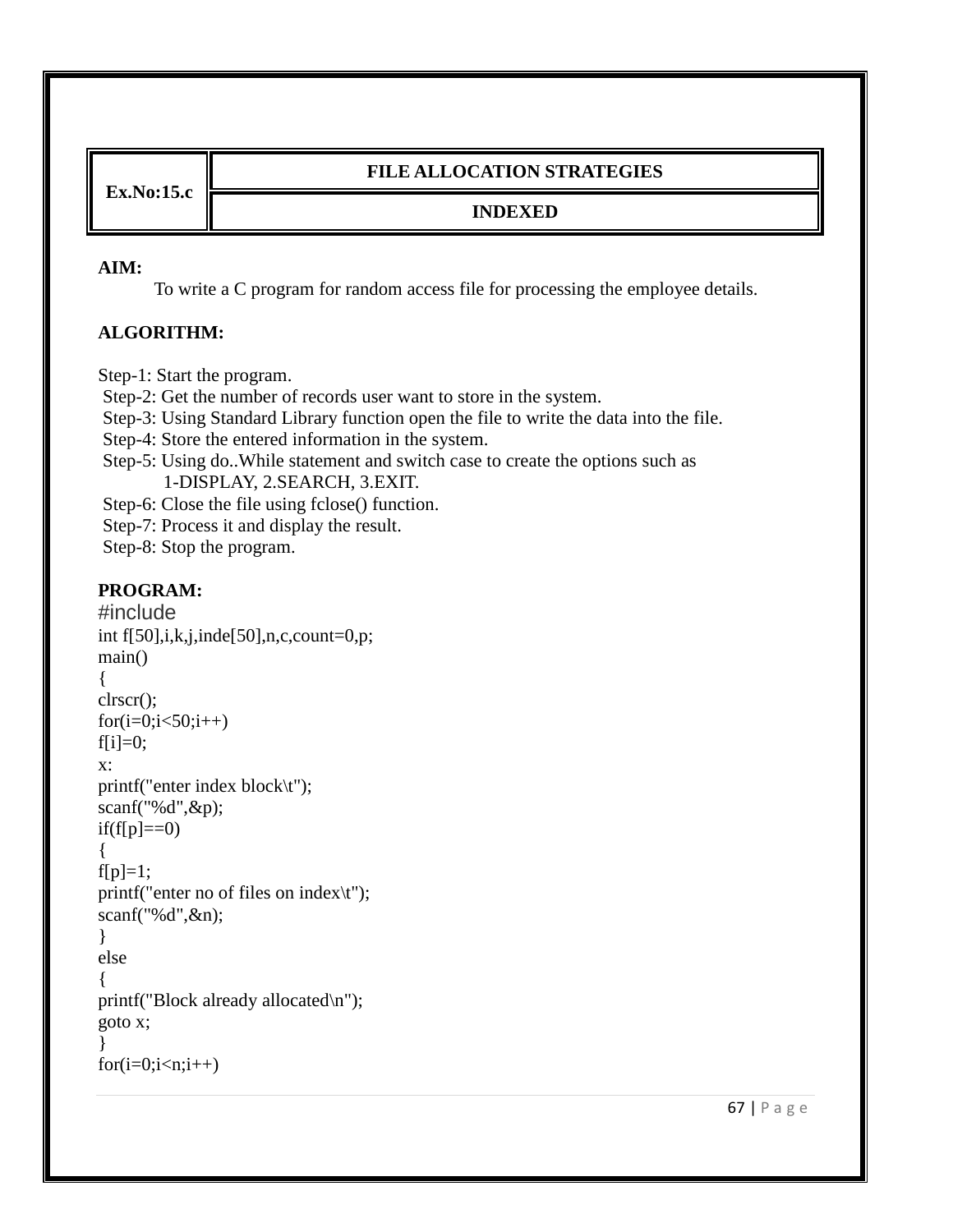| Ex.No:15.c | FILE ALLOCATION STRATEGIES |
| --- | --- |
| | INDEXED |

**AIM:**

To write a C program for random access file for processing the employee details.

**ALGORITHM:**

Step-1: Start the program.
Step-2: Get the number of records user want to store in the system.
Step-3: Using Standard Library function open the file to write the data into the file.
Step-4: Store the entered information in the system.
Step-5: Using do..While statement and switch case to create the options such as
1-DISPLAY, 2.SEARCH, 3.EXIT.
Step-6: Close the file using fclose() function.
Step-7: Process it and display the result.
Step-8: Stop the program.

**PROGRAM:**

```
#include
int f[50],i,k,j,inde[50],n,c,count=0,p;
main()
{
clrscr();
for(i=0;i<50;i++)
f[i]=0;
x:
printf("enter index block\t");
scanf("%d",&p);
if(f[p]==0)
{
f[p]=1;
printf("enter no of files on index\t");
scanf("%d",&n);
}
else
{
printf("Block already allocated\n");
goto x;
}
for(i=0;i<n;i++)
```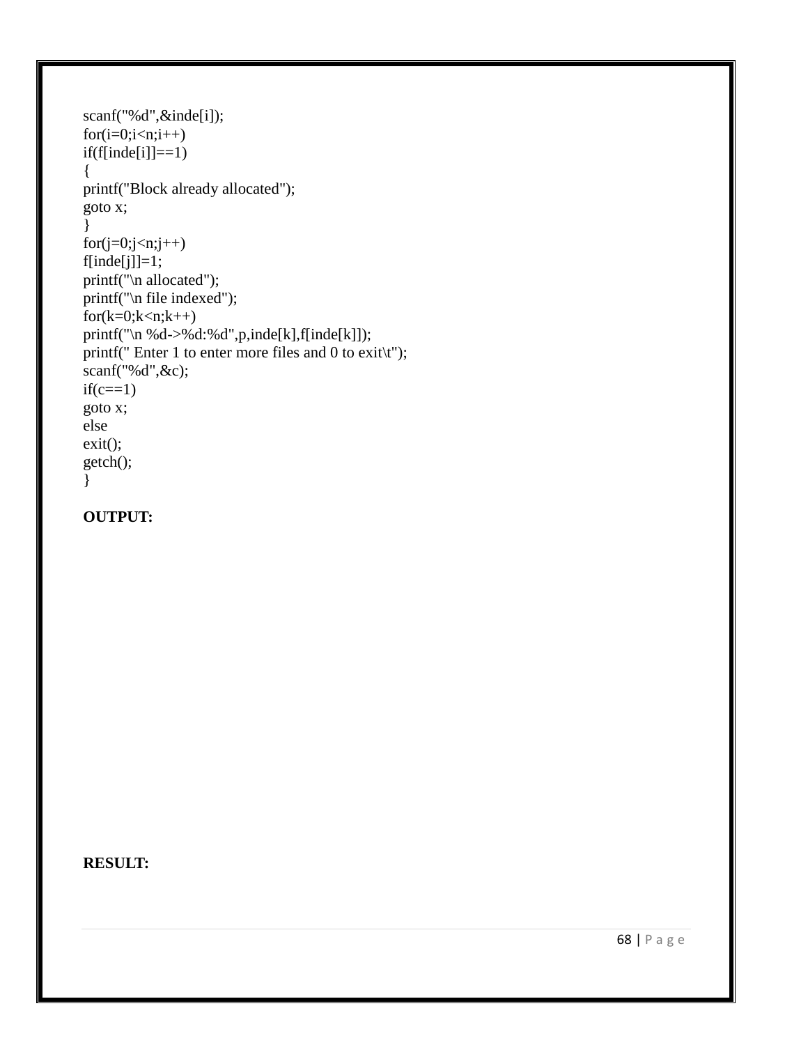```
scanf("%d",&inde[i]);
for(i=0;i<n;i++)
if(f[inde[i]]==1)
{
printf("Block already allocated");
goto x;
}
for(j=0;j<n;j++)
f[inde[j]]=1;
printf("\n allocated");
printf("\n file indexed");
for(k=0;k<n;k++)
printf("\n %d->%d:%d",p,inde[k],f[inde[k]]);
printf(" Enter 1 to enter more files and 0 to exit\t");
scanf("%d",&c);
if(c==1)
goto x;
else
exit();
getch();
}
```

**OUTPUT:**

**RESULT:**